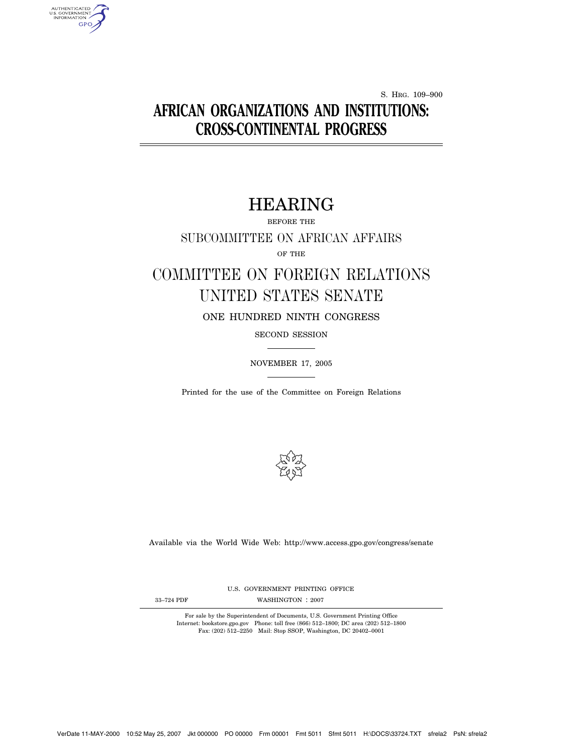S. HRG. 109–900

# AFRICAN ORGANIZATIONS AND INSTITUTIONS: CROSS-CONTINENTAL PROGRESS

## HEARING

BEFORE THE

SUBCOMMITTEE ON AFRICAN AFFAIRS

OF THE

COMMITTEE ON FOREIGN RELATIONS UNITED STATES SENATE

ONE HUNDRED NINTH CONGRESS

SECOND SESSION

NOVEMBER 17, 2005

Printed for the use of the Committee on Foreign Relations

Available via the World Wide Web: http://www.access.gpo.gov/congress/senate

U.S. GOVERNMENT PRINTING OFFICE

33–724 PDF WASHINGTON : 2007

For sale by the Superintendent of Documents, U.S. Government Printing Office
Internet: bookstore.gpo.gov Phone: toll free (866) 512–1800; DC area (202) 512–1800
Fax: (202) 512–2250 Mail: Stop SSOP, Washington, DC 20402–0001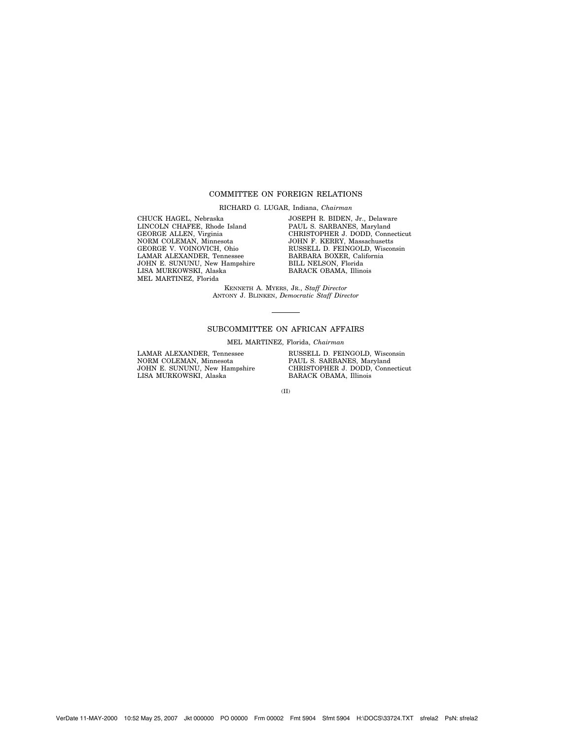## COMMITTEE ON FOREIGN RELATIONS

RICHARD G. LUGAR, Indiana, *Chairman*

CHUCK HAGEL, Nebraska
LINCOLN CHAFEE, Rhode Island
GEORGE ALLEN, Virginia
NORM COLEMAN, Minnesota
GEORGE V. VOINOVICH, Ohio
LAMAR ALEXANDER, Tennessee
JOHN E. SUNUNU, New Hampshire
LISA MURKOWSKI, Alaska
MEL MARTINEZ, Florida

JOSEPH R. BIDEN, Jr., Delaware
PAUL S. SARBANES, Maryland
CHRISTOPHER J. DODD, Connecticut
JOHN F. KERRY, Massachusetts
RUSSELL D. FEINGOLD, Wisconsin
BARBARA BOXER, California
BILL NELSON, Florida
BARACK OBAMA, Illinois

KENNETH A. MYERS, JR., *Staff Director*
ANTONY J. BLINKEN, *Democratic Staff Director*

---

## SUBCOMMITTEE ON AFRICAN AFFAIRS

MEL MARTINEZ, Florida, *Chairman*

LAMAR ALEXANDER, Tennessee
NORM COLEMAN, Minnesota
JOHN E. SUNUNU, New Hampshire
LISA MURKOWSKI, Alaska

RUSSELL D. FEINGOLD, Wisconsin
PAUL S. SARBANES, Maryland
CHRISTOPHER J. DODD, Connecticut
BARACK OBAMA, Illinois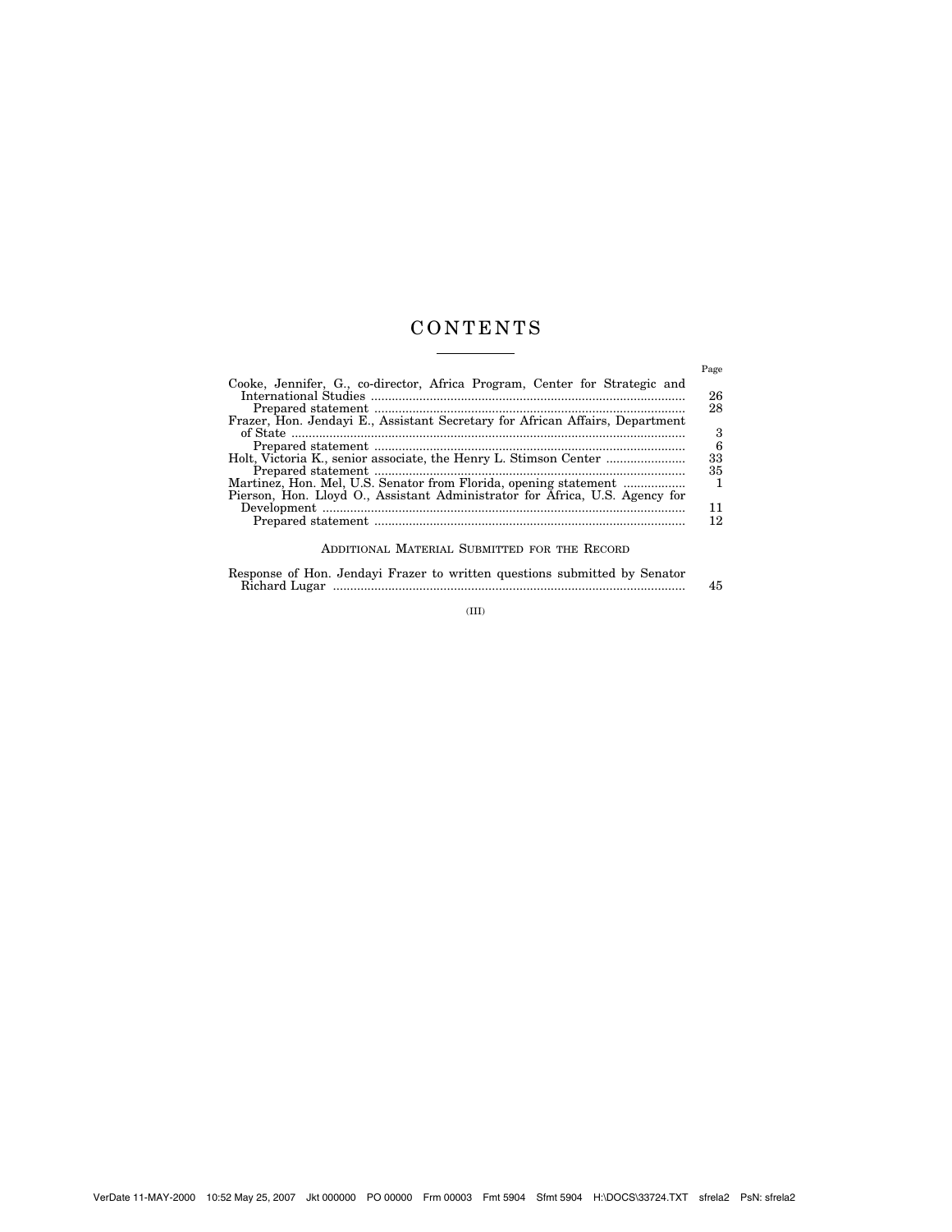# CONTENTS

| | Page |
|---|---|
| Cooke, Jennifer, G., co-director, Africa Program, Center for Strategic and International Studies | 26 |
| Prepared statement | 28 |
| Frazer, Hon. Jendayi E., Assistant Secretary for African Affairs, Department of State | 3 |
| Prepared statement | 6 |
| Holt, Victoria K., senior associate, the Henry L. Stimson Center | 33 |
| Prepared statement | 35 |
| Martinez, Hon. Mel, U.S. Senator from Florida, opening statement | 1 |
| Pierson, Hon. Lloyd O., Assistant Administrator for Africa, U.S. Agency for Development | 11 |
| Prepared statement | 12 |

## ADDITIONAL MATERIAL SUBMITTED FOR THE RECORD

| | |
|---|---|
| Response of Hon. Jendayi Frazer to written questions submitted by Senator Richard Lugar | 45 |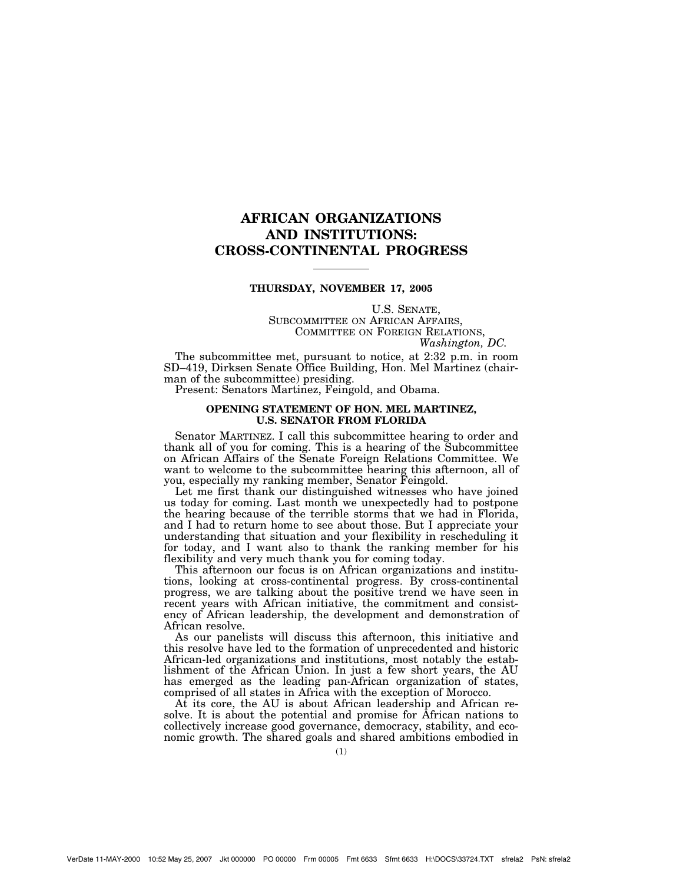# AFRICAN ORGANIZATIONS AND INSTITUTIONS: CROSS-CONTINENTAL PROGRESS

**THURSDAY, NOVEMBER 17, 2005**

U.S. SENATE,
SUBCOMMITTEE ON AFRICAN AFFAIRS,
COMMITTEE ON FOREIGN RELATIONS,
*Washington, DC.*

The subcommittee met, pursuant to notice, at 2:32 p.m. in room SD–419, Dirksen Senate Office Building, Hon. Mel Martinez (chairman of the subcommittee) presiding.

Present: Senators Martinez, Feingold, and Obama.

## OPENING STATEMENT OF HON. MEL MARTINEZ, U.S. SENATOR FROM FLORIDA

Senator MARTINEZ. I call this subcommittee hearing to order and thank all of you for coming. This is a hearing of the Subcommittee on African Affairs of the Senate Foreign Relations Committee. We want to welcome to the subcommittee hearing this afternoon, all of you, especially my ranking member, Senator Feingold.

Let me first thank our distinguished witnesses who have joined us today for coming. Last month we unexpectedly had to postpone the hearing because of the terrible storms that we had in Florida, and I had to return home to see about those. But I appreciate your understanding that situation and your flexibility in rescheduling it for today, and I want also to thank the ranking member for his flexibility and very much thank you for coming today.

This afternoon our focus is on African organizations and institutions, looking at cross-continental progress. By cross-continental progress, we are talking about the positive trend we have seen in recent years with African initiative, the commitment and consistency of African leadership, the development and demonstration of African resolve.

As our panelists will discuss this afternoon, this initiative and this resolve have led to the formation of unprecedented and historic African-led organizations and institutions, most notably the establishment of the African Union. In just a few short years, the AU has emerged as the leading pan-African organization of states, comprised of all states in Africa with the exception of Morocco.

At its core, the AU is about African leadership and African resolve. It is about the potential and promise for African nations to collectively increase good governance, democracy, stability, and economic growth. The shared goals and shared ambitions embodied in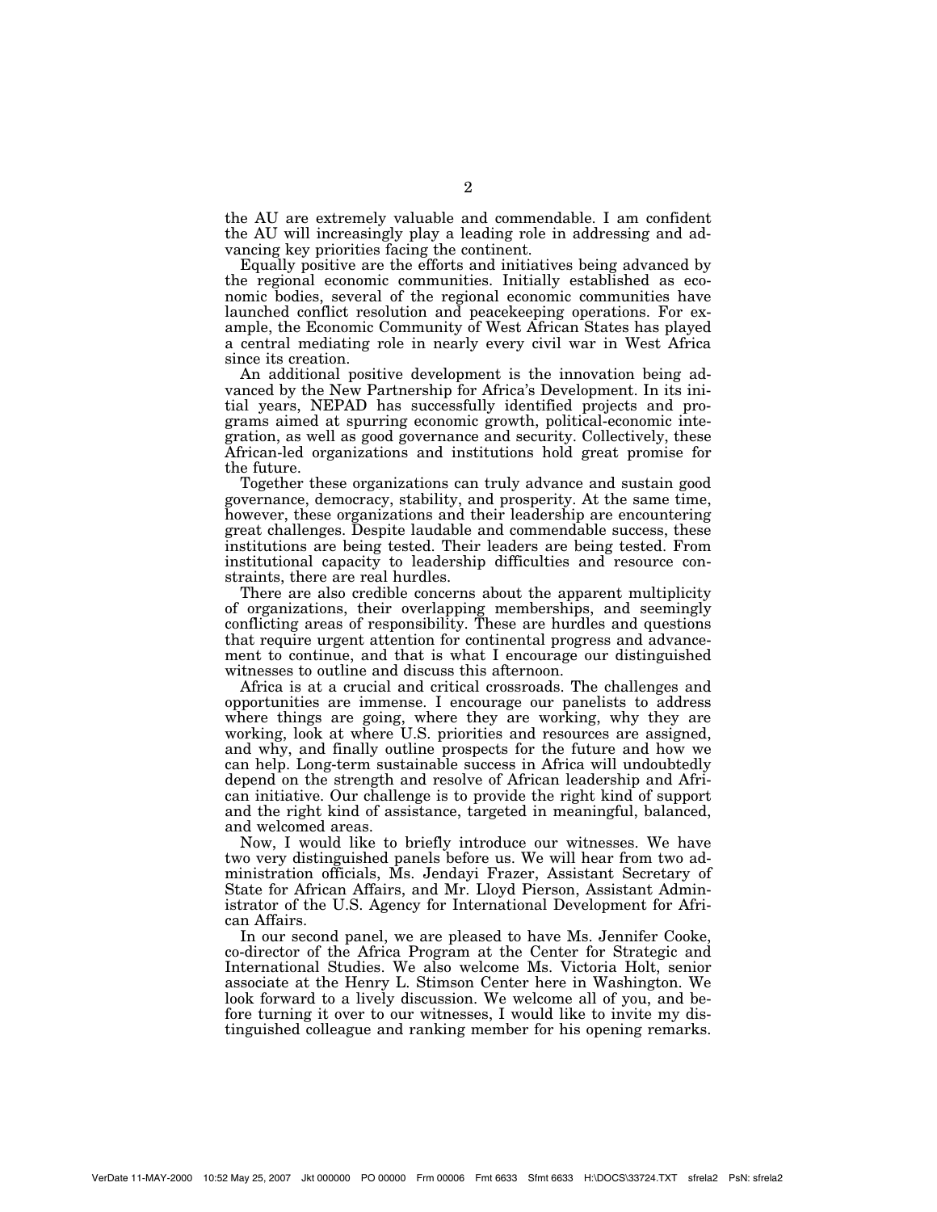the AU are extremely valuable and commendable. I am confident the AU will increasingly play a leading role in addressing and advancing key priorities facing the continent.

Equally positive are the efforts and initiatives being advanced by the regional economic communities. Initially established as economic bodies, several of the regional economic communities have launched conflict resolution and peacekeeping operations. For example, the Economic Community of West African States has played a central mediating role in nearly every civil war in West Africa since its creation.

An additional positive development is the innovation being advanced by the New Partnership for Africa's Development. In its initial years, NEPAD has successfully identified projects and programs aimed at spurring economic growth, political-economic integration, as well as good governance and security. Collectively, these African-led organizations and institutions hold great promise for the future.

Together these organizations can truly advance and sustain good governance, democracy, stability, and prosperity. At the same time, however, these organizations and their leadership are encountering great challenges. Despite laudable and commendable success, these institutions are being tested. Their leaders are being tested. From institutional capacity to leadership difficulties and resource constraints, there are real hurdles.

There are also credible concerns about the apparent multiplicity of organizations, their overlapping memberships, and seemingly conflicting areas of responsibility. These are hurdles and questions that require urgent attention for continental progress and advancement to continue, and that is what I encourage our distinguished witnesses to outline and discuss this afternoon.

Africa is at a crucial and critical crossroads. The challenges and opportunities are immense. I encourage our panelists to address where things are going, where they are working, why they are working, look at where U.S. priorities and resources are assigned, and why, and finally outline prospects for the future and how we can help. Long-term sustainable success in Africa will undoubtedly depend on the strength and resolve of African leadership and African initiative. Our challenge is to provide the right kind of support and the right kind of assistance, targeted in meaningful, balanced, and welcomed areas.

Now, I would like to briefly introduce our witnesses. We have two very distinguished panels before us. We will hear from two administration officials, Ms. Jendayi Frazer, Assistant Secretary of State for African Affairs, and Mr. Lloyd Pierson, Assistant Administrator of the U.S. Agency for International Development for African Affairs.

In our second panel, we are pleased to have Ms. Jennifer Cooke, co-director of the Africa Program at the Center for Strategic and International Studies. We also welcome Ms. Victoria Holt, senior associate at the Henry L. Stimson Center here in Washington. We look forward to a lively discussion. We welcome all of you, and before turning it over to our witnesses, I would like to invite my distinguished colleague and ranking member for his opening remarks.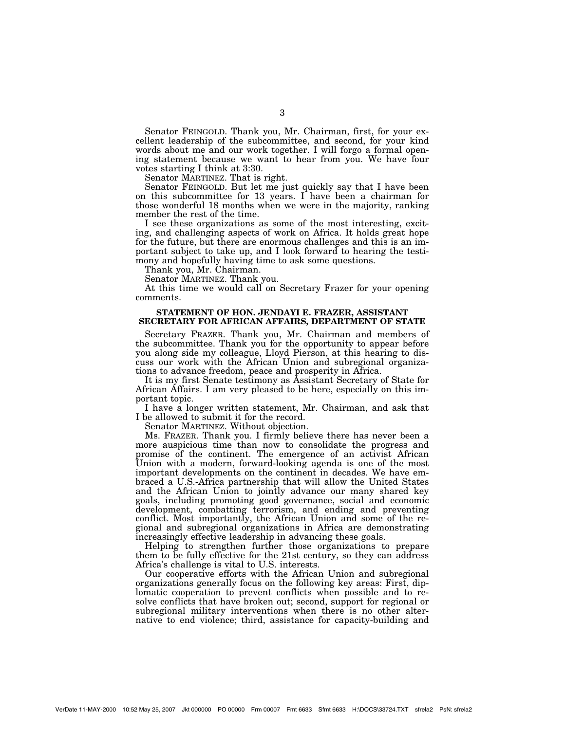Senator FEINGOLD. Thank you, Mr. Chairman, first, for your excellent leadership of the subcommittee, and second, for your kind words about me and our work together. I will forgo a formal opening statement because we want to hear from you. We have four votes starting I think at 3:30.

Senator MARTINEZ. That is right.

Senator FEINGOLD. But let me just quickly say that I have been on this subcommittee for 13 years. I have been a chairman for those wonderful 18 months when we were in the majority, ranking member the rest of the time.

I see these organizations as some of the most interesting, exciting, and challenging aspects of work on Africa. It holds great hope for the future, but there are enormous challenges and this is an important subject to take up, and I look forward to hearing the testimony and hopefully having time to ask some questions.

Thank you, Mr. Chairman.

Senator MARTINEZ. Thank you.

At this time we would call on Secretary Frazer for your opening comments.

## STATEMENT OF HON. JENDAYI E. FRAZER, ASSISTANT SECRETARY FOR AFRICAN AFFAIRS, DEPARTMENT OF STATE

Secretary FRAZER. Thank you, Mr. Chairman and members of the subcommittee. Thank you for the opportunity to appear before you along side my colleague, Lloyd Pierson, at this hearing to discuss our work with the African Union and subregional organizations to advance freedom, peace and prosperity in Africa.

It is my first Senate testimony as Assistant Secretary of State for African Affairs. I am very pleased to be here, especially on this important topic.

I have a longer written statement, Mr. Chairman, and ask that I be allowed to submit it for the record.

Senator MARTINEZ. Without objection.

Ms. FRAZER. Thank you. I firmly believe there has never been a more auspicious time than now to consolidate the progress and promise of the continent. The emergence of an activist African Union with a modern, forward-looking agenda is one of the most important developments on the continent in decades. We have embraced a U.S.-Africa partnership that will allow the United States and the African Union to jointly advance our many shared key goals, including promoting good governance, social and economic development, combatting terrorism, and ending and preventing conflict. Most importantly, the African Union and some of the regional and subregional organizations in Africa are demonstrating increasingly effective leadership in advancing these goals.

Helping to strengthen further those organizations to prepare them to be fully effective for the 21st century, so they can address Africa's challenge is vital to U.S. interests.

Our cooperative efforts with the African Union and subregional organizations generally focus on the following key areas: First, diplomatic cooperation to prevent conflicts when possible and to resolve conflicts that have broken out; second, support for regional or subregional military interventions when there is no other alternative to end violence; third, assistance for capacity-building and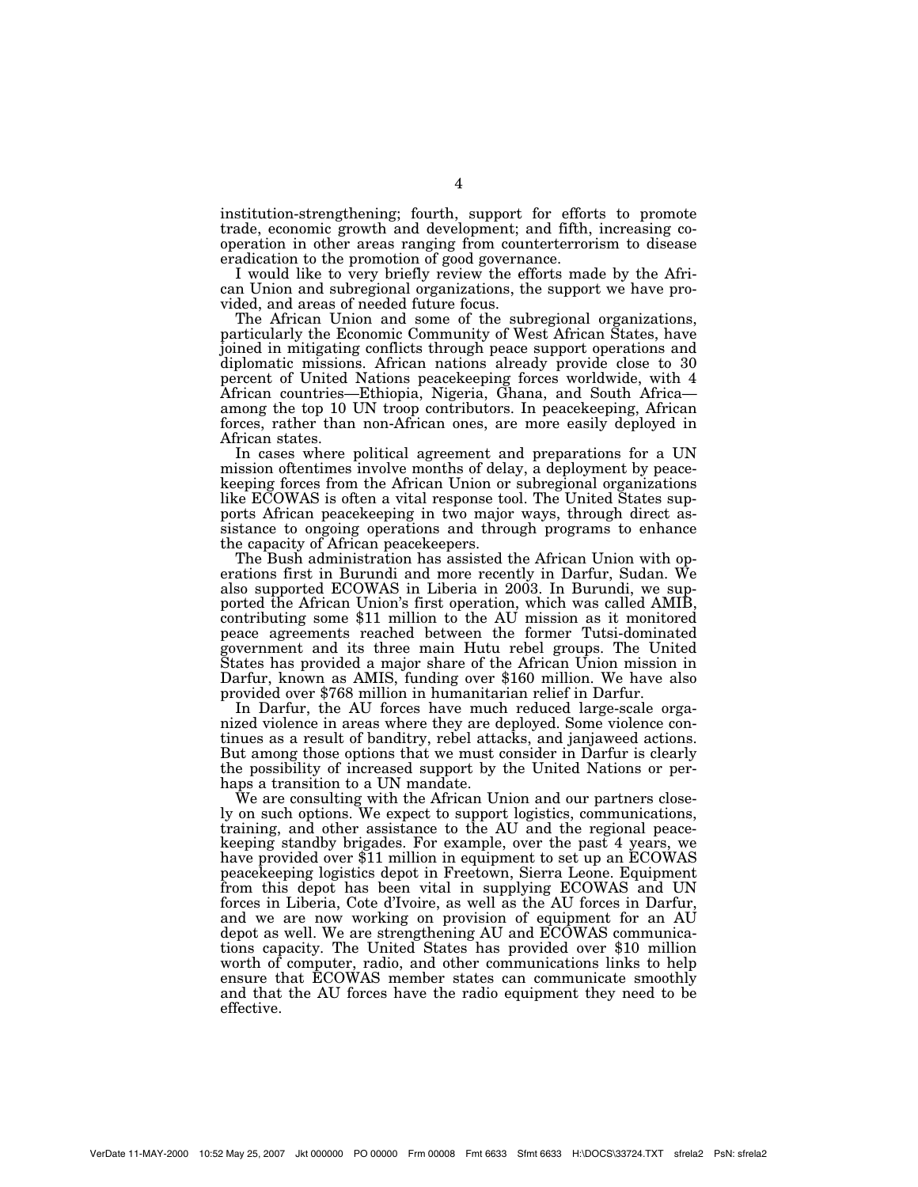institution-strengthening; fourth, support for efforts to promote trade, economic growth and development; and fifth, increasing cooperation in other areas ranging from counterterrorism to disease eradication to the promotion of good governance.

I would like to very briefly review the efforts made by the African Union and subregional organizations, the support we have provided, and areas of needed future focus.

The African Union and some of the subregional organizations, particularly the Economic Community of West African States, have joined in mitigating conflicts through peace support operations and diplomatic missions. African nations already provide close to 30 percent of United Nations peacekeeping forces worldwide, with 4 African countries—Ethiopia, Nigeria, Ghana, and South Africa—among the top 10 UN troop contributors. In peacekeeping, African forces, rather than non-African ones, are more easily deployed in African states.

In cases where political agreement and preparations for a UN mission oftentimes involve months of delay, a deployment by peacekeeping forces from the African Union or subregional organizations like ECOWAS is often a vital response tool. The United States supports African peacekeeping in two major ways, through direct assistance to ongoing operations and through programs to enhance the capacity of African peacekeepers.

The Bush administration has assisted the African Union with operations first in Burundi and more recently in Darfur, Sudan. We also supported ECOWAS in Liberia in 2003. In Burundi, we supported the African Union's first operation, which was called AMIB, contributing some $11 million to the AU mission as it monitored peace agreements reached between the former Tutsi-dominated government and its three main Hutu rebel groups. The United States has provided a major share of the African Union mission in Darfur, known as AMIS, funding over $160 million. We have also provided over $768 million in humanitarian relief in Darfur.

In Darfur, the AU forces have much reduced large-scale organized violence in areas where they are deployed. Some violence continues as a result of banditry, rebel attacks, and janjaweed actions. But among those options that we must consider in Darfur is clearly the possibility of increased support by the United Nations or perhaps a transition to a UN mandate.

We are consulting with the African Union and our partners closely on such options. We expect to support logistics, communications, training, and other assistance to the AU and the regional peacekeeping standby brigades. For example, over the past 4 years, we have provided over $11 million in equipment to set up an ECOWAS peacekeeping logistics depot in Freetown, Sierra Leone. Equipment from this depot has been vital in supplying ECOWAS and UN forces in Liberia, Cote d'Ivoire, as well as the AU forces in Darfur, and we are now working on provision of equipment for an AU depot as well. We are strengthening AU and ECOWAS communications capacity. The United States has provided over $10 million worth of computer, radio, and other communications links to help ensure that ECOWAS member states can communicate smoothly and that the AU forces have the radio equipment they need to be effective.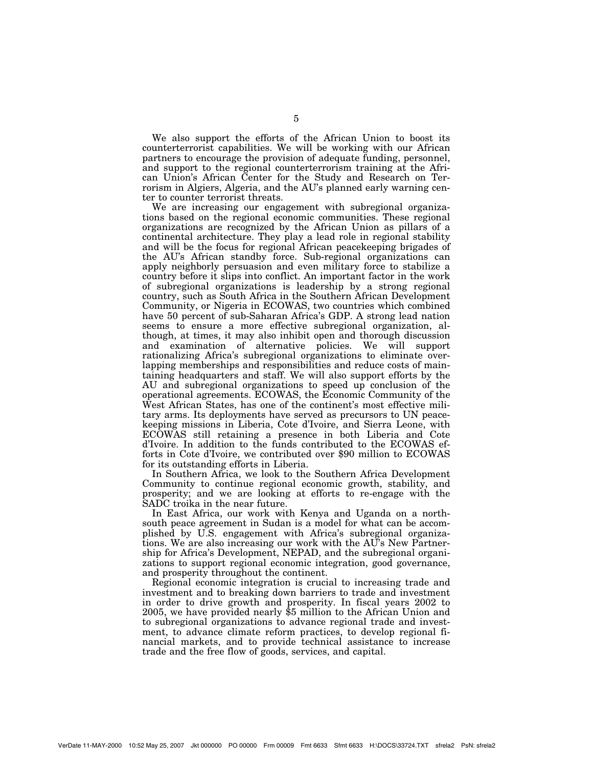We also support the efforts of the African Union to boost its counterterrorist capabilities. We will be working with our African partners to encourage the provision of adequate funding, personnel, and support to the regional counterterrorism training at the African Union's African Center for the Study and Research on Terrorism in Algiers, Algeria, and the AU's planned early warning center to counter terrorist threats.

We are increasing our engagement with subregional organizations based on the regional economic communities. These regional organizations are recognized by the African Union as pillars of a continental architecture. They play a lead role in regional stability and will be the focus for regional African peacekeeping brigades of the AU's African standby force. Sub-regional organizations can apply neighborly persuasion and even military force to stabilize a country before it slips into conflict. An important factor in the work of subregional organizations is leadership by a strong regional country, such as South Africa in the Southern African Development Community, or Nigeria in ECOWAS, two countries which combined have 50 percent of sub-Saharan Africa's GDP. A strong lead nation seems to ensure a more effective subregional organization, although, at times, it may also inhibit open and thorough discussion and examination of alternative policies. We will support rationalizing Africa's subregional organizations to eliminate overlapping memberships and responsibilities and reduce costs of maintaining headquarters and staff. We will also support efforts by the AU and subregional organizations to speed up conclusion of the operational agreements. ECOWAS, the Economic Community of the West African States, has one of the continent's most effective military arms. Its deployments have served as precursors to UN peacekeeping missions in Liberia, Cote d'Ivoire, and Sierra Leone, with ECOWAS still retaining a presence in both Liberia and Cote d'Ivoire. In addition to the funds contributed to the ECOWAS efforts in Cote d'Ivoire, we contributed over $90 million to ECOWAS for its outstanding efforts in Liberia.

In Southern Africa, we look to the Southern Africa Development Community to continue regional economic growth, stability, and prosperity; and we are looking at efforts to re-engage with the SADC troika in the near future.

In East Africa, our work with Kenya and Uganda on a north-south peace agreement in Sudan is a model for what can be accomplished by U.S. engagement with Africa's subregional organizations. We are also increasing our work with the AU's New Partnership for Africa's Development, NEPAD, and the subregional organizations to support regional economic integration, good governance, and prosperity throughout the continent.

Regional economic integration is crucial to increasing trade and investment and to breaking down barriers to trade and investment in order to drive growth and prosperity. In fiscal years 2002 to 2005, we have provided nearly $5 million to the African Union and to subregional organizations to advance regional trade and investment, to advance climate reform practices, to develop regional financial markets, and to provide technical assistance to increase trade and the free flow of goods, services, and capital.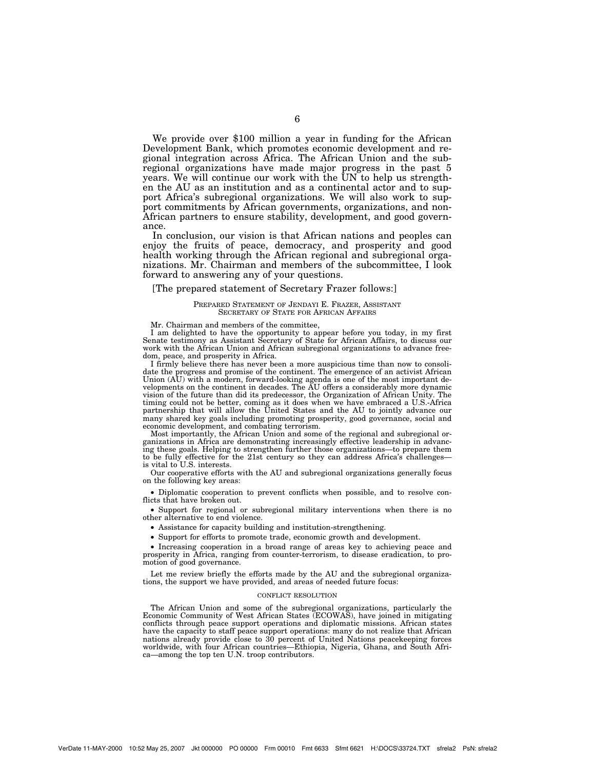We provide over $100 million a year in funding for the African Development Bank, which promotes economic development and regional integration across Africa. The African Union and the subregional organizations have made major progress in the past 5 years. We will continue our work with the UN to help us strengthen the AU as an institution and as a continental actor and to support Africa's subregional organizations. We will also work to support commitments by African governments, organizations, and non-African partners to ensure stability, development, and good governance.

In conclusion, our vision is that African nations and peoples can enjoy the fruits of peace, democracy, and prosperity and good health working through the African regional and subregional organizations. Mr. Chairman and members of the subcommittee, I look forward to answering any of your questions.

[The prepared statement of Secretary Frazer follows:]

PREPARED STATEMENT OF JENDAYI E. FRAZER, ASSISTANT SECRETARY OF STATE FOR AFRICAN AFFAIRS

Mr. Chairman and members of the committee,

I am delighted to have the opportunity to appear before you today, in my first Senate testimony as Assistant Secretary of State for African Affairs, to discuss our work with the African Union and African subregional organizations to advance freedom, peace, and prosperity in Africa.

I firmly believe there has never been a more auspicious time than now to consolidate the progress and promise of the continent. The emergence of an activist African Union (AU) with a modern, forward-looking agenda is one of the most important developments on the continent in decades. The AU offers a considerably more dynamic vision of the future than did its predecessor, the Organization of African Unity. The timing could not be better, coming as it does when we have embraced a U.S.-Africa partnership that will allow the United States and the AU to jointly advance our many shared key goals including promoting prosperity, good governance, social and economic development, and combating terrorism.

Most importantly, the African Union and some of the regional and subregional organizations in Africa are demonstrating increasingly effective leadership in advancing these goals. Helping to strengthen further those organizations—to prepare them to be fully effective for the 21st century so they can address Africa's challenges—is vital to U.S. interests.

Our cooperative efforts with the AU and subregional organizations generally focus on the following key areas:

- Diplomatic cooperation to prevent conflicts when possible, and to resolve conflicts that have broken out.
- Support for regional or subregional military interventions when there is no other alternative to end violence.
- Assistance for capacity building and institution-strengthening.
- Support for efforts to promote trade, economic growth and development.
- Increasing cooperation in a broad range of areas key to achieving peace and prosperity in Africa, ranging from counter-terrorism, to disease eradication, to promotion of good governance.

Let me review briefly the efforts made by the AU and the subregional organizations, the support we have provided, and areas of needed future focus:

CONFLICT RESOLUTION

The African Union and some of the subregional organizations, particularly the Economic Community of West African States (ECOWAS), have joined in mitigating conflicts through peace support operations and diplomatic missions. African states have the capacity to staff peace support operations: many do not realize that African nations already provide close to 30 percent of United Nations peacekeeping forces worldwide, with four African countries—Ethiopia, Nigeria, Ghana, and South Africa—among the top ten U.N. troop contributors.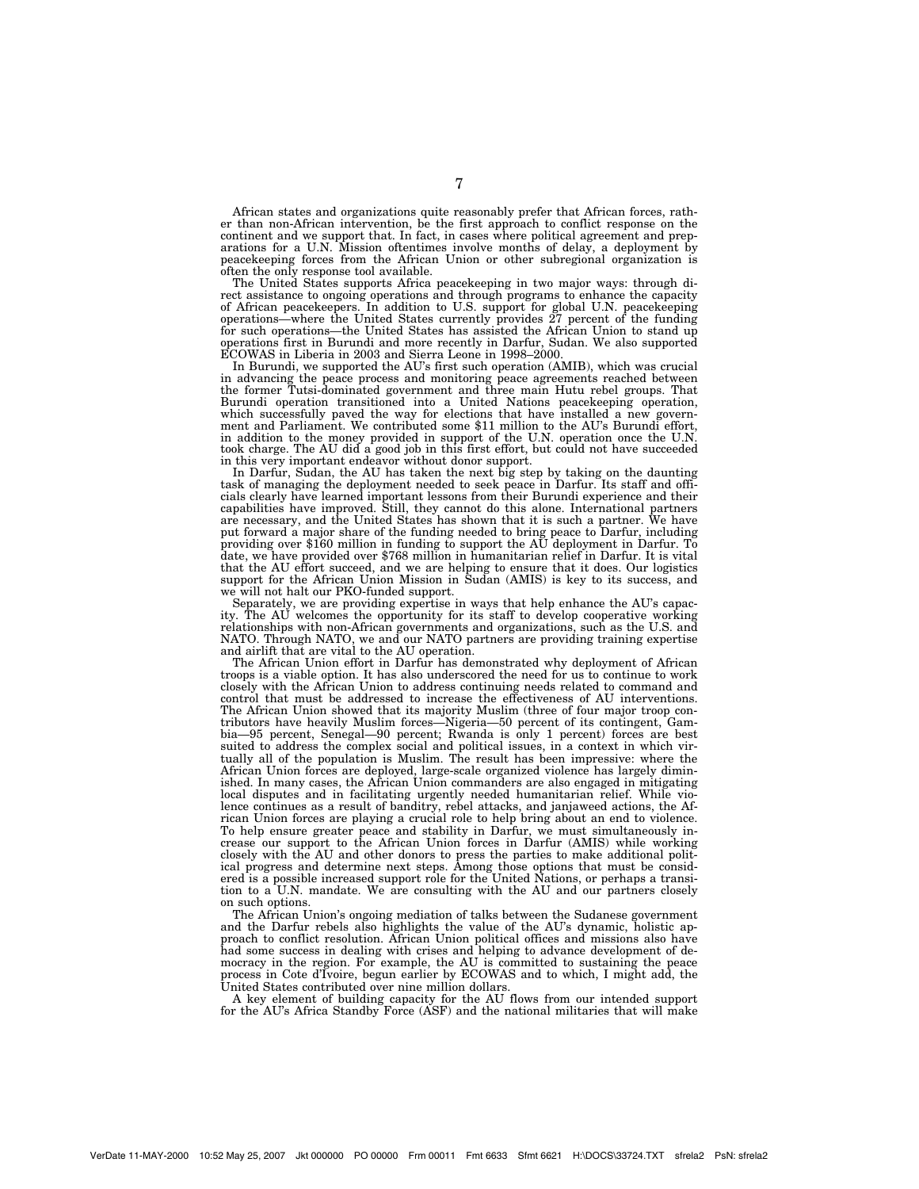African states and organizations quite reasonably prefer that African forces, rather than non-African intervention, be the first approach to conflict response on the continent and we support that. In fact, in cases where political agreement and preparations for a U.N. Mission oftentimes involve months of delay, a deployment by peacekeeping forces from the African Union or other subregional organization is often the only response tool available.

The United States supports Africa peacekeeping in two major ways: through direct assistance to ongoing operations and through programs to enhance the capacity of African peacekeepers. In addition to U.S. support for global U.N. peacekeeping operations—where the United States currently provides 27 percent of the funding for such operations—the United States has assisted the African Union to stand up operations first in Burundi and more recently in Darfur, Sudan. We also supported ECOWAS in Liberia in 2003 and Sierra Leone in 1998–2000.

In Burundi, we supported the AU's first such operation (AMIB), which was crucial in advancing the peace process and monitoring peace agreements reached between the former Tutsi-dominated government and three main Hutu rebel groups. That Burundi operation transitioned into a United Nations peacekeeping operation, which successfully paved the way for elections that have installed a new government and Parliament. We contributed some $11 million to the AU's Burundi effort, in addition to the money provided in support of the U.N. operation once the U.N. took charge. The AU did a good job in this first effort, but could not have succeeded in this very important endeavor without donor support.

In Darfur, Sudan, the AU has taken the next big step by taking on the daunting task of managing the deployment needed to seek peace in Darfur. Its staff and officials clearly have learned important lessons from their Burundi experience and their capabilities have improved. Still, they cannot do this alone. International partners are necessary, and the United States has shown that it is such a partner. We have put forward a major share of the funding needed to bring peace to Darfur, including providing over $160 million in funding to support the AU deployment in Darfur. To date, we have provided over $768 million in humanitarian relief in Darfur. It is vital that the AU effort succeed, and we are helping to ensure that it does. Our logistics support for the African Union Mission in Sudan (AMIS) is key to its success, and we will not halt our PKO-funded support.

Separately, we are providing expertise in ways that help enhance the AU's capacity. The AU welcomes the opportunity for its staff to develop cooperative working relationships with non-African governments and organizations, such as the U.S. and NATO. Through NATO, we and our NATO partners are providing training expertise and airlift that are vital to the AU operation.

The African Union effort in Darfur has demonstrated why deployment of African troops is a viable option. It has also underscored the need for us to continue to work closely with the African Union to address continuing needs related to command and control that must be addressed to increase the effectiveness of AU interventions. The African Union showed that its majority Muslim (three of four major troop contributors have heavily Muslim forces—Nigeria—50 percent of its contingent, Gambia—95 percent, Senegal—90 percent; Rwanda is only 1 percent) forces are best suited to address the complex social and political issues, in a context in which virtually all of the population is Muslim. The result has been impressive: where the African Union forces are deployed, large-scale organized violence has largely diminished. In many cases, the African Union commanders are also engaged in mitigating local disputes and in facilitating urgently needed humanitarian relief. While violence continues as a result of banditry, rebel attacks, and janjaweed actions, the African Union forces are playing a crucial role to help bring about an end to violence. To help ensure greater peace and stability in Darfur, we must simultaneously increase our support to the African Union forces in Darfur (AMIS) while working closely with the AU and other donors to press the parties to make additional political progress and determine next steps. Among those options that must be considered is a possible increased support role for the United Nations, or perhaps a transition to a U.N. mandate. We are consulting with the AU and our partners closely on such options.

The African Union's ongoing mediation of talks between the Sudanese government and the Darfur rebels also highlights the value of the AU's dynamic, holistic approach to conflict resolution. African Union political offices and missions also have had some success in dealing with crises and helping to advance development of democracy in the region. For example, the AU is committed to sustaining the peace process in Cote d'Ivoire, begun earlier by ECOWAS and to which, I might add, the United States contributed over nine million dollars.

A key element of building capacity for the AU flows from our intended support for the AU's Africa Standby Force (ASF) and the national militaries that will make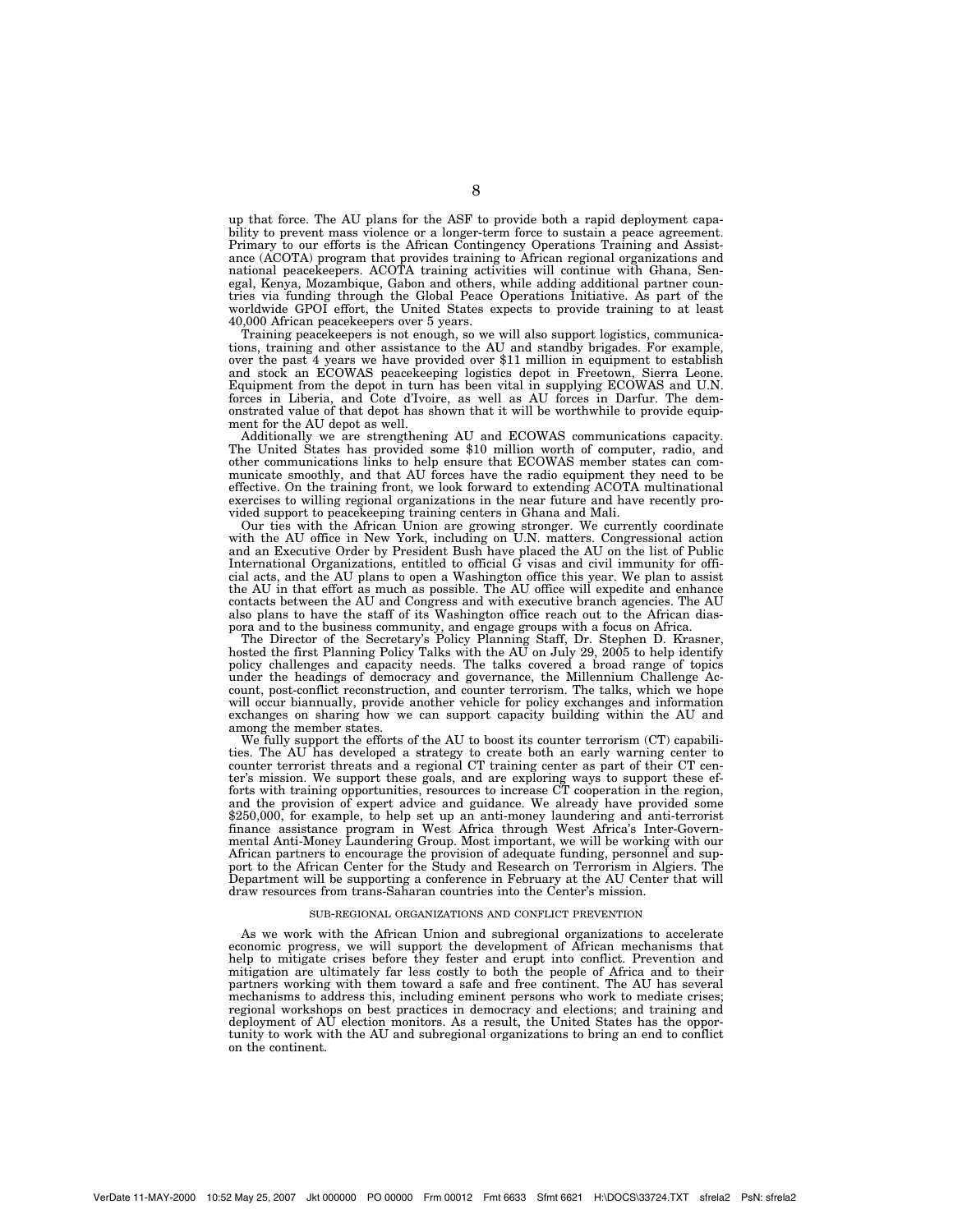up that force. The AU plans for the ASF to provide both a rapid deployment capability to prevent mass violence or a longer-term force to sustain a peace agreement. Primary to our efforts is the African Contingency Operations Training and Assistance (ACOTA) program that provides training to African regional organizations and national peacekeepers. ACOTA training activities will continue with Ghana, Senegal, Kenya, Mozambique, Gabon and others, while adding additional partner countries via funding through the Global Peace Operations Initiative. As part of the worldwide GPOI effort, the United States expects to provide training to at least 40,000 African peacekeepers over 5 years.

Training peacekeepers is not enough, so we will also support logistics, communications, training and other assistance to the AU and standby brigades. For example, over the past 4 years we have provided over $11 million in equipment to establish and stock an ECOWAS peacekeeping logistics depot in Freetown, Sierra Leone. Equipment from the depot in turn has been vital in supplying ECOWAS and U.N. forces in Liberia, and Cote d'Ivoire, as well as AU forces in Darfur. The demonstrated value of that depot has shown that it will be worthwhile to provide equipment for the AU depot as well.

Additionally we are strengthening AU and ECOWAS communications capacity. The United States has provided some $10 million worth of computer, radio, and other communications links to help ensure that ECOWAS member states can communicate smoothly, and that AU forces have the radio equipment they need to be effective. On the training front, we look forward to extending ACOTA multinational exercises to willing regional organizations in the near future and have recently provided support to peacekeeping training centers in Ghana and Mali.

Our ties with the African Union are growing stronger. We currently coordinate with the AU office in New York, including on U.N. matters. Congressional action and an Executive Order by President Bush have placed the AU on the list of Public International Organizations, entitled to official G visas and civil immunity for official acts, and the AU plans to open a Washington office this year. We plan to assist the AU in that effort as much as possible. The AU office will expedite and enhance contacts between the AU and Congress and with executive branch agencies. The AU also plans to have the staff of its Washington office reach out to the African diaspora and to the business community, and engage groups with a focus on Africa.

The Director of the Secretary's Policy Planning Staff, Dr. Stephen D. Krasner, hosted the first Planning Policy Talks with the AU on July 29, 2005 to help identify policy challenges and capacity needs. The talks covered a broad range of topics under the headings of democracy and governance, the Millennium Challenge Account, post-conflict reconstruction, and counter terrorism. The talks, which we hope will occur biannually, provide another vehicle for policy exchanges and information exchanges on sharing how we can support capacity building within the AU and among the member states.

We fully support the efforts of the AU to boost its counter terrorism (CT) capabilities. The AU has developed a strategy to create both an early warning center to counter terrorist threats and a regional CT training center as part of their CT center's mission. We support these goals, and are exploring ways to support these efforts with training opportunities, resources to increase CT cooperation in the region, and the provision of expert advice and guidance. We already have provided some $250,000, for example, to help set up an anti-money laundering and anti-terrorist finance assistance program in West Africa through West Africa's Inter-Governmental Anti-Money Laundering Group. Most important, we will be working with our African partners to encourage the provision of adequate funding, personnel and support to the African Center for the Study and Research on Terrorism in Algiers. The Department will be supporting a conference in February at the AU Center that will draw resources from trans-Saharan countries into the Center's mission.

## SUB-REGIONAL ORGANIZATIONS AND CONFLICT PREVENTION

As we work with the African Union and subregional organizations to accelerate economic progress, we will support the development of African mechanisms that help to mitigate crises before they fester and erupt into conflict. Prevention and mitigation are ultimately far less costly to both the people of Africa and to their partners working with them toward a safe and free continent. The AU has several mechanisms to address this, including eminent persons who work to mediate crises; regional workshops on best practices in democracy and elections; and training and deployment of AU election monitors. As a result, the United States has the opportunity to work with the AU and subregional organizations to bring an end to conflict on the continent.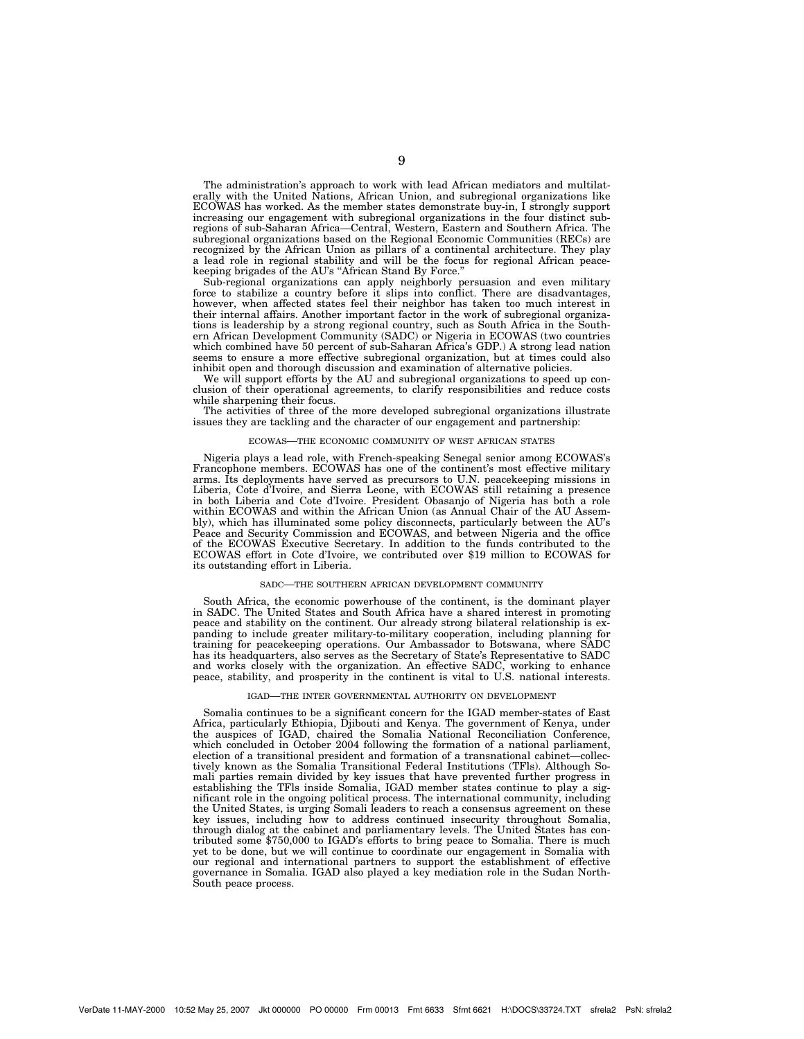The administration's approach to work with lead African mediators and multilaterally with the United Nations, African Union, and subregional organizations like ECOWAS has worked. As the member states demonstrate buy-in, I strongly support increasing our engagement with subregional organizations in the four distinct subregions of sub-Saharan Africa—Central, Western, Eastern and Southern Africa. The subregional organizations based on the Regional Economic Communities (RECs) are recognized by the African Union as pillars of a continental architecture. They play a lead role in regional stability and will be the focus for regional African peacekeeping brigades of the AU's "African Stand By Force."

Sub-regional organizations can apply neighborly persuasion and even military force to stabilize a country before it slips into conflict. There are disadvantages, however, when affected states feel their neighbor has taken too much interest in their internal affairs. Another important factor in the work of subregional organizations is leadership by a strong regional country, such as South Africa in the Southern African Development Community (SADC) or Nigeria in ECOWAS (two countries which combined have 50 percent of sub-Saharan Africa's GDP.) A strong lead nation seems to ensure a more effective subregional organization, but at times could also inhibit open and thorough discussion and examination of alternative policies.

We will support efforts by the AU and subregional organizations to speed up conclusion of their operational agreements, to clarify responsibilities and reduce costs while sharpening their focus.

The activities of three of the more developed subregional organizations illustrate issues they are tackling and the character of our engagement and partnership:

### ECOWAS—THE ECONOMIC COMMUNITY OF WEST AFRICAN STATES

Nigeria plays a lead role, with French-speaking Senegal senior among ECOWAS's Francophone members. ECOWAS has one of the continent's most effective military arms. Its deployments have served as precursors to U.N. peacekeeping missions in Liberia, Cote d'Ivoire, and Sierra Leone, with ECOWAS still retaining a presence in both Liberia and Cote d'Ivoire. President Obasanjo of Nigeria has both a role within ECOWAS and within the African Union (as Annual Chair of the AU Assembly), which has illuminated some policy disconnects, particularly between the AU's Peace and Security Commission and ECOWAS, and between Nigeria and the office of the ECOWAS Executive Secretary. In addition to the funds contributed to the ECOWAS effort in Cote d'Ivoire, we contributed over $19 million to ECOWAS for its outstanding effort in Liberia.

### SADC—THE SOUTHERN AFRICAN DEVELOPMENT COMMUNITY

South Africa, the economic powerhouse of the continent, is the dominant player in SADC. The United States and South Africa have a shared interest in promoting peace and stability on the continent. Our already strong bilateral relationship is expanding to include greater military-to-military cooperation, including planning for training for peacekeeping operations. Our Ambassador to Botswana, where SADC has its headquarters, also serves as the Secretary of State's Representative to SADC and works closely with the organization. An effective SADC, working to enhance peace, stability, and prosperity in the continent is vital to U.S. national interests.

### IGAD—THE INTER GOVERNMENTAL AUTHORITY ON DEVELOPMENT

Somalia continues to be a significant concern for the IGAD member-states of East Africa, particularly Ethiopia, Djibouti and Kenya. The government of Kenya, under the auspices of IGAD, chaired the Somalia National Reconciliation Conference, which concluded in October 2004 following the formation of a national parliament, election of a transitional president and formation of a transnational cabinet—collectively known as the Somalia Transitional Federal Institutions (TFIs). Although Somali parties remain divided by key issues that have prevented further progress in establishing the TFIs inside Somalia, IGAD member states continue to play a significant role in the ongoing political process. The international community, including the United States, is urging Somali leaders to reach a consensus agreement on these key issues, including how to address continued insecurity throughout Somalia, through dialog at the cabinet and parliamentary levels. The United States has contributed some $750,000 to IGAD's efforts to bring peace to Somalia. There is much yet to be done, but we will continue to coordinate our engagement in Somalia with our regional and international partners to support the establishment of effective governance in Somalia. IGAD also played a key mediation role in the Sudan North-South peace process.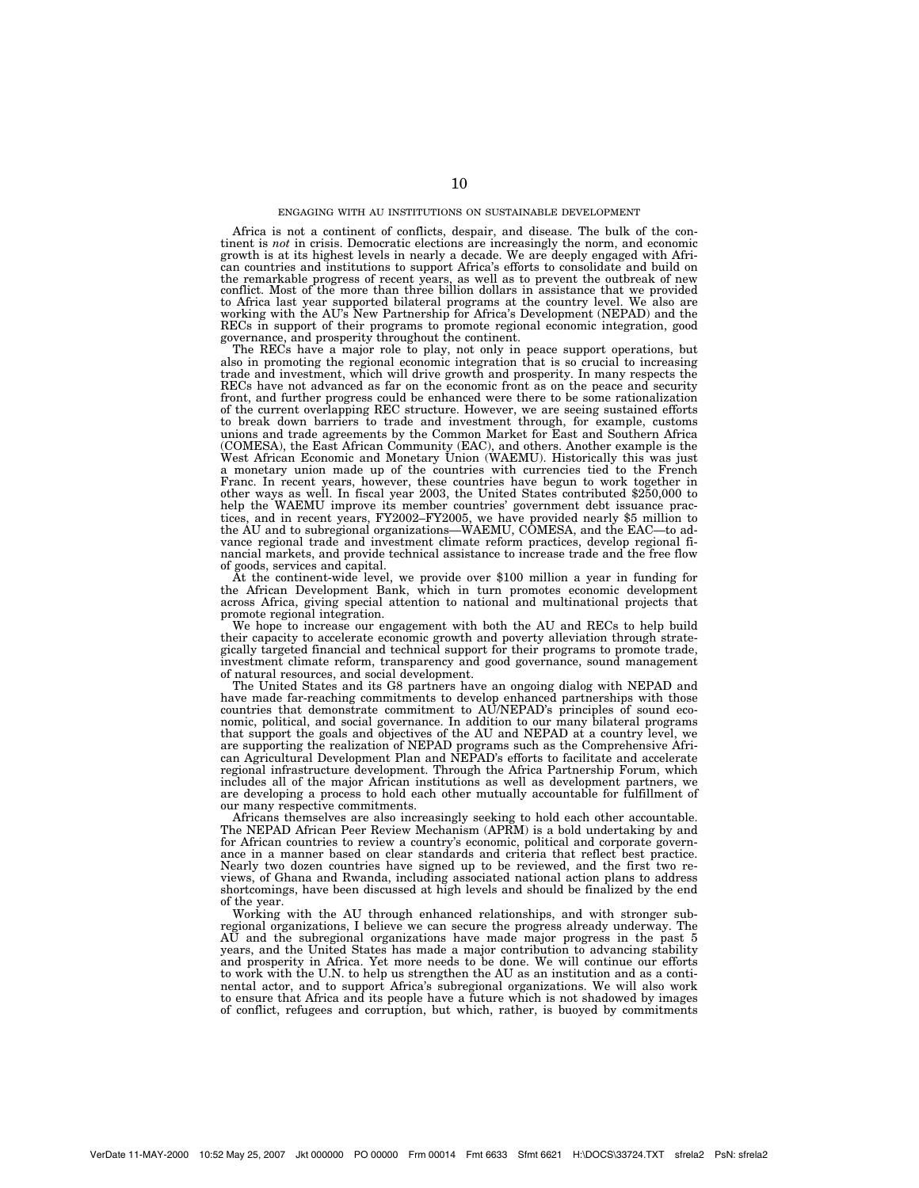## ENGAGING WITH AU INSTITUTIONS ON SUSTAINABLE DEVELOPMENT

Africa is not a continent of conflicts, despair, and disease. The bulk of the continent is *not* in crisis. Democratic elections are increasingly the norm, and economic growth is at its highest levels in nearly a decade. We are deeply engaged with African countries and institutions to support Africa's efforts to consolidate and build on the remarkable progress of recent years, as well as to prevent the outbreak of new conflict. Most of the more than three billion dollars in assistance that we provided to Africa last year supported bilateral programs at the country level. We also are working with the AU's New Partnership for Africa's Development (NEPAD) and the RECs in support of their programs to promote regional economic integration, good governance, and prosperity throughout the continent.

The RECs have a major role to play, not only in peace support operations, but also in promoting the regional economic integration that is so crucial to increasing trade and investment, which will drive growth and prosperity. In many respects the RECs have not advanced as far on the economic front as on the peace and security front, and further progress could be enhanced were there to be some rationalization of the current overlapping REC structure. However, we are seeing sustained efforts to break down barriers to trade and investment through, for example, customs unions and trade agreements by the Common Market for East and Southern Africa (COMESA), the East African Community (EAC), and others. Another example is the West African Economic and Monetary Union (WAEMU). Historically this was just a monetary union made up of the countries with currencies tied to the French Franc. In recent years, however, these countries have begun to work together in other ways as well. In fiscal year 2003, the United States contributed $250,000 to help the WAEMU improve its member countries' government debt issuance practices, and in recent years, FY2002–FY2005, we have provided nearly $5 million to the AU and to subregional organizations—WAEMU, COMESA, and the EAC—to advance regional trade and investment climate reform practices, develop regional financial markets, and provide technical assistance to increase trade and the free flow of goods, services and capital.

At the continent-wide level, we provide over $100 million a year in funding for the African Development Bank, which in turn promotes economic development across Africa, giving special attention to national and multinational projects that promote regional integration.

We hope to increase our engagement with both the AU and RECs to help build their capacity to accelerate economic growth and poverty alleviation through strategically targeted financial and technical support for their programs to promote trade, investment climate reform, transparency and good governance, sound management of natural resources, and social development.

The United States and its G8 partners have an ongoing dialog with NEPAD and have made far-reaching commitments to develop enhanced partnerships with those countries that demonstrate commitment to AU/NEPAD's principles of sound economic, political, and social governance. In addition to our many bilateral programs that support the goals and objectives of the AU and NEPAD at a country level, we are supporting the realization of NEPAD programs such as the Comprehensive African Agricultural Development Plan and NEPAD's efforts to facilitate and accelerate regional infrastructure development. Through the Africa Partnership Forum, which includes all of the major African institutions as well as development partners, we are developing a process to hold each other mutually accountable for fulfillment of our many respective commitments.

Africans themselves are also increasingly seeking to hold each other accountable. The NEPAD African Peer Review Mechanism (APRM) is a bold undertaking by and for African countries to review a country's economic, political and corporate governance in a manner based on clear standards and criteria that reflect best practice. Nearly two dozen countries have signed up to be reviewed, and the first two reviews, of Ghana and Rwanda, including associated national action plans to address shortcomings, have been discussed at high levels and should be finalized by the end of the year.

Working with the AU through enhanced relationships, and with stronger subregional organizations, I believe we can secure the progress already underway. The AU and the subregional organizations have made major progress in the past 5 years, and the United States has made a major contribution to advancing stability and prosperity in Africa. Yet more needs to be done. We will continue our efforts to work with the U.N. to help us strengthen the AU as an institution and as a continental actor, and to support Africa's subregional organizations. We will also work to ensure that Africa and its people have a future which is not shadowed by images of conflict, refugees and corruption, but which, rather, is buoyed by commitments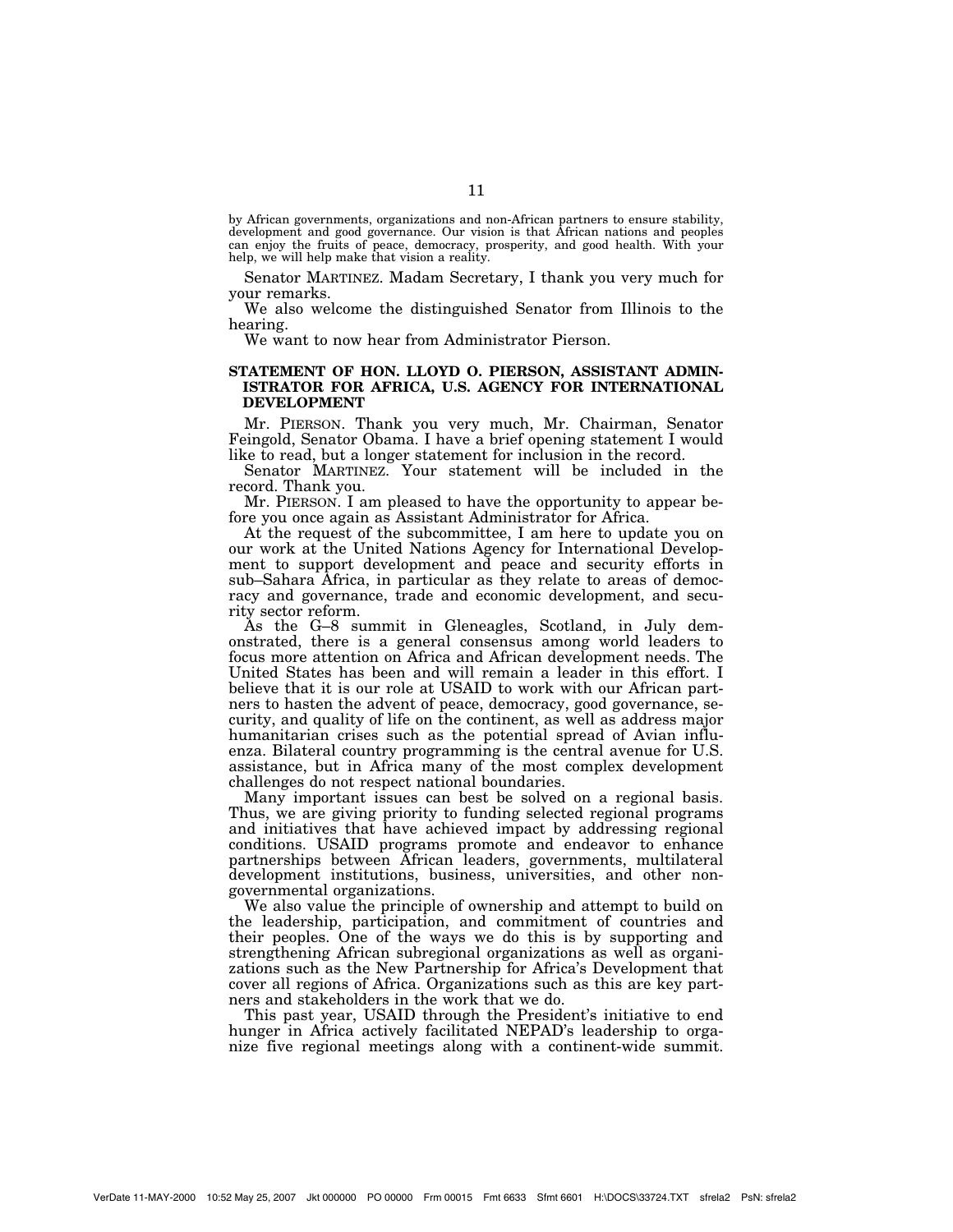by African governments, organizations and non-African partners to ensure stability, development and good governance. Our vision is that African nations and peoples can enjoy the fruits of peace, democracy, prosperity, and good health. With your help, we will help make that vision a reality.

Senator MARTINEZ. Madam Secretary, I thank you very much for your remarks.

We also welcome the distinguished Senator from Illinois to the hearing.

We want to now hear from Administrator Pierson.

**STATEMENT OF HON. LLOYD O. PIERSON, ASSISTANT ADMINISTRATOR FOR AFRICA, U.S. AGENCY FOR INTERNATIONAL DEVELOPMENT**

Mr. PIERSON. Thank you very much, Mr. Chairman, Senator Feingold, Senator Obama. I have a brief opening statement I would like to read, but a longer statement for inclusion in the record.

Senator MARTINEZ. Your statement will be included in the record. Thank you.

Mr. PIERSON. I am pleased to have the opportunity to appear before you once again as Assistant Administrator for Africa.

At the request of the subcommittee, I am here to update you on our work at the United Nations Agency for International Development to support development and peace and security efforts in sub–Sahara Africa, in particular as they relate to areas of democracy and governance, trade and economic development, and security sector reform.

As the G–8 summit in Gleneagles, Scotland, in July demonstrated, there is a general consensus among world leaders to focus more attention on Africa and African development needs. The United States has been and will remain a leader in this effort. I believe that it is our role at USAID to work with our African partners to hasten the advent of peace, democracy, good governance, security, and quality of life on the continent, as well as address major humanitarian crises such as the potential spread of Avian influenza. Bilateral country programming is the central avenue for U.S. assistance, but in Africa many of the most complex development challenges do not respect national boundaries.

Many important issues can best be solved on a regional basis. Thus, we are giving priority to funding selected regional programs and initiatives that have achieved impact by addressing regional conditions. USAID programs promote and endeavor to enhance partnerships between African leaders, governments, multilateral development institutions, business, universities, and other nongovernmental organizations.

We also value the principle of ownership and attempt to build on the leadership, participation, and commitment of countries and their peoples. One of the ways we do this is by supporting and strengthening African subregional organizations as well as organizations such as the New Partnership for Africa's Development that cover all regions of Africa. Organizations such as this are key partners and stakeholders in the work that we do.

This past year, USAID through the President's initiative to end hunger in Africa actively facilitated NEPAD's leadership to organize five regional meetings along with a continent-wide summit.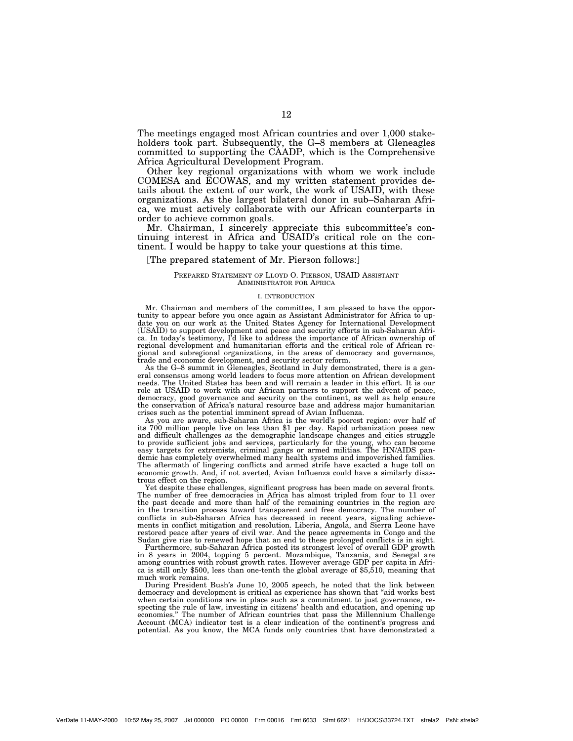The meetings engaged most African countries and over 1,000 stakeholders took part. Subsequently, the G–8 members at Gleneagles committed to supporting the CAADP, which is the Comprehensive Africa Agricultural Development Program.

Other key regional organizations with whom we work include COMESA and ECOWAS, and my written statement provides details about the extent of our work, the work of USAID, with these organizations. As the largest bilateral donor in sub–Saharan Africa, we must actively collaborate with our African counterparts in order to achieve common goals.

Mr. Chairman, I sincerely appreciate this subcommittee's continuing interest in Africa and USAID's critical role on the continent. I would be happy to take your questions at this time.

[The prepared statement of Mr. Pierson follows:]

PREPARED STATEMENT OF LLOYD O. PIERSON, USAID ASSISTANT ADMINISTRATOR FOR AFRICA

I. INTRODUCTION

Mr. Chairman and members of the committee, I am pleased to have the opportunity to appear before you once again as Assistant Administrator for Africa to update you on our work at the United States Agency for International Development (USAID) to support development and peace and security efforts in sub-Saharan Africa. In today's testimony, I'd like to address the importance of African ownership of regional development and humanitarian efforts and the critical role of African regional and subregional organizations, in the areas of democracy and governance, trade and economic development, and security sector reform.

As the G–8 summit in Gleneagles, Scotland in July demonstrated, there is a general consensus among world leaders to focus more attention on African development needs. The United States has been and will remain a leader in this effort. It is our role at USAID to work with our African partners to support the advent of peace, democracy, good governance and security on the continent, as well as help ensure the conservation of Africa's natural resource base and address major humanitarian crises such as the potential imminent spread of Avian Influenza.

As you are aware, sub-Saharan Africa is the world's poorest region: over half of its 700 million people live on less than $1 per day. Rapid urbanization poses new and difficult challenges as the demographic landscape changes and cities struggle to provide sufficient jobs and services, particularly for the young, who can become easy targets for extremists, criminal gangs or armed militias. The HN/AIDS pandemic has completely overwhelmed many health systems and impoverished families. The aftermath of lingering conflicts and armed strife have exacted a huge toll on economic growth. And, if not averted, Avian Influenza could have a similarly disastrous effect on the region.

Yet despite these challenges, significant progress has been made on several fronts. The number of free democracies in Africa has almost tripled from four to 11 over the past decade and more than half of the remaining countries in the region are in the transition process toward transparent and free democracy. The number of conflicts in sub-Saharan Africa has decreased in recent years, signaling achievements in conflict mitigation and resolution. Liberia, Angola, and Sierra Leone have restored peace after years of civil war. And the peace agreements in Congo and the Sudan give rise to renewed hope that an end to these prolonged conflicts is in sight.

Furthermore, sub-Saharan Africa posted its strongest level of overall GDP growth in 8 years in 2004, topping 5 percent. Mozambique, Tanzania, and Senegal are among countries with robust growth rates. However average GDP per capita in Africa is still only $500, less than one-tenth the global average of $5,510, meaning that much work remains.

During President Bush's June 10, 2005 speech, he noted that the link between democracy and development is critical as experience has shown that "aid works best when certain conditions are in place such as a commitment to just governance, respecting the rule of law, investing in citizens' health and education, and opening up economies." The number of African countries that pass the Millennium Challenge Account (MCA) indicator test is a clear indication of the continent's progress and potential. As you know, the MCA funds only countries that have demonstrated a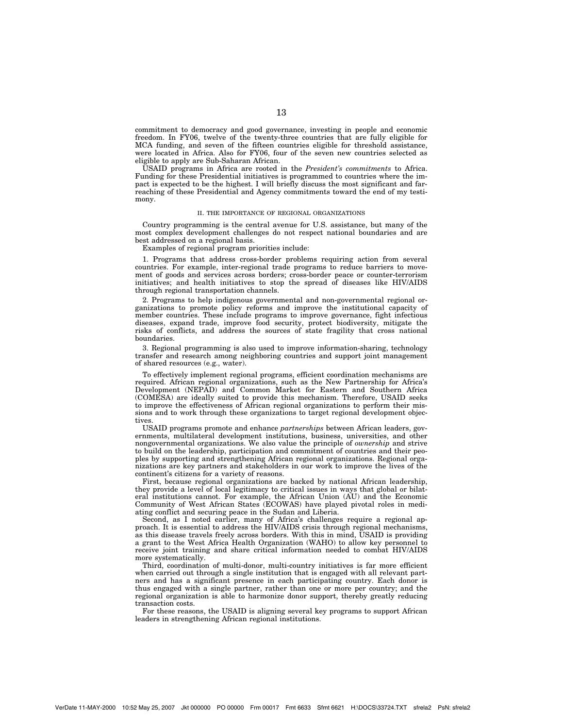commitment to democracy and good governance, investing in people and economic freedom. In FY06, twelve of the twenty-three countries that are fully eligible for MCA funding, and seven of the fifteen countries eligible for threshold assistance, were located in Africa. Also for FY06, four of the seven new countries selected as eligible to apply are Sub-Saharan African.

USAID programs in Africa are rooted in the *President's commitments* to Africa. Funding for these Presidential initiatives is programmed to countries where the impact is expected to be the highest. I will briefly discuss the most significant and far-reaching of these Presidential and Agency commitments toward the end of my testimony.

## II. THE IMPORTANCE OF REGIONAL ORGANIZATIONS

Country programming is the central avenue for U.S. assistance, but many of the most complex development challenges do not respect national boundaries and are best addressed on a regional basis.

Examples of regional program priorities include:

1. Programs that address cross-border problems requiring action from several countries. For example, inter-regional trade programs to reduce barriers to movement of goods and services across borders; cross-border peace or counter-terrorism initiatives; and health initiatives to stop the spread of diseases like HIV/AIDS through regional transportation channels.

2. Programs to help indigenous governmental and non-governmental regional organizations to promote policy reforms and improve the institutional capacity of member countries. These include programs to improve governance, fight infectious diseases, expand trade, improve food security, protect biodiversity, mitigate the risks of conflicts, and address the sources of state fragility that cross national boundaries.

3. Regional programming is also used to improve information-sharing, technology transfer and research among neighboring countries and support joint management of shared resources (e.g., water).

To effectively implement regional programs, efficient coordination mechanisms are required. African regional organizations, such as the New Partnership for Africa's Development (NEPAD) and Common Market for Eastern and Southern Africa (COMESA) are ideally suited to provide this mechanism. Therefore, USAID seeks to improve the effectiveness of African regional organizations to perform their missions and to work through these organizations to target regional development objectives.

USAID programs promote and enhance *partnerships* between African leaders, governments, multilateral development institutions, business, universities, and other nongovernmental organizations. We also value the principle of *ownership* and strive to build on the leadership, participation and commitment of countries and their peoples by supporting and strengthening African regional organizations. Regional organizations are key partners and stakeholders in our work to improve the lives of the continent's citizens for a variety of reasons.

First, because regional organizations are backed by national African leadership, they provide a level of local legitimacy to critical issues in ways that global or bilateral institutions cannot. For example, the African Union (AU) and the Economic Community of West African States (ECOWAS) have played pivotal roles in mediating conflict and securing peace in the Sudan and Liberia.

Second, as I noted earlier, many of Africa's challenges require a regional approach. It is essential to address the HIV/AIDS crisis through regional mechanisms, as this disease travels freely across borders. With this in mind, USAID is providing a grant to the West Africa Health Organization (WAHO) to allow key personnel to receive joint training and share critical information needed to combat HIV/AIDS more systematically.

Third, coordination of multi-donor, multi-country initiatives is far more efficient when carried out through a single institution that is engaged with all relevant partners and has a significant presence in each participating country. Each donor is thus engaged with a single partner, rather than one or more per country; and the regional organization is able to harmonize donor support, thereby greatly reducing transaction costs.

For these reasons, the USAID is aligning several key programs to support African leaders in strengthening African regional institutions.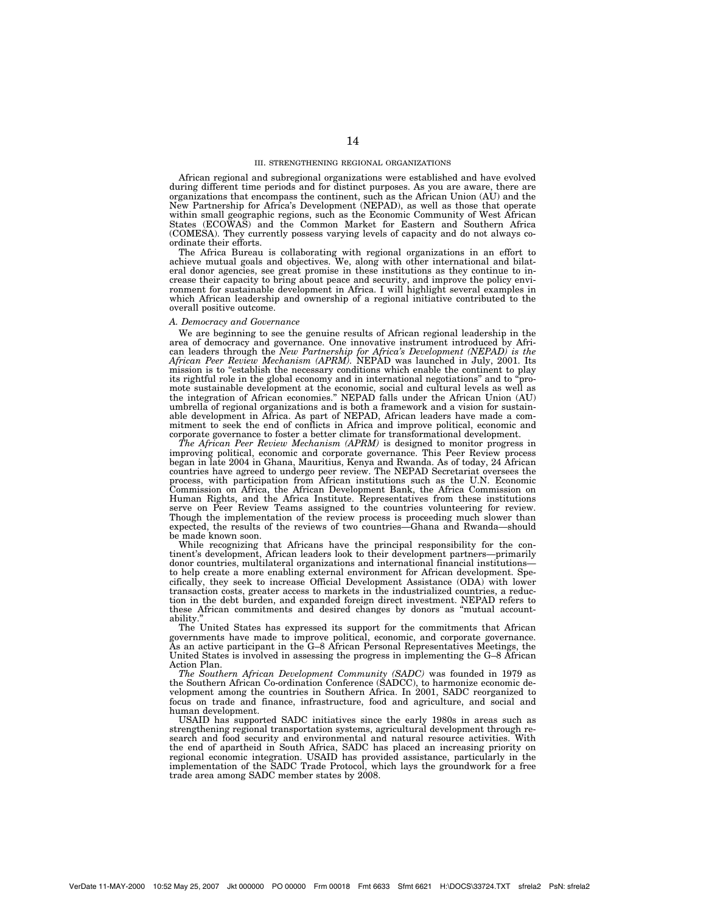### III. STRENGTHENING REGIONAL ORGANIZATIONS

African regional and subregional organizations were established and have evolved during different time periods and for distinct purposes. As you are aware, there are organizations that encompass the continent, such as the African Union (AU) and the New Partnership for Africa's Development (NEPAD), as well as those that operate within small geographic regions, such as the Economic Community of West African States (ECOWAS) and the Common Market for Eastern and Southern Africa (COMESA). They currently possess varying levels of capacity and do not always coordinate their efforts.

The Africa Bureau is collaborating with regional organizations in an effort to achieve mutual goals and objectives. We, along with other international and bilateral donor agencies, see great promise in these institutions as they continue to increase their capacity to bring about peace and security, and improve the policy environment for sustainable development in Africa. I will highlight several examples in which African leadership and ownership of a regional initiative contributed to the overall positive outcome.

#### *A. Democracy and Governance*

We are beginning to see the genuine results of African regional leadership in the area of democracy and governance. One innovative instrument introduced by African leaders through the *New Partnership for Africa's Development (NEPAD) is the African Peer Review Mechanism (APRM)*. NEPAD was launched in July, 2001. Its mission is to "establish the necessary conditions which enable the continent to play its rightful role in the global economy and in international negotiations" and to "promote sustainable development at the economic, social and cultural levels as well as the integration of African economies." NEPAD falls under the African Union (AU) umbrella of regional organizations and is both a framework and a vision for sustainable development in Africa. As part of NEPAD, African leaders have made a commitment to seek the end of conflicts in Africa and improve political, economic and corporate governance to foster a better climate for transformational development.

*The African Peer Review Mechanism (APRM)* is designed to monitor progress in improving political, economic and corporate governance. This Peer Review process began in late 2004 in Ghana, Mauritius, Kenya and Rwanda. As of today, 24 African countries have agreed to undergo peer review. The NEPAD Secretariat oversees the process, with participation from African institutions such as the U.N. Economic Commission on Africa, the African Development Bank, the Africa Commission on Human Rights, and the Africa Institute. Representatives from these institutions serve on Peer Review Teams assigned to the countries volunteering for review. Though the implementation of the review process is proceeding much slower than expected, the results of the reviews of two countries—Ghana and Rwanda—should be made known soon.

While recognizing that Africans have the principal responsibility for the continent's development, African leaders look to their development partners—primarily donor countries, multilateral organizations and international financial institutions—to help create a more enabling external environment for African development. Specifically, they seek to increase Official Development Assistance (ODA) with lower transaction costs, greater access to markets in the industrialized countries, a reduction in the debt burden, and expanded foreign direct investment. NEPAD refers to these African commitments and desired changes by donors as "mutual accountability."

The United States has expressed its support for the commitments that African governments have made to improve political, economic, and corporate governance. As an active participant in the G–8 African Personal Representatives Meetings, the United States is involved in assessing the progress in implementing the G–8 African Action Plan.

*The Southern African Development Community (SADC)* was founded in 1979 as the Southern African Co-ordination Conference (SADCC), to harmonize economic development among the countries in Southern Africa. In 2001, SADC reorganized to focus on trade and finance, infrastructure, food and agriculture, and social and human development.

USAID has supported SADC initiatives since the early 1980s in areas such as strengthening regional transportation systems, agricultural development through research and food security and environmental and natural resource activities. With the end of apartheid in South Africa, SADC has placed an increasing priority on regional economic integration. USAID has provided assistance, particularly in the implementation of the SADC Trade Protocol, which lays the groundwork for a free trade area among SADC member states by 2008.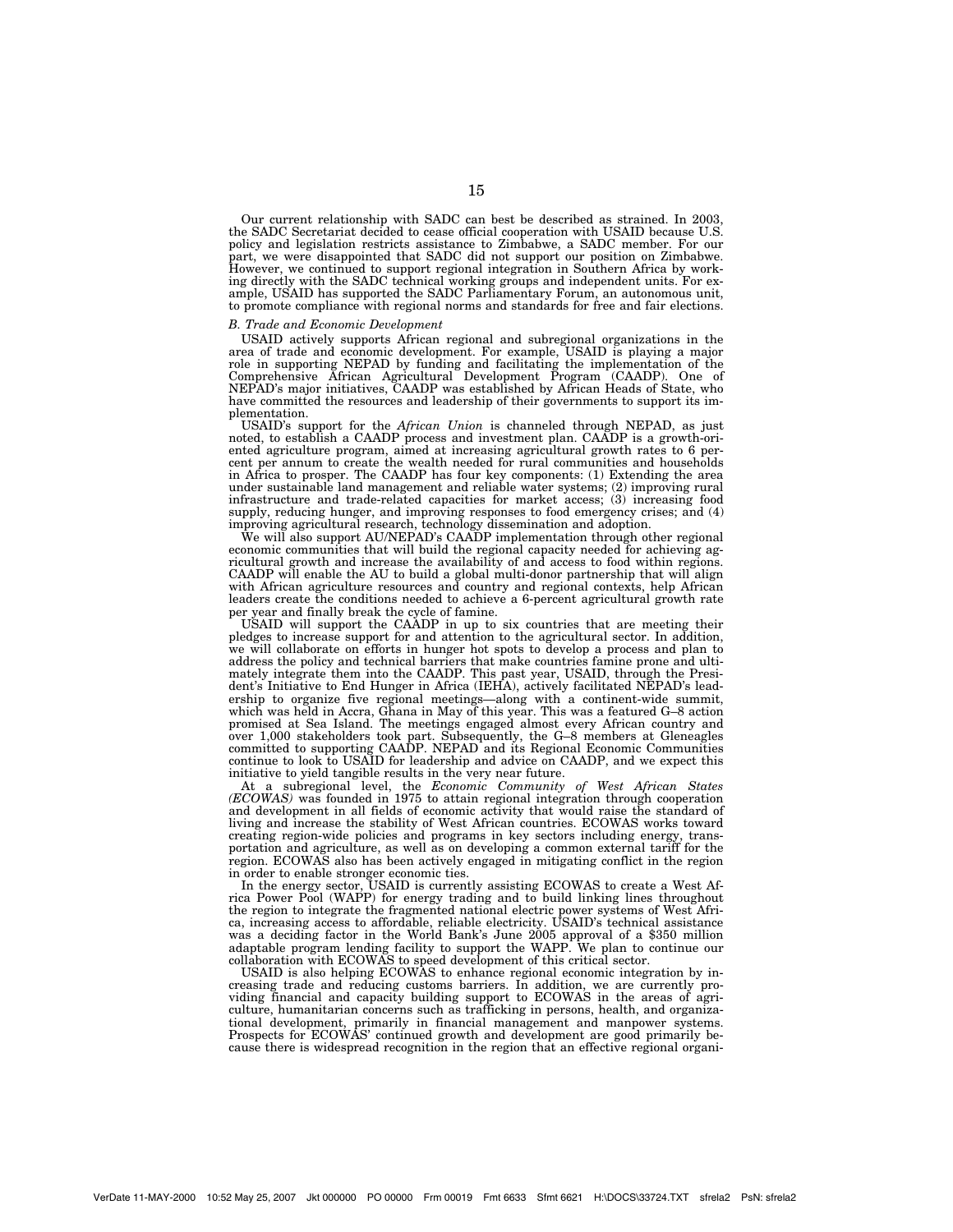Our current relationship with SADC can best be described as strained. In 2003, the SADC Secretariat decided to cease official cooperation with USAID because U.S. policy and legislation restricts assistance to Zimbabwe, a SADC member. For our part, we were disappointed that SADC did not support our position on Zimbabwe. However, we continued to support regional integration in Southern Africa by working directly with the SADC technical working groups and independent units. For example, USAID has supported the SADC Parliamentary Forum, an autonomous unit, to promote compliance with regional norms and standards for free and fair elections.

*B. Trade and Economic Development*

USAID actively supports African regional and subregional organizations in the area of trade and economic development. For example, USAID is playing a major role in supporting NEPAD by funding and facilitating the implementation of the Comprehensive African Agricultural Development Program (CAADP). One of NEPAD's major initiatives, CAADP was established by African Heads of State, who have committed the resources and leadership of their governments to support its implementation.

USAID's support for the *African Union* is channeled through NEPAD, as just noted, to establish a CAADP process and investment plan. CAADP is a growth-oriented agriculture program, aimed at increasing agricultural growth rates to 6 percent per annum to create the wealth needed for rural communities and households in Africa to prosper. The CAADP has four key components: (1) Extending the area under sustainable land management and reliable water systems; (2) improving rural infrastructure and trade-related capacities for market access; (3) increasing food supply, reducing hunger, and improving responses to food emergency crises; and (4) improving agricultural research, technology dissemination and adoption.

We will also support AU/NEPAD's CAADP implementation through other regional economic communities that will build the regional capacity needed for achieving agricultural growth and increase the availability of and access to food within regions. CAADP will enable the AU to build a global multi-donor partnership that will align with African agriculture resources and country and regional contexts, help African leaders create the conditions needed to achieve a 6-percent agricultural growth rate per year and finally break the cycle of famine.

USAID will support the CAADP in up to six countries that are meeting their pledges to increase support for and attention to the agricultural sector. In addition, we will collaborate on efforts in hunger hot spots to develop a process and plan to address the policy and technical barriers that make countries famine prone and ultimately integrate them into the CAADP. This past year, USAID, through the President's Initiative to End Hunger in Africa (IEHA), actively facilitated NEPAD's leadership to organize five regional meetings—along with a continent-wide summit, which was held in Accra, Ghana in May of this year. This was a featured G–8 action promised at Sea Island. The meetings engaged almost every African country and over 1,000 stakeholders took part. Subsequently, the G–8 members at Gleneagles committed to supporting CAADP. NEPAD and its Regional Economic Communities continue to look to USAID for leadership and advice on CAADP, and we expect this initiative to yield tangible results in the very near future.

At a subregional level, the *Economic Community of West African States (ECOWAS)* was founded in 1975 to attain regional integration through cooperation and development in all fields of economic activity that would raise the standard of living and increase the stability of West African countries. ECOWAS works toward creating region-wide policies and programs in key sectors including energy, transportation and agriculture, as well as on developing a common external tariff for the region. ECOWAS also has been actively engaged in mitigating conflict in the region in order to enable stronger economic ties.

In the energy sector, USAID is currently assisting ECOWAS to create a West Africa Power Pool (WAPP) for energy trading and to build linking lines throughout the region to integrate the fragmented national electric power systems of West Africa, increasing access to affordable, reliable electricity. USAID's technical assistance was a deciding factor in the World Bank's June 2005 approval of a $350 million adaptable program lending facility to support the WAPP. We plan to continue our collaboration with ECOWAS to speed development of this critical sector.

USAID is also helping ECOWAS to enhance regional economic integration by increasing trade and reducing customs barriers. In addition, we are currently providing financial and capacity building support to ECOWAS in the areas of agriculture, humanitarian concerns such as trafficking in persons, health, and organizational development, primarily in financial management and manpower systems. Prospects for ECOWAS' continued growth and development are good primarily because there is widespread recognition in the region that an effective regional organi-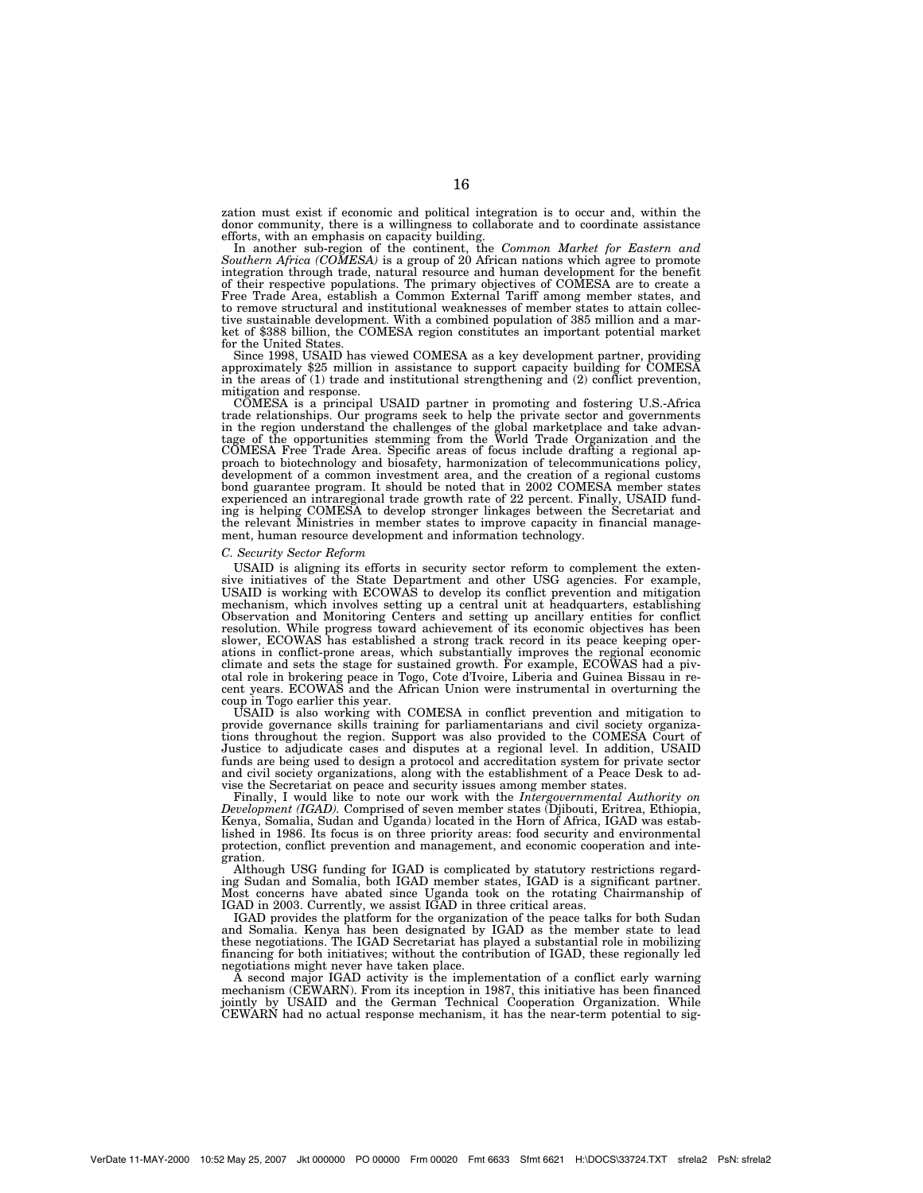zation must exist if economic and political integration is to occur and, within the donor community, there is a willingness to collaborate and to coordinate assistance efforts, with an emphasis on capacity building.

In another sub-region of the continent, the *Common Market for Eastern and Southern Africa (COMESA)* is a group of 20 African nations which agree to promote integration through trade, natural resource and human development for the benefit of their respective populations. The primary objectives of COMESA are to create a Free Trade Area, establish a Common External Tariff among member states, and to remove structural and institutional weaknesses of member states to attain collective sustainable development. With a combined population of 385 million and a market of $388 billion, the COMESA region constitutes an important potential market for the United States.

Since 1998, USAID has viewed COMESA as a key development partner, providing approximately $25 million in assistance to support capacity building for COMESA in the areas of (1) trade and institutional strengthening and (2) conflict prevention, mitigation and response.

COMESA is a principal USAID partner in promoting and fostering U.S.-Africa trade relationships. Our programs seek to help the private sector and governments in the region understand the challenges of the global marketplace and take advantage of the opportunities stemming from the World Trade Organization and the COMESA Free Trade Area. Specific areas of focus include drafting a regional approach to biotechnology and biosafety, harmonization of telecommunications policy, development of a common investment area, and the creation of a regional customs bond guarantee program. It should be noted that in 2002 COMESA member states experienced an intraregional trade growth rate of 22 percent. Finally, USAID funding is helping COMESA to develop stronger linkages between the Secretariat and the relevant Ministries in member states to improve capacity in financial management, human resource development and information technology.

*C. Security Sector Reform*

USAID is aligning its efforts in security sector reform to complement the extensive initiatives of the State Department and other USG agencies. For example, USAID is working with ECOWAS to develop its conflict prevention and mitigation mechanism, which involves setting up a central unit at headquarters, establishing Observation and Monitoring Centers and setting up ancillary entities for conflict resolution. While progress toward achievement of its economic objectives has been slower, ECOWAS has established a strong track record in its peace keeping operations in conflict-prone areas, which substantially improves the regional economic climate and sets the stage for sustained growth. For example, ECOWAS had a pivotal role in brokering peace in Togo, Cote d'Ivoire, Liberia and Guinea Bissau in recent years. ECOWAS and the African Union were instrumental in overturning the coup in Togo earlier this year.

USAID is also working with COMESA in conflict prevention and mitigation to provide governance skills training for parliamentarians and civil society organizations throughout the region. Support was also provided to the COMESA Court of Justice to adjudicate cases and disputes at a regional level. In addition, USAID funds are being used to design a protocol and accreditation system for private sector and civil society organizations, along with the establishment of a Peace Desk to advise the Secretariat on peace and security issues among member states.

Finally, I would like to note our work with the *Intergovernmental Authority on Development (IGAD).* Comprised of seven member states (Djibouti, Eritrea, Ethiopia, Kenya, Somalia, Sudan and Uganda) located in the Horn of Africa, IGAD was established in 1986. Its focus is on three priority areas: food security and environmental protection, conflict prevention and management, and economic cooperation and integration.

Although USG funding for IGAD is complicated by statutory restrictions regarding Sudan and Somalia, both IGAD member states, IGAD is a significant partner. Most concerns have abated since Uganda took on the rotating Chairmanship of IGAD in 2003. Currently, we assist IGAD in three critical areas.

IGAD provides the platform for the organization of the peace talks for both Sudan and Somalia. Kenya has been designated by IGAD as the member state to lead these negotiations. The IGAD Secretariat has played a substantial role in mobilizing financing for both initiatives; without the contribution of IGAD, these regionally led negotiations might never have taken place.

A second major IGAD activity is the implementation of a conflict early warning mechanism (CEWARN). From its inception in 1987, this initiative has been financed jointly by USAID and the German Technical Cooperation Organization. While CEWARN had no actual response mechanism, it has the near-term potential to sig-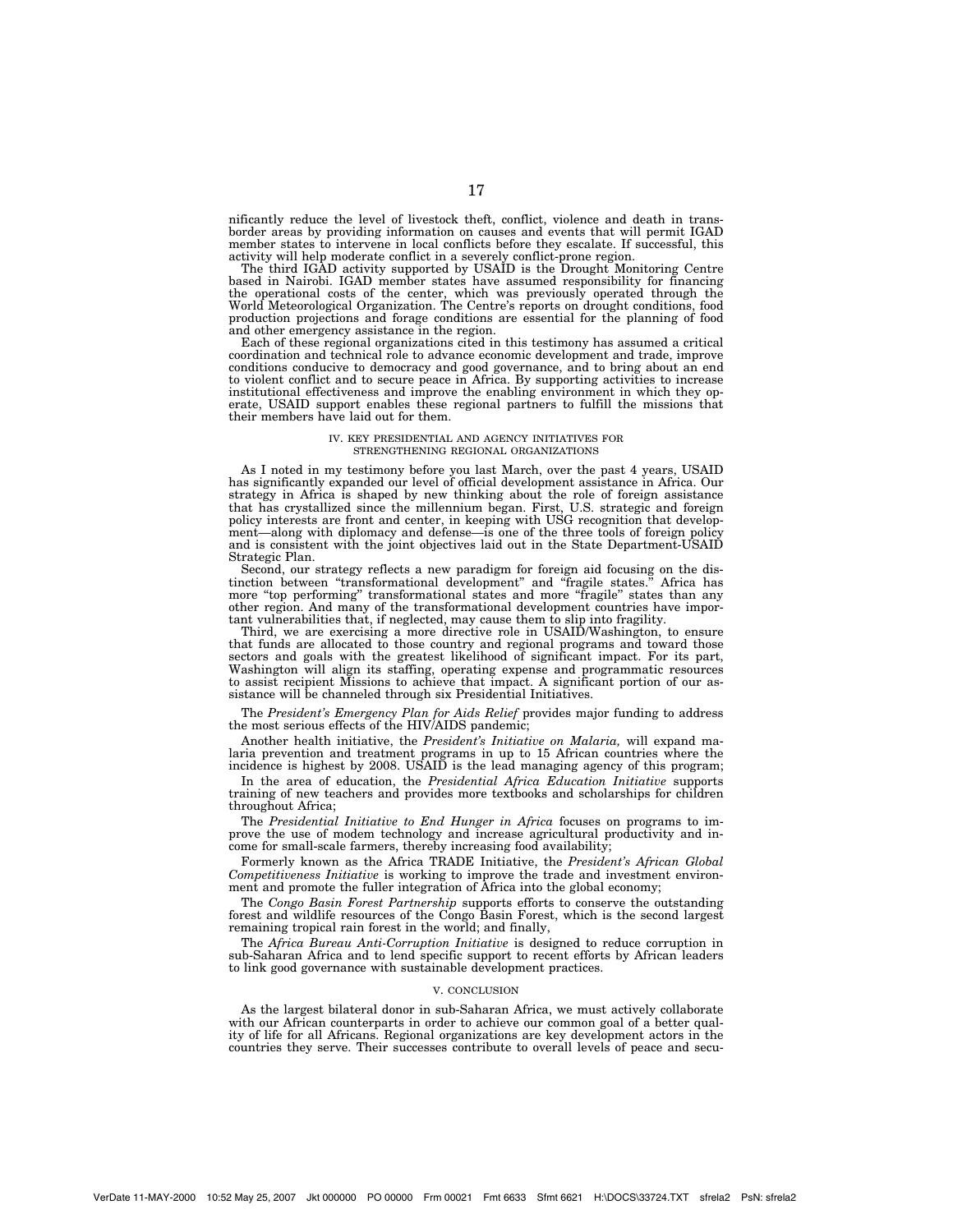nificantly reduce the level of livestock theft, conflict, violence and death in trans-border areas by providing information on causes and events that will permit IGAD member states to intervene in local conflicts before they escalate. If successful, this activity will help moderate conflict in a severely conflict-prone region.

The third IGAD activity supported by USAID is the Drought Monitoring Centre based in Nairobi. IGAD member states have assumed responsibility for financing the operational costs of the center, which was previously operated through the World Meteorological Organization. The Centre's reports on drought conditions, food production projections and forage conditions are essential for the planning of food and other emergency assistance in the region.

Each of these regional organizations cited in this testimony has assumed a critical coordination and technical role to advance economic development and trade, improve conditions conducive to democracy and good governance, and to bring about an end to violent conflict and to secure peace in Africa. By supporting activities to increase institutional effectiveness and improve the enabling environment in which they operate, USAID support enables these regional partners to fulfill the missions that their members have laid out for them.

## IV. KEY PRESIDENTIAL AND AGENCY INITIATIVES FOR STRENGTHENING REGIONAL ORGANIZATIONS

As I noted in my testimony before you last March, over the past 4 years, USAID has significantly expanded our level of official development assistance in Africa. Our strategy in Africa is shaped by new thinking about the role of foreign assistance that has crystallized since the millennium began. First, U.S. strategic and foreign policy interests are front and center, in keeping with USG recognition that development—along with diplomacy and defense—is one of the three tools of foreign policy and is consistent with the joint objectives laid out in the State Department-USAID Strategic Plan.

Second, our strategy reflects a new paradigm for foreign aid focusing on the distinction between "transformational development" and "fragile states." Africa has more "top performing" transformational states and more "fragile" states than any other region. And many of the transformational development countries have important vulnerabilities that, if neglected, may cause them to slip into fragility.

Third, we are exercising a more directive role in USAID/Washington, to ensure that funds are allocated to those country and regional programs and toward those sectors and goals with the greatest likelihood of significant impact. For its part, Washington will align its staffing, operating expense and programmatic resources to assist recipient Missions to achieve that impact. A significant portion of our assistance will be channeled through six Presidential Initiatives.

The *President's Emergency Plan for Aids Relief* provides major funding to address the most serious effects of the HIV/AIDS pandemic;

Another health initiative, the *President's Initiative on Malaria,* will expand malaria prevention and treatment programs in up to 15 African countries where the incidence is highest by 2008. USAID is the lead managing agency of this program;

In the area of education, the *Presidential Africa Education Initiative* supports training of new teachers and provides more textbooks and scholarships for children throughout Africa;

The *Presidential Initiative to End Hunger in Africa* focuses on programs to improve the use of modem technology and increase agricultural productivity and income for small-scale farmers, thereby increasing food availability;

Formerly known as the Africa TRADE Initiative, the *President's African Global Competitiveness Initiative* is working to improve the trade and investment environment and promote the fuller integration of Africa into the global economy;

The *Congo Basin Forest Partnership* supports efforts to conserve the outstanding forest and wildlife resources of the Congo Basin Forest, which is the second largest remaining tropical rain forest in the world; and finally,

The *Africa Bureau Anti-Corruption Initiative* is designed to reduce corruption in sub-Saharan Africa and to lend specific support to recent efforts by African leaders to link good governance with sustainable development practices.

## V. CONCLUSION

As the largest bilateral donor in sub-Saharan Africa, we must actively collaborate with our African counterparts in order to achieve our common goal of a better quality of life for all Africans. Regional organizations are key development actors in the countries they serve. Their successes contribute to overall levels of peace and secu-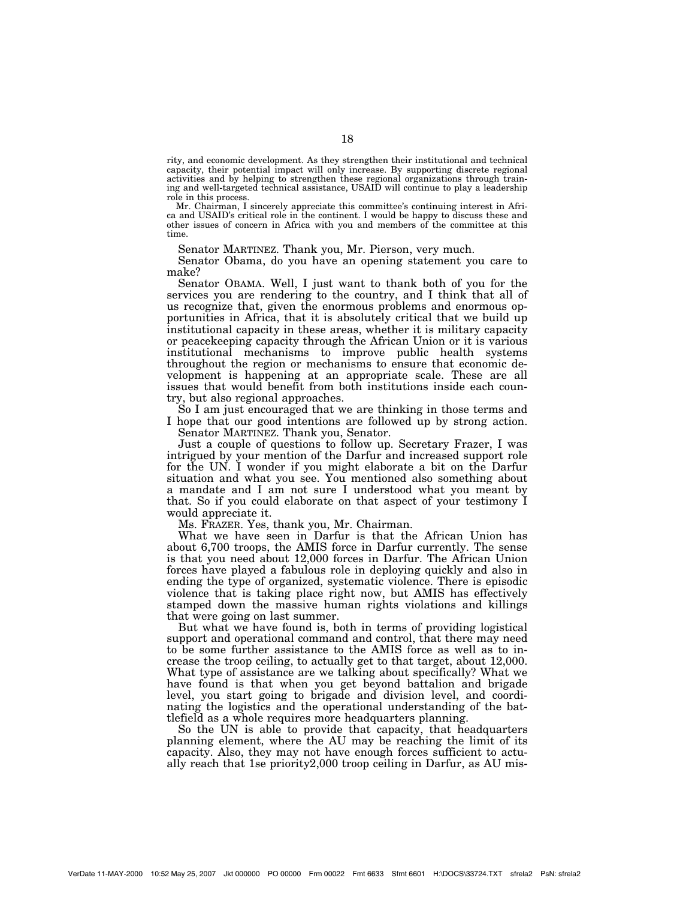rity, and economic development. As they strengthen their institutional and technical capacity, their potential impact will only increase. By supporting discrete regional activities and by helping to strengthen these regional organizations through training and well-targeted technical assistance, USAID will continue to play a leadership role in this process.

Mr. Chairman, I sincerely appreciate this committee's continuing interest in Africa and USAID's critical role in the continent. I would be happy to discuss these and other issues of concern in Africa with you and members of the committee at this time.

Senator MARTINEZ. Thank you, Mr. Pierson, very much.

Senator Obama, do you have an opening statement you care to make?

Senator OBAMA. Well, I just want to thank both of you for the services you are rendering to the country, and I think that all of us recognize that, given the enormous problems and enormous opportunities in Africa, that it is absolutely critical that we build up institutional capacity in these areas, whether it is military capacity or peacekeeping capacity through the African Union or it is various institutional mechanisms to improve public health systems throughout the region or mechanisms to ensure that economic development is happening at an appropriate scale. These are all issues that would benefit from both institutions inside each country, but also regional approaches.

So I am just encouraged that we are thinking in those terms and I hope that our good intentions are followed up by strong action.

Senator MARTINEZ. Thank you, Senator.

Just a couple of questions to follow up. Secretary Frazer, I was intrigued by your mention of the Darfur and increased support role for the UN. I wonder if you might elaborate a bit on the Darfur situation and what you see. You mentioned also something about a mandate and I am not sure I understood what you meant by that. So if you could elaborate on that aspect of your testimony I would appreciate it.

Ms. FRAZER. Yes, thank you, Mr. Chairman.

What we have seen in Darfur is that the African Union has about 6,700 troops, the AMIS force in Darfur currently. The sense is that you need about 12,000 forces in Darfur. The African Union forces have played a fabulous role in deploying quickly and also in ending the type of organized, systematic violence. There is episodic violence that is taking place right now, but AMIS has effectively stamped down the massive human rights violations and killings that were going on last summer.

But what we have found is, both in terms of providing logistical support and operational command and control, that there may need to be some further assistance to the AMIS force as well as to increase the troop ceiling, to actually get to that target, about 12,000. What type of assistance are we talking about specifically? What we have found is that when you get beyond battalion and brigade level, you start going to brigade and division level, and coordinating the logistics and the operational understanding of the battlefield as a whole requires more headquarters planning.

So the UN is able to provide that capacity, that headquarters planning element, where the AU may be reaching the limit of its capacity. Also, they may not have enough forces sufficient to actually reach that 1se priority2,000 troop ceiling in Darfur, as AU mis-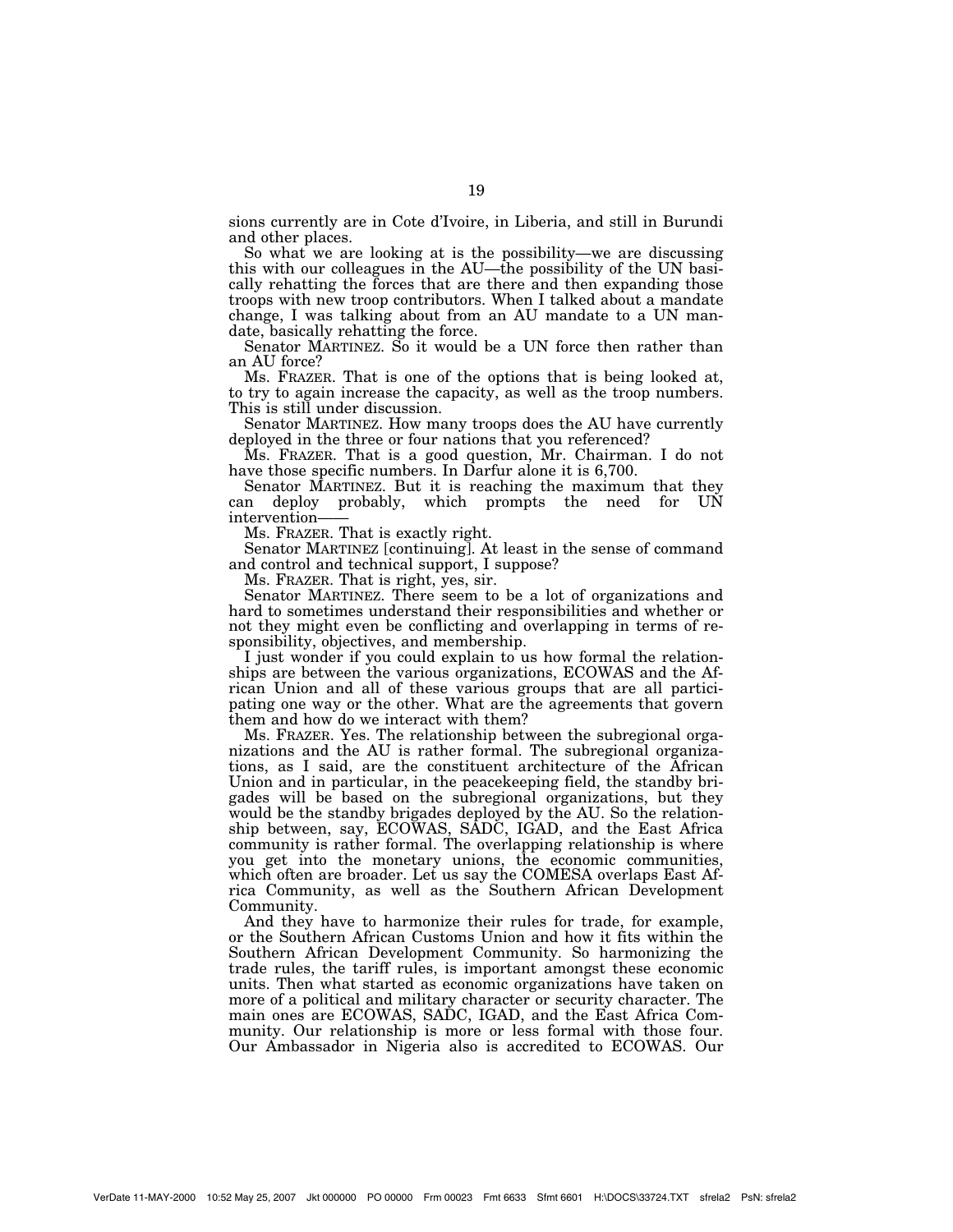sions currently are in Cote d'Ivoire, in Liberia, and still in Burundi and other places.

So what we are looking at is the possibility—we are discussing this with our colleagues in the AU—the possibility of the UN basically rehatting the forces that are there and then expanding those troops with new troop contributors. When I talked about a mandate change, I was talking about from an AU mandate to a UN mandate, basically rehatting the force.

Senator MARTINEZ. So it would be a UN force then rather than an AU force?

Ms. FRAZER. That is one of the options that is being looked at, to try to again increase the capacity, as well as the troop numbers. This is still under discussion.

Senator MARTINEZ. How many troops does the AU have currently deployed in the three or four nations that you referenced?

Ms. FRAZER. That is a good question, Mr. Chairman. I do not have those specific numbers. In Darfur alone it is 6,700.

Senator MARTINEZ. But it is reaching the maximum that they can deploy probably, which prompts the need for UN intervention——

Ms. FRAZER. That is exactly right.

Senator MARTINEZ [continuing]. At least in the sense of command and control and technical support, I suppose?

Ms. FRAZER. That is right, yes, sir.

Senator MARTINEZ. There seem to be a lot of organizations and hard to sometimes understand their responsibilities and whether or not they might even be conflicting and overlapping in terms of responsibility, objectives, and membership.

I just wonder if you could explain to us how formal the relationships are between the various organizations, ECOWAS and the African Union and all of these various groups that are all participating one way or the other. What are the agreements that govern them and how do we interact with them?

Ms. FRAZER. Yes. The relationship between the subregional organizations and the AU is rather formal. The subregional organizations, as I said, are the constituent architecture of the African Union and in particular, in the peacekeeping field, the standby brigades will be based on the subregional organizations, but they would be the standby brigades deployed by the AU. So the relationship between, say, ECOWAS, SADC, IGAD, and the East Africa community is rather formal. The overlapping relationship is where you get into the monetary unions, the economic communities, which often are broader. Let us say the COMESA overlaps East Africa Community, as well as the Southern African Development Community.

And they have to harmonize their rules for trade, for example, or the Southern African Customs Union and how it fits within the Southern African Development Community. So harmonizing the trade rules, the tariff rules, is important amongst these economic units. Then what started as economic organizations have taken on more of a political and military character or security character. The main ones are ECOWAS, SADC, IGAD, and the East Africa Community. Our relationship is more or less formal with those four. Our Ambassador in Nigeria also is accredited to ECOWAS. Our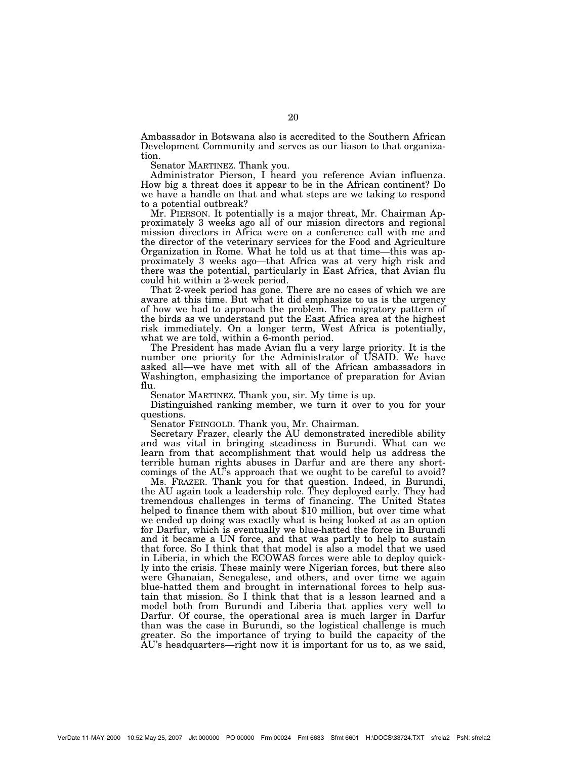Ambassador in Botswana also is accredited to the Southern African Development Community and serves as our liason to that organization.

Senator MARTINEZ. Thank you.

Administrator Pierson, I heard you reference Avian influenza. How big a threat does it appear to be in the African continent? Do we have a handle on that and what steps are we taking to respond to a potential outbreak?

Mr. PIERSON. It potentially is a major threat, Mr. Chairman Approximately 3 weeks ago all of our mission directors and regional mission directors in Africa were on a conference call with me and the director of the veterinary services for the Food and Agriculture Organization in Rome. What he told us at that time—this was approximately 3 weeks ago—that Africa was at very high risk and there was the potential, particularly in East Africa, that Avian flu could hit within a 2-week period.

That 2-week period has gone. There are no cases of which we are aware at this time. But what it did emphasize to us is the urgency of how we had to approach the problem. The migratory pattern of the birds as we understand put the East Africa area at the highest risk immediately. On a longer term, West Africa is potentially, what we are told, within a 6-month period.

The President has made Avian flu a very large priority. It is the number one priority for the Administrator of USAID. We have asked all—we have met with all of the African ambassadors in Washington, emphasizing the importance of preparation for Avian flu.

Senator MARTINEZ. Thank you, sir. My time is up.

Distinguished ranking member, we turn it over to you for your questions.

Senator FEINGOLD. Thank you, Mr. Chairman.

Secretary Frazer, clearly the AU demonstrated incredible ability and was vital in bringing steadiness in Burundi. What can we learn from that accomplishment that would help us address the terrible human rights abuses in Darfur and are there any shortcomings of the AU's approach that we ought to be careful to avoid?

Ms. FRAZER. Thank you for that question. Indeed, in Burundi, the AU again took a leadership role. They deployed early. They had tremendous challenges in terms of financing. The United States helped to finance them with about $10 million, but over time what we ended up doing was exactly what is being looked at as an option for Darfur, which is eventually we blue-hatted the force in Burundi and it became a UN force, and that was partly to help to sustain that force. So I think that that model is also a model that we used in Liberia, in which the ECOWAS forces were able to deploy quickly into the crisis. These mainly were Nigerian forces, but there also were Ghanaian, Senegalese, and others, and over time we again blue-hatted them and brought in international forces to help sustain that mission. So I think that that is a lesson learned and a model both from Burundi and Liberia that applies very well to Darfur. Of course, the operational area is much larger in Darfur than was the case in Burundi, so the logistical challenge is much greater. So the importance of trying to build the capacity of the AU's headquarters—right now it is important for us to, as we said,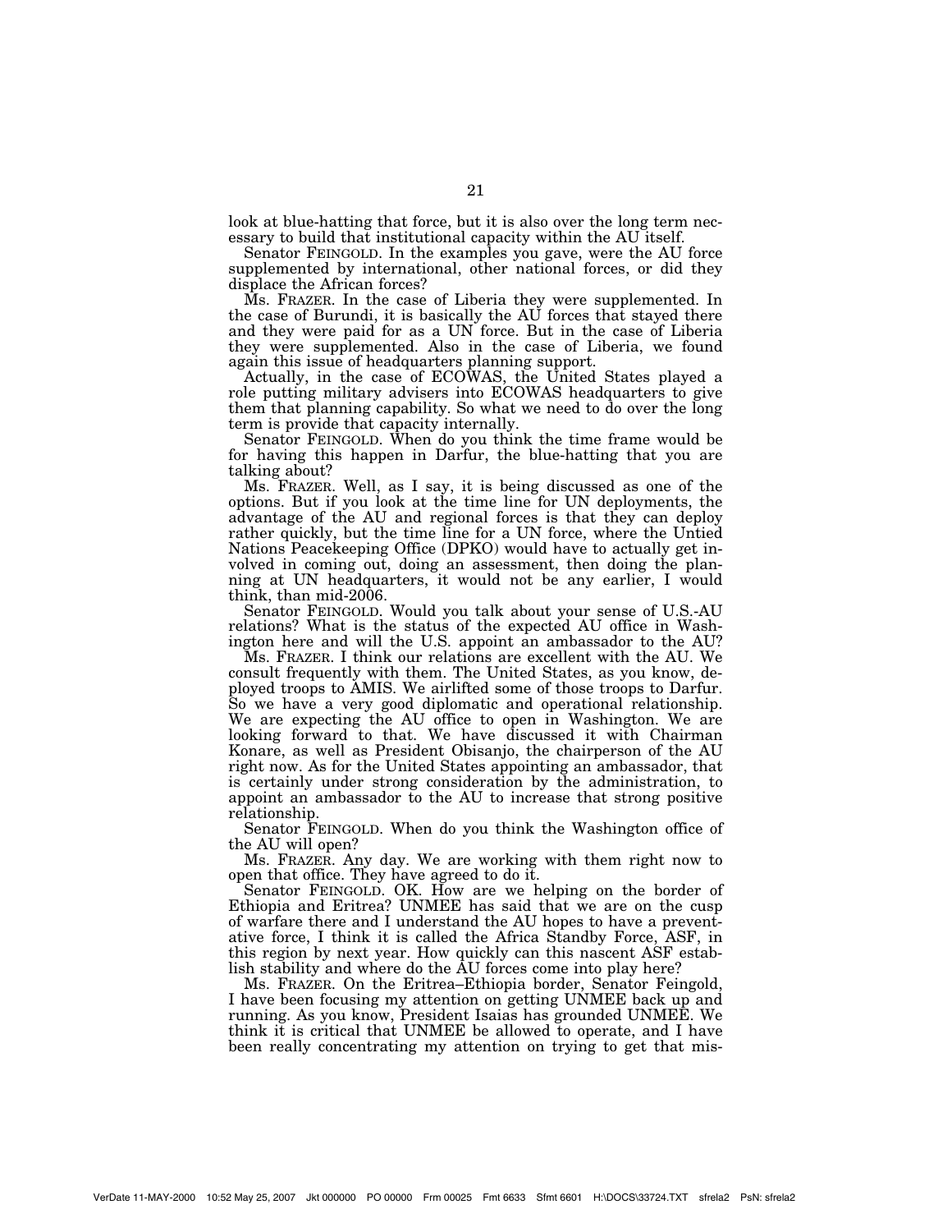look at blue-hatting that force, but it is also over the long term necessary to build that institutional capacity within the AU itself.

Senator FEINGOLD. In the examples you gave, were the AU force supplemented by international, other national forces, or did they displace the African forces?

Ms. FRAZER. In the case of Liberia they were supplemented. In the case of Burundi, it is basically the AU forces that stayed there and they were paid for as a UN force. But in the case of Liberia they were supplemented. Also in the case of Liberia, we found again this issue of headquarters planning support.

Actually, in the case of ECOWAS, the United States played a role putting military advisers into ECOWAS headquarters to give them that planning capability. So what we need to do over the long term is provide that capacity internally.

Senator FEINGOLD. When do you think the time frame would be for having this happen in Darfur, the blue-hatting that you are talking about?

Ms. FRAZER. Well, as I say, it is being discussed as one of the options. But if you look at the time line for UN deployments, the advantage of the AU and regional forces is that they can deploy rather quickly, but the time line for a UN force, where the Untied Nations Peacekeeping Office (DPKO) would have to actually get involved in coming out, doing an assessment, then doing the planning at UN headquarters, it would not be any earlier, I would think, than mid-2006.

Senator FEINGOLD. Would you talk about your sense of U.S.-AU relations? What is the status of the expected AU office in Washington here and will the U.S. appoint an ambassador to the AU?

Ms. FRAZER. I think our relations are excellent with the AU. We consult frequently with them. The United States, as you know, deployed troops to AMIS. We airlifted some of those troops to Darfur. So we have a very good diplomatic and operational relationship. We are expecting the AU office to open in Washington. We are looking forward to that. We have discussed it with Chairman Konare, as well as President Obisanjo, the chairperson of the AU right now. As for the United States appointing an ambassador, that is certainly under strong consideration by the administration, to appoint an ambassador to the AU to increase that strong positive relationship.

Senator FEINGOLD. When do you think the Washington office of the AU will open?

Ms. FRAZER. Any day. We are working with them right now to open that office. They have agreed to do it.

Senator FEINGOLD. OK. How are we helping on the border of Ethiopia and Eritrea? UNMEE has said that we are on the cusp of warfare there and I understand the AU hopes to have a preventative force, I think it is called the Africa Standby Force, ASF, in this region by next year. How quickly can this nascent ASF establish stability and where do the AU forces come into play here?

Ms. FRAZER. On the Eritrea–Ethiopia border, Senator Feingold, I have been focusing my attention on getting UNMEE back up and running. As you know, President Isaias has grounded UNMEE. We think it is critical that UNMEE be allowed to operate, and I have been really concentrating my attention on trying to get that mis-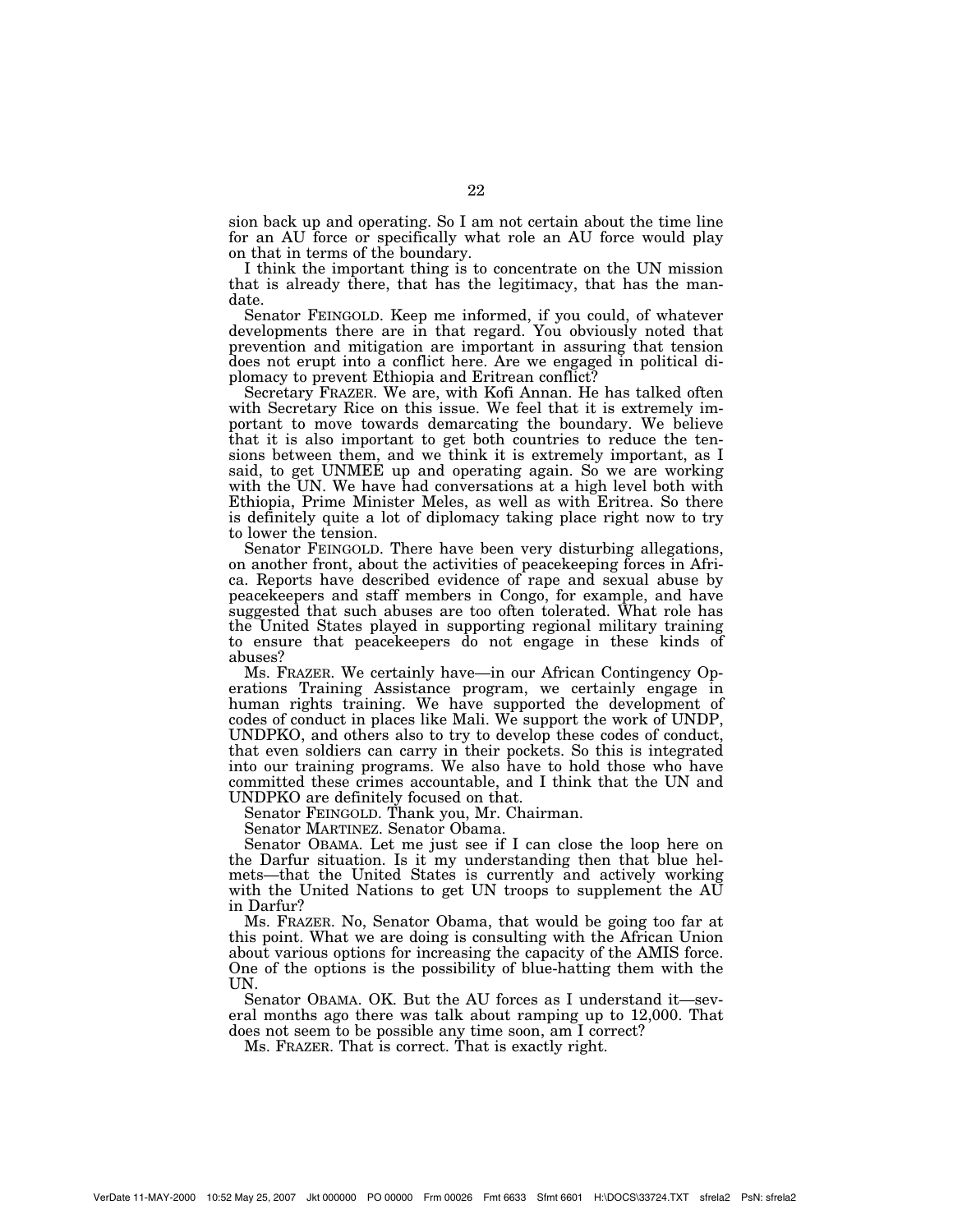sion back up and operating. So I am not certain about the time line for an AU force or specifically what role an AU force would play on that in terms of the boundary.

I think the important thing is to concentrate on the UN mission that is already there, that has the legitimacy, that has the mandate.

Senator FEINGOLD. Keep me informed, if you could, of whatever developments there are in that regard. You obviously noted that prevention and mitigation are important in assuring that tension does not erupt into a conflict here. Are we engaged in political diplomacy to prevent Ethiopia and Eritrean conflict?

Secretary FRAZER. We are, with Kofi Annan. He has talked often with Secretary Rice on this issue. We feel that it is extremely important to move towards demarcating the boundary. We believe that it is also important to get both countries to reduce the tensions between them, and we think it is extremely important, as I said, to get UNMEE up and operating again. So we are working with the UN. We have had conversations at a high level both with Ethiopia, Prime Minister Meles, as well as with Eritrea. So there is definitely quite a lot of diplomacy taking place right now to try to lower the tension.

Senator FEINGOLD. There have been very disturbing allegations, on another front, about the activities of peacekeeping forces in Africa. Reports have described evidence of rape and sexual abuse by peacekeepers and staff members in Congo, for example, and have suggested that such abuses are too often tolerated. What role has the United States played in supporting regional military training to ensure that peacekeepers do not engage in these kinds of abuses?

Ms. FRAZER. We certainly have—in our African Contingency Operations Training Assistance program, we certainly engage in human rights training. We have supported the development of codes of conduct in places like Mali. We support the work of UNDP, UNDPKO, and others also to try to develop these codes of conduct, that even soldiers can carry in their pockets. So this is integrated into our training programs. We also have to hold those who have committed these crimes accountable, and I think that the UN and UNDPKO are definitely focused on that.

Senator FEINGOLD. Thank you, Mr. Chairman.

Senator MARTINEZ. Senator Obama.

Senator OBAMA. Let me just see if I can close the loop here on the Darfur situation. Is it my understanding then that blue helmets—that the United States is currently and actively working with the United Nations to get UN troops to supplement the AU in Darfur?

Ms. FRAZER. No, Senator Obama, that would be going too far at this point. What we are doing is consulting with the African Union about various options for increasing the capacity of the AMIS force. One of the options is the possibility of blue-hatting them with the UN.

Senator OBAMA. OK. But the AU forces as I understand it—several months ago there was talk about ramping up to 12,000. That does not seem to be possible any time soon, am I correct?

Ms. FRAZER. That is correct. That is exactly right.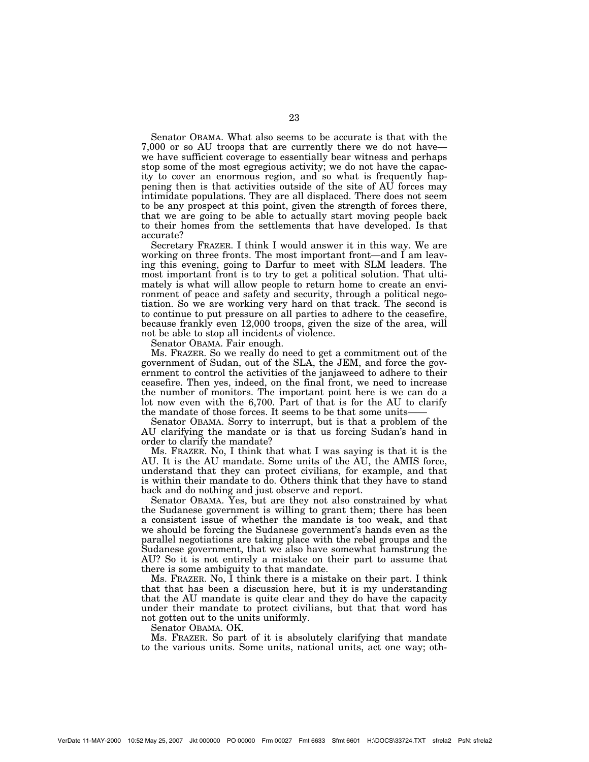Senator OBAMA. What also seems to be accurate is that with the 7,000 or so AU troops that are currently there we do not have—we have sufficient coverage to essentially bear witness and perhaps stop some of the most egregious activity; we do not have the capacity to cover an enormous region, and so what is frequently happening then is that activities outside of the site of AU forces may intimidate populations. They are all displaced. There does not seem to be any prospect at this point, given the strength of forces there, that we are going to be able to actually start moving people back to their homes from the settlements that have developed. Is that accurate?

Secretary FRAZER. I think I would answer it in this way. We are working on three fronts. The most important front—and I am leaving this evening, going to Darfur to meet with SLM leaders. The most important front is to try to get a political solution. That ultimately is what will allow people to return home to create an environment of peace and safety and security, through a political negotiation. So we are working very hard on that track. The second is to continue to put pressure on all parties to adhere to the ceasefire, because frankly even 12,000 troops, given the size of the area, will not be able to stop all incidents of violence.

Senator OBAMA. Fair enough.

Ms. FRAZER. So we really do need to get a commitment out of the government of Sudan, out of the SLA, the JEM, and force the government to control the activities of the janjaweed to adhere to their ceasefire. Then yes, indeed, on the final front, we need to increase the number of monitors. The important point here is we can do a lot now even with the 6,700. Part of that is for the AU to clarify the mandate of those forces. It seems to be that some units——

Senator OBAMA. Sorry to interrupt, but is that a problem of the AU clarifying the mandate or is that us forcing Sudan's hand in order to clarify the mandate?

Ms. FRAZER. No, I think that what I was saying is that it is the AU. It is the AU mandate. Some units of the AU, the AMIS force, understand that they can protect civilians, for example, and that is within their mandate to do. Others think that they have to stand back and do nothing and just observe and report.

Senator OBAMA. Yes, but are they not also constrained by what the Sudanese government is willing to grant them; there has been a consistent issue of whether the mandate is too weak, and that we should be forcing the Sudanese government's hands even as the parallel negotiations are taking place with the rebel groups and the Sudanese government, that we also have somewhat hamstrung the AU? So it is not entirely a mistake on their part to assume that there is some ambiguity to that mandate.

Ms. FRAZER. No, I think there is a mistake on their part. I think that that has been a discussion here, but it is my understanding that the AU mandate is quite clear and they do have the capacity under their mandate to protect civilians, but that that word has not gotten out to the units uniformly.

Senator OBAMA. OK.

Ms. FRAZER. So part of it is absolutely clarifying that mandate to the various units. Some units, national units, act one way; oth-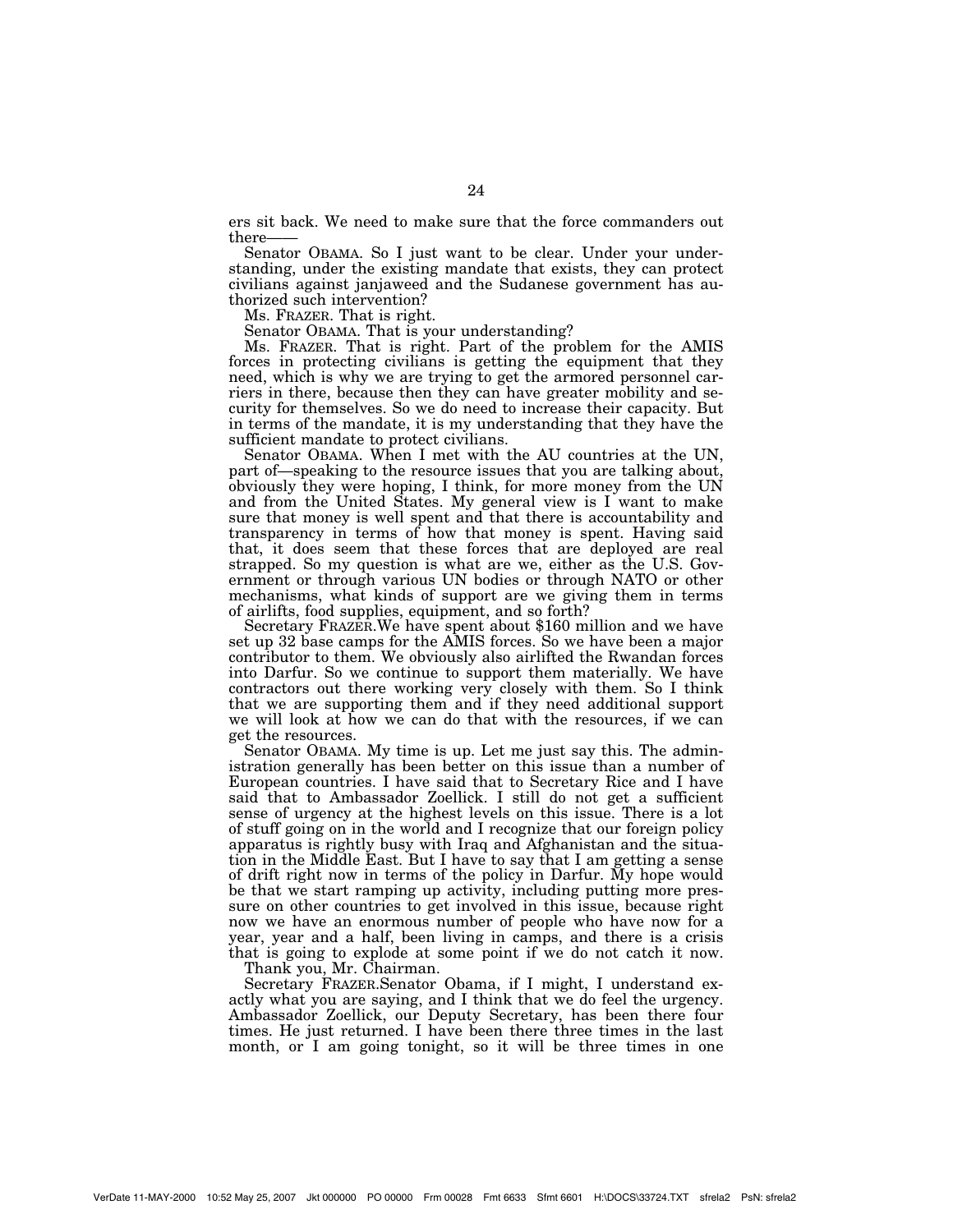ers sit back. We need to make sure that the force commanders out there——

Senator OBAMA. So I just want to be clear. Under your understanding, under the existing mandate that exists, they can protect civilians against janjaweed and the Sudanese government has authorized such intervention?

Ms. FRAZER. That is right.

Senator OBAMA. That is your understanding?

Ms. FRAZER. That is right. Part of the problem for the AMIS forces in protecting civilians is getting the equipment that they need, which is why we are trying to get the armored personnel carriers in there, because then they can have greater mobility and security for themselves. So we do need to increase their capacity. But in terms of the mandate, it is my understanding that they have the sufficient mandate to protect civilians.

Senator OBAMA. When I met with the AU countries at the UN, part of—speaking to the resource issues that you are talking about, obviously they were hoping, I think, for more money from the UN and from the United States. My general view is I want to make sure that money is well spent and that there is accountability and transparency in terms of how that money is spent. Having said that, it does seem that these forces that are deployed are real strapped. So my question is what are we, either as the U.S. Government or through various UN bodies or through NATO or other mechanisms, what kinds of support are we giving them in terms of airlifts, food supplies, equipment, and so forth?

Secretary FRAZER.We have spent about $160 million and we have set up 32 base camps for the AMIS forces. So we have been a major contributor to them. We obviously also airlifted the Rwandan forces into Darfur. So we continue to support them materially. We have contractors out there working very closely with them. So I think that we are supporting them and if they need additional support we will look at how we can do that with the resources, if we can get the resources.

Senator OBAMA. My time is up. Let me just say this. The administration generally has been better on this issue than a number of European countries. I have said that to Secretary Rice and I have said that to Ambassador Zoellick. I still do not get a sufficient sense of urgency at the highest levels on this issue. There is a lot of stuff going on in the world and I recognize that our foreign policy apparatus is rightly busy with Iraq and Afghanistan and the situation in the Middle East. But I have to say that I am getting a sense of drift right now in terms of the policy in Darfur. My hope would be that we start ramping up activity, including putting more pressure on other countries to get involved in this issue, because right now we have an enormous number of people who have now for a year, year and a half, been living in camps, and there is a crisis that is going to explode at some point if we do not catch it now.

Thank you, Mr. Chairman.

Secretary FRAZER.Senator Obama, if I might, I understand exactly what you are saying, and I think that we do feel the urgency. Ambassador Zoellick, our Deputy Secretary, has been there four times. He just returned. I have been there three times in the last month, or I am going tonight, so it will be three times in one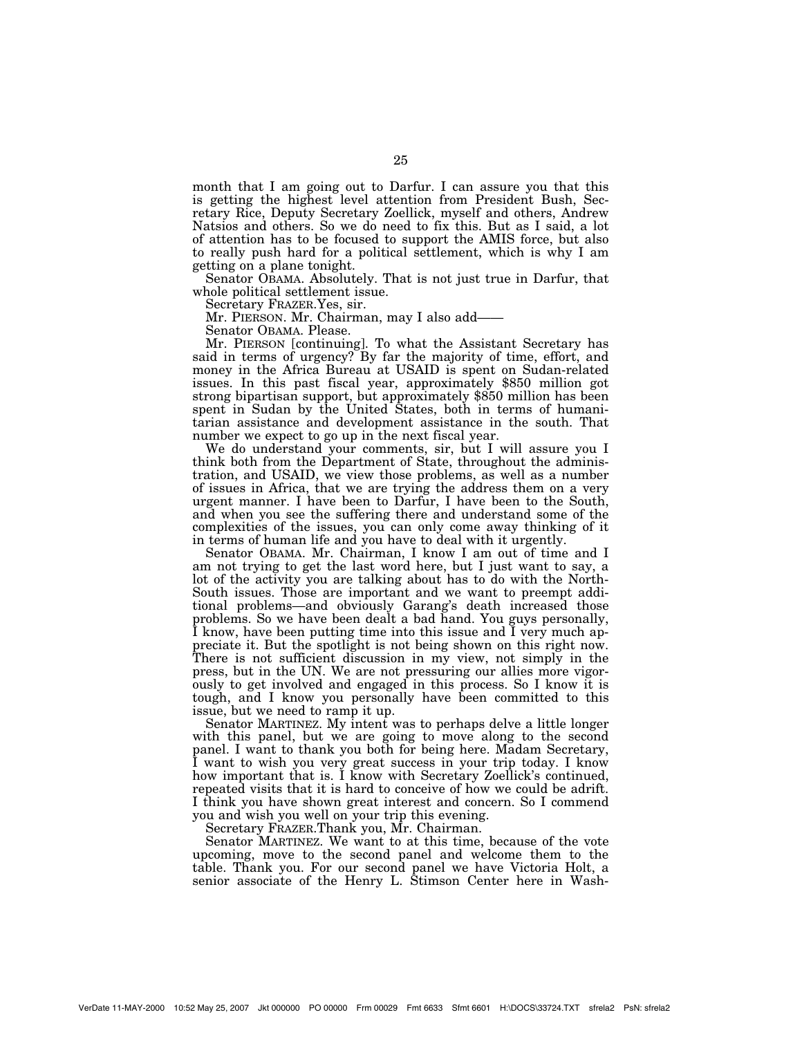month that I am going out to Darfur. I can assure you that this is getting the highest level attention from President Bush, Secretary Rice, Deputy Secretary Zoellick, myself and others, Andrew Natsios and others. So we do need to fix this. But as I said, a lot of attention has to be focused to support the AMIS force, but also to really push hard for a political settlement, which is why I am getting on a plane tonight.

Senator OBAMA. Absolutely. That is not just true in Darfur, that whole political settlement issue.

Secretary FRAZER. Yes, sir.

Mr. PIERSON. Mr. Chairman, may I also add——

Senator OBAMA. Please.

Mr. PIERSON [continuing]. To what the Assistant Secretary has said in terms of urgency? By far the majority of time, effort, and money in the Africa Bureau at USAID is spent on Sudan-related issues. In this past fiscal year, approximately $850 million got strong bipartisan support, but approximately $850 million has been spent in Sudan by the United States, both in terms of humanitarian assistance and development assistance in the south. That number we expect to go up in the next fiscal year.

We do understand your comments, sir, but I will assure you I think both from the Department of State, throughout the administration, and USAID, we view those problems, as well as a number of issues in Africa, that we are trying the address them on a very urgent manner. I have been to Darfur, I have been to the South, and when you see the suffering there and understand some of the complexities of the issues, you can only come away thinking of it in terms of human life and you have to deal with it urgently.

Senator OBAMA. Mr. Chairman, I know I am out of time and I am not trying to get the last word here, but I just want to say, a lot of the activity you are talking about has to do with the North-South issues. Those are important and we want to preempt additional problems—and obviously Garang's death increased those problems. So we have been dealt a bad hand. You guys personally, I know, have been putting time into this issue and I very much appreciate it. But the spotlight is not being shown on this right now. There is not sufficient discussion in my view, not simply in the press, but in the UN. We are not pressuring our allies more vigorously to get involved and engaged in this process. So I know it is tough, and I know you personally have been committed to this issue, but we need to ramp it up.

Senator MARTINEZ. My intent was to perhaps delve a little longer with this panel, but we are going to move along to the second panel. I want to thank you both for being here. Madam Secretary, I want to wish you very great success in your trip today. I know how important that is. I know with Secretary Zoellick's continued, repeated visits that it is hard to conceive of how we could be adrift. I think you have shown great interest and concern. So I commend you and wish you well on your trip this evening.

Secretary FRAZER. Thank you, Mr. Chairman.

Senator MARTINEZ. We want to at this time, because of the vote upcoming, move to the second panel and welcome them to the table. Thank you. For our second panel we have Victoria Holt, a senior associate of the Henry L. Stimson Center here in Wash-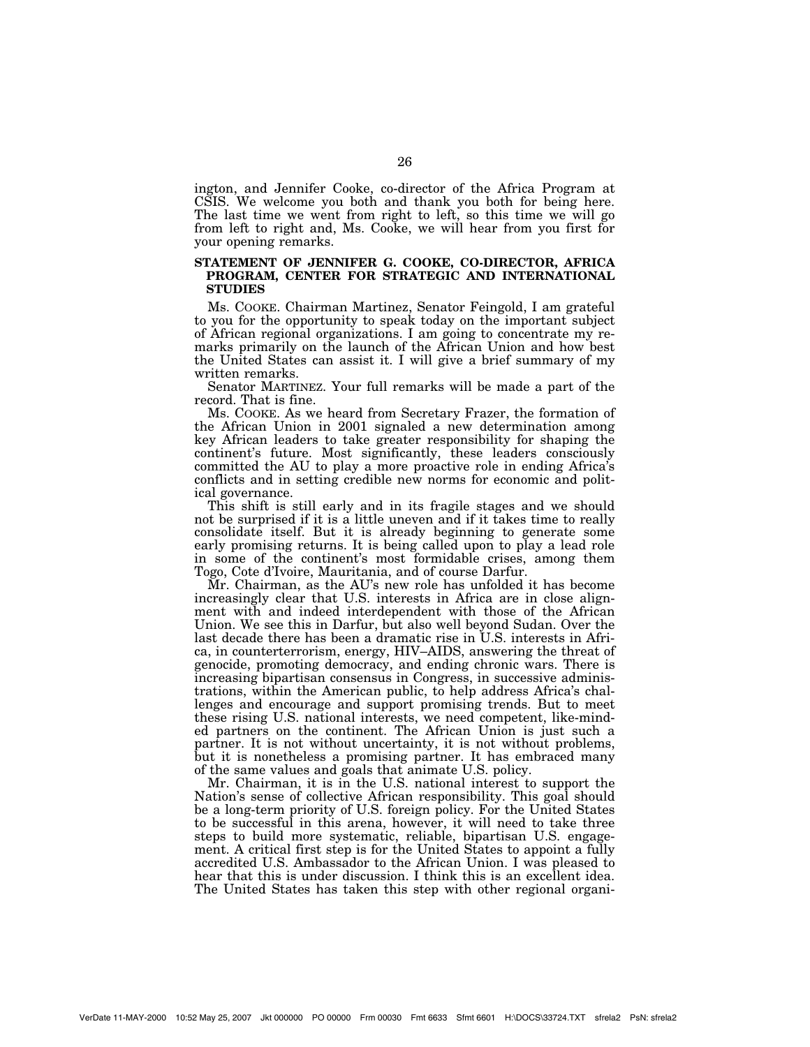ington, and Jennifer Cooke, co-director of the Africa Program at CSIS. We welcome you both and thank you both for being here. The last time we went from right to left, so this time we will go from left to right and, Ms. Cooke, we will hear from you first for your opening remarks.

## STATEMENT OF JENNIFER G. COOKE, CO-DIRECTOR, AFRICA PROGRAM, CENTER FOR STRATEGIC AND INTERNATIONAL STUDIES

Ms. COOKE. Chairman Martinez, Senator Feingold, I am grateful to you for the opportunity to speak today on the important subject of African regional organizations. I am going to concentrate my remarks primarily on the launch of the African Union and how best the United States can assist it. I will give a brief summary of my written remarks.

Senator MARTINEZ. Your full remarks will be made a part of the record. That is fine.

Ms. COOKE. As we heard from Secretary Frazer, the formation of the African Union in 2001 signaled a new determination among key African leaders to take greater responsibility for shaping the continent's future. Most significantly, these leaders consciously committed the AU to play a more proactive role in ending Africa's conflicts and in setting credible new norms for economic and political governance.

This shift is still early and in its fragile stages and we should not be surprised if it is a little uneven and if it takes time to really consolidate itself. But it is already beginning to generate some early promising returns. It is being called upon to play a lead role in some of the continent's most formidable crises, among them Togo, Cote d'Ivoire, Mauritania, and of course Darfur.

Mr. Chairman, as the AU's new role has unfolded it has become increasingly clear that U.S. interests in Africa are in close alignment with and indeed interdependent with those of the African Union. We see this in Darfur, but also well beyond Sudan. Over the last decade there has been a dramatic rise in U.S. interests in Africa, in counterterrorism, energy, HIV–AIDS, answering the threat of genocide, promoting democracy, and ending chronic wars. There is increasing bipartisan consensus in Congress, in successive administrations, within the American public, to help address Africa's challenges and encourage and support promising trends. But to meet these rising U.S. national interests, we need competent, like-minded partners on the continent. The African Union is just such a partner. It is not without uncertainty, it is not without problems, but it is nonetheless a promising partner. It has embraced many of the same values and goals that animate U.S. policy.

Mr. Chairman, it is in the U.S. national interest to support the Nation's sense of collective African responsibility. This goal should be a long-term priority of U.S. foreign policy. For the United States to be successful in this arena, however, it will need to take three steps to build more systematic, reliable, bipartisan U.S. engagement. A critical first step is for the United States to appoint a fully accredited U.S. Ambassador to the African Union. I was pleased to hear that this is under discussion. I think this is an excellent idea. The United States has taken this step with other regional organi-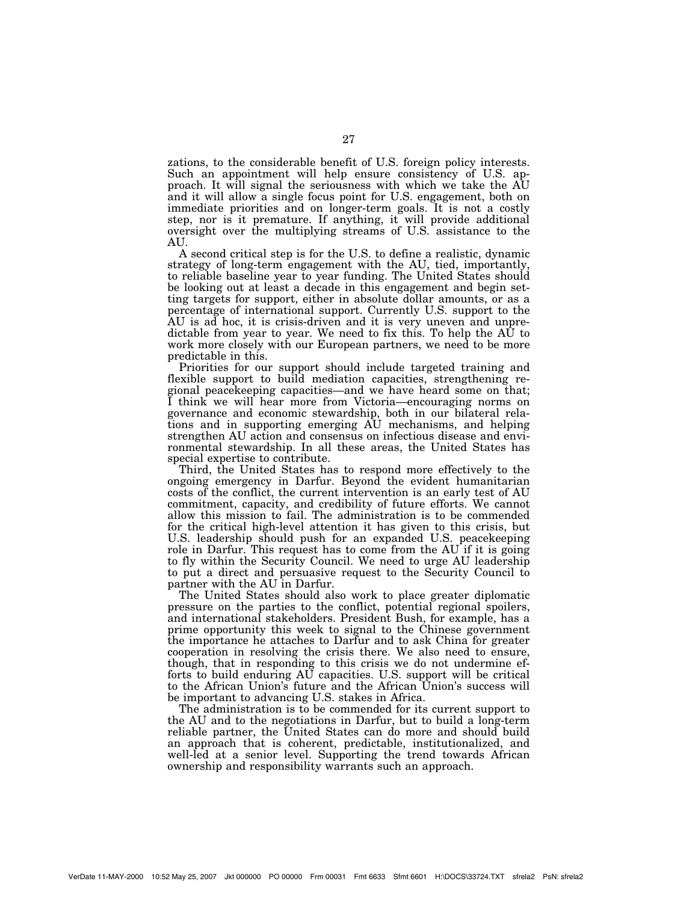zations, to the considerable benefit of U.S. foreign policy interests. Such an appointment will help ensure consistency of U.S. approach. It will signal the seriousness with which we take the AU and it will allow a single focus point for U.S. engagement, both on immediate priorities and on longer-term goals. It is not a costly step, nor is it premature. If anything, it will provide additional oversight over the multiplying streams of U.S. assistance to the AU.

A second critical step is for the U.S. to define a realistic, dynamic strategy of long-term engagement with the AU, tied, importantly, to reliable baseline year to year funding. The United States should be looking out at least a decade in this engagement and begin setting targets for support, either in absolute dollar amounts, or as a percentage of international support. Currently U.S. support to the AU is ad hoc, it is crisis-driven and it is very uneven and unpredictable from year to year. We need to fix this. To help the AU to work more closely with our European partners, we need to be more predictable in this.

Priorities for our support should include targeted training and flexible support to build mediation capacities, strengthening regional peacekeeping capacities—and we have heard some on that; I think we will hear more from Victoria—encouraging norms on governance and economic stewardship, both in our bilateral relations and in supporting emerging AU mechanisms, and helping strengthen AU action and consensus on infectious disease and environmental stewardship. In all these areas, the United States has special expertise to contribute.

Third, the United States has to respond more effectively to the ongoing emergency in Darfur. Beyond the evident humanitarian costs of the conflict, the current intervention is an early test of AU commitment, capacity, and credibility of future efforts. We cannot allow this mission to fail. The administration is to be commended for the critical high-level attention it has given to this crisis, but U.S. leadership should push for an expanded U.S. peacekeeping role in Darfur. This request has to come from the AU if it is going to fly within the Security Council. We need to urge AU leadership to put a direct and persuasive request to the Security Council to partner with the AU in Darfur.

The United States should also work to place greater diplomatic pressure on the parties to the conflict, potential regional spoilers, and international stakeholders. President Bush, for example, has a prime opportunity this week to signal to the Chinese government the importance he attaches to Darfur and to ask China for greater cooperation in resolving the crisis there. We also need to ensure, though, that in responding to this crisis we do not undermine efforts to build enduring AU capacities. U.S. support will be critical to the African Union's future and the African Union's success will be important to advancing U.S. stakes in Africa.

The administration is to be commended for its current support to the AU and to the negotiations in Darfur, but to build a long-term reliable partner, the United States can do more and should build an approach that is coherent, predictable, institutionalized, and well-led at a senior level. Supporting the trend towards African ownership and responsibility warrants such an approach.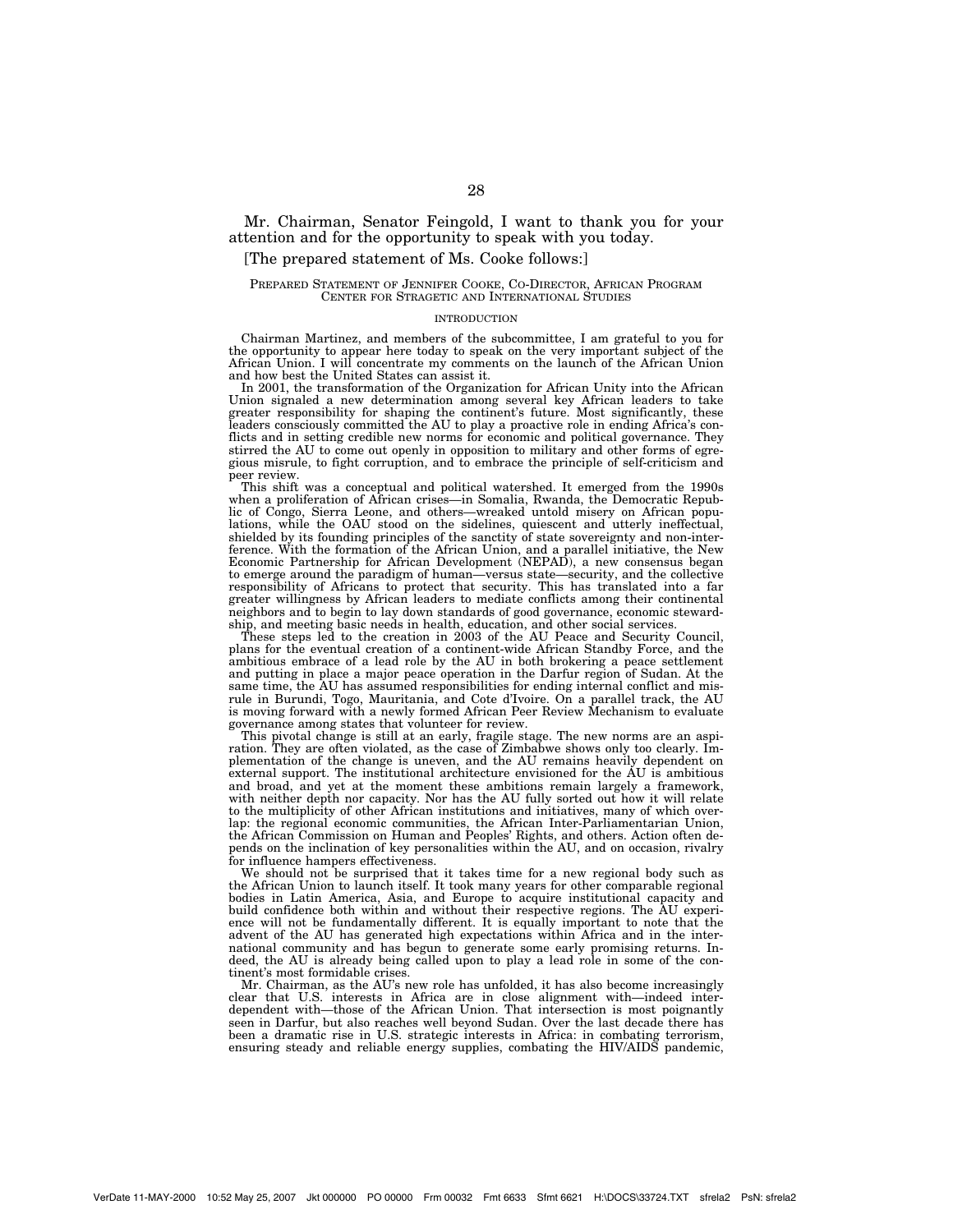Mr. Chairman, Senator Feingold, I want to thank you for your attention and for the opportunity to speak with you today.

[The prepared statement of Ms. Cooke follows:]

PREPARED STATEMENT OF JENNIFER COOKE, CO-DIRECTOR, AFRICAN PROGRAM CENTER FOR STRAGETIC AND INTERNATIONAL STUDIES

INTRODUCTION

Chairman Martinez, and members of the subcommittee, I am grateful to you for the opportunity to appear here today to speak on the very important subject of the African Union. I will concentrate my comments on the launch of the African Union and how best the United States can assist it.

In 2001, the transformation of the Organization for African Unity into the African Union signaled a new determination among several key African leaders to take greater responsibility for shaping the continent's future. Most significantly, these leaders consciously committed the AU to play a proactive role in ending Africa's conflicts and in setting credible new norms for economic and political governance. They stirred the AU to come out openly in opposition to military and other forms of egregious misrule, to fight corruption, and to embrace the principle of self-criticism and peer review.

This shift was a conceptual and political watershed. It emerged from the 1990s when a proliferation of African crises—in Somalia, Rwanda, the Democratic Republic of Congo, Sierra Leone, and others—wreaked untold misery on African populations, while the OAU stood on the sidelines, quiescent and utterly ineffectual, shielded by its founding principles of the sanctity of state sovereignty and non-interference. With the formation of the African Union, and a parallel initiative, the New Economic Partnership for African Development (NEPAD), a new consensus began to emerge around the paradigm of human—versus state—security, and the collective responsibility of Africans to protect that security. This has translated into a far greater willingness by African leaders to mediate conflicts among their continental neighbors and to begin to lay down standards of good governance, economic stewardship, and meeting basic needs in health, education, and other social services.

These steps led to the creation in 2003 of the AU Peace and Security Council, plans for the eventual creation of a continent-wide African Standby Force, and the ambitious embrace of a lead role by the AU in both brokering a peace settlement and putting in place a major peace operation in the Darfur region of Sudan. At the same time, the AU has assumed responsibilities for ending internal conflict and misrule in Burundi, Togo, Mauritania, and Cote d'Ivoire. On a parallel track, the AU is moving forward with a newly formed African Peer Review Mechanism to evaluate governance among states that volunteer for review.

This pivotal change is still at an early, fragile stage. The new norms are an aspiration. They are often violated, as the case of Zimbabwe shows only too clearly. Implementation of the change is uneven, and the AU remains heavily dependent on external support. The institutional architecture envisioned for the AU is ambitious and broad, and yet at the moment these ambitions remain largely a framework, with neither depth nor capacity. Nor has the AU fully sorted out how it will relate to the multiplicity of other African institutions and initiatives, many of which overlap: the regional economic communities, the African Inter-Parliamentarian Union, the African Commission on Human and Peoples' Rights, and others. Action often depends on the inclination of key personalities within the AU, and on occasion, rivalry for influence hampers effectiveness.

We should not be surprised that it takes time for a new regional body such as the African Union to launch itself. It took many years for other comparable regional bodies in Latin America, Asia, and Europe to acquire institutional capacity and build confidence both within and without their respective regions. The AU experience will not be fundamentally different. It is equally important to note that the advent of the AU has generated high expectations within Africa and in the international community and has begun to generate some early promising returns. Indeed, the AU is already being called upon to play a lead role in some of the continent's most formidable crises.

Mr. Chairman, as the AU's new role has unfolded, it has also become increasingly clear that U.S. interests in Africa are in close alignment with—indeed interdependent with—those of the African Union. That intersection is most poignantly seen in Darfur, but also reaches well beyond Sudan. Over the last decade there has been a dramatic rise in U.S. strategic interests in Africa: in combating terrorism, ensuring steady and reliable energy supplies, combating the HIV/AIDS pandemic,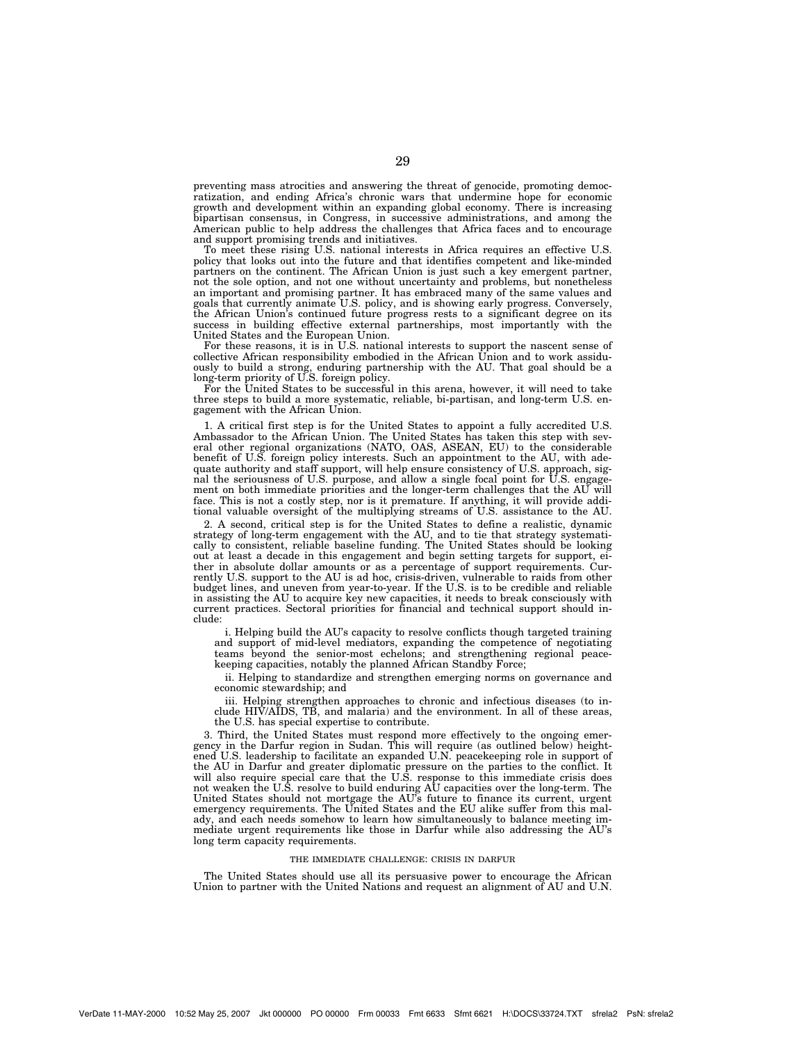preventing mass atrocities and answering the threat of genocide, promoting democratization, and ending Africa's chronic wars that undermine hope for economic growth and development within an expanding global economy. There is increasing bipartisan consensus, in Congress, in successive administrations, and among the American public to help address the challenges that Africa faces and to encourage and support promising trends and initiatives.

To meet these rising U.S. national interests in Africa requires an effective U.S. policy that looks out into the future and that identifies competent and like-minded partners on the continent. The African Union is just such a key emergent partner, not the sole option, and not one without uncertainty and problems, but nonetheless an important and promising partner. It has embraced many of the same values and goals that currently animate U.S. policy, and is showing early progress. Conversely, the African Union's continued future progress rests to a significant degree on its success in building effective external partnerships, most importantly with the United States and the European Union.

For these reasons, it is in U.S. national interests to support the nascent sense of collective African responsibility embodied in the African Union and to work assiduously to build a strong, enduring partnership with the AU. That goal should be a long-term priority of U.S. foreign policy.

For the United States to be successful in this arena, however, it will need to take three steps to build a more systematic, reliable, bi-partisan, and long-term U.S. engagement with the African Union.

1. A critical first step is for the United States to appoint a fully accredited U.S. Ambassador to the African Union. The United States has taken this step with several other regional organizations (NATO, OAS, ASEAN, EU) to the considerable benefit of U.S. foreign policy interests. Such an appointment to the AU, with adequate authority and staff support, will help ensure consistency of U.S. approach, signal the seriousness of U.S. purpose, and allow a single focal point for U.S. engagement on both immediate priorities and the longer-term challenges that the AU will face. This is not a costly step, nor is it premature. If anything, it will provide additional valuable oversight of the multiplying streams of U.S. assistance to the AU.

2. A second, critical step is for the United States to define a realistic, dynamic strategy of long-term engagement with the AU, and to tie that strategy systematically to consistent, reliable baseline funding. The United States should be looking out at least a decade in this engagement and begin setting targets for support, either in absolute dollar amounts or as a percentage of support requirements. Currently U.S. support to the AU is ad hoc, crisis-driven, vulnerable to raids from other budget lines, and uneven from year-to-year. If the U.S. is to be credible and reliable in assisting the AU to acquire key new capacities, it needs to break consciously with current practices. Sectoral priorities for financial and technical support should include:

   i. Helping build the AU's capacity to resolve conflicts though targeted training and support of mid-level mediators, expanding the competence of negotiating teams beyond the senior-most echelons; and strengthening regional peacekeeping capacities, notably the planned African Standby Force;

   ii. Helping to standardize and strengthen emerging norms on governance and economic stewardship; and

   iii. Helping strengthen approaches to chronic and infectious diseases (to include HIV/AIDS, TB, and malaria) and the environment. In all of these areas, the U.S. has special expertise to contribute.

3. Third, the United States must respond more effectively to the ongoing emergency in the Darfur region in Sudan. This will require (as outlined below) heightened U.S. leadership to facilitate an expanded U.N. peacekeeping role in support of the AU in Darfur and greater diplomatic pressure on the parties to the conflict. It will also require special care that the U.S. response to this immediate crisis does not weaken the U.S. resolve to build enduring AU capacities over the long-term. The United States should not mortgage the AU's future to finance its current, urgent emergency requirements. The United States and the EU alike suffer from this malady, and each needs somehow to learn how simultaneously to balance meeting immediate urgent requirements like those in Darfur while also addressing the AU's long term capacity requirements.

### THE IMMEDIATE CHALLENGE: CRISIS IN DARFUR

The United States should use all its persuasive power to encourage the African Union to partner with the United Nations and request an alignment of AU and U.N.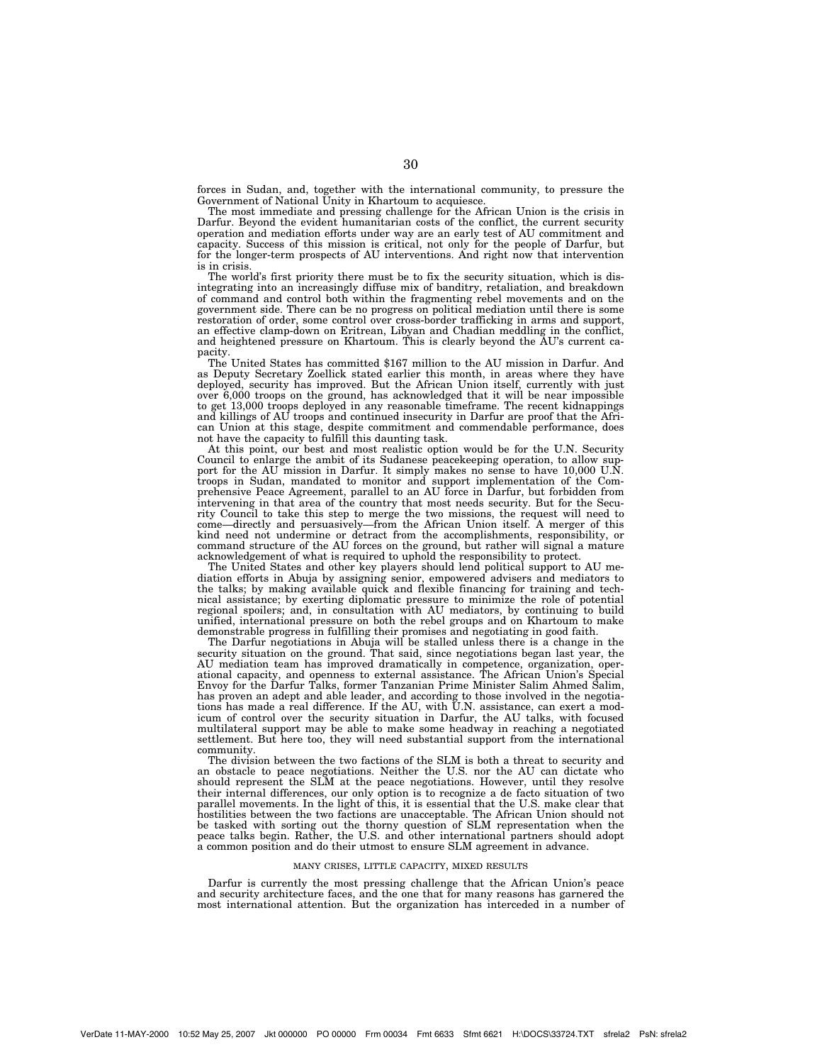forces in Sudan, and, together with the international community, to pressure the Government of National Unity in Khartoum to acquiesce.

The most immediate and pressing challenge for the African Union is the crisis in Darfur. Beyond the evident humanitarian costs of the conflict, the current security operation and mediation efforts under way are an early test of AU commitment and capacity. Success of this mission is critical, not only for the people of Darfur, but for the longer-term prospects of AU interventions. And right now that intervention is in crisis.

The world's first priority there must be to fix the security situation, which is disintegrating into an increasingly diffuse mix of banditry, retaliation, and breakdown of command and control both within the fragmenting rebel movements and on the government side. There can be no progress on political mediation until there is some restoration of order, some control over cross-border trafficking in arms and support, an effective clamp-down on Eritrean, Libyan and Chadian meddling in the conflict, and heightened pressure on Khartoum. This is clearly beyond the AU's current capacity.

The United States has committed $167 million to the AU mission in Darfur. And as Deputy Secretary Zoellick stated earlier this month, in areas where they have deployed, security has improved. But the African Union itself, currently with just over 6,000 troops on the ground, has acknowledged that it will be near impossible to get 13,000 troops deployed in any reasonable timeframe. The recent kidnappings and killings of AU troops and continued insecurity in Darfur are proof that the African Union at this stage, despite commitment and commendable performance, does not have the capacity to fulfill this daunting task.

At this point, our best and most realistic option would be for the U.N. Security Council to enlarge the ambit of its Sudanese peacekeeping operation, to allow support for the AU mission in Darfur. It simply makes no sense to have 10,000 U.N. troops in Sudan, mandated to monitor and support implementation of the Comprehensive Peace Agreement, parallel to an AU force in Darfur, but forbidden from intervening in that area of the country that most needs security. But for the Security Council to take this step to merge the two missions, the request will need to come—directly and persuasively—from the African Union itself. A merger of this kind need not undermine or detract from the accomplishments, responsibility, or command structure of the AU forces on the ground, but rather will signal a mature acknowledgement of what is required to uphold the responsibility to protect.

The United States and other key players should lend political support to AU mediation efforts in Abuja by assigning senior, empowered advisers and mediators to the talks; by making available quick and flexible financing for training and technical assistance; by exerting diplomatic pressure to minimize the role of potential regional spoilers; and, in consultation with AU mediators, by continuing to build unified, international pressure on both the rebel groups and on Khartoum to make demonstrable progress in fulfilling their promises and negotiating in good faith.

The Darfur negotiations in Abuja will be stalled unless there is a change in the security situation on the ground. That said, since negotiations began last year, the AU mediation team has improved dramatically in competence, organization, operational capacity, and openness to external assistance. The African Union's Special Envoy for the Darfur Talks, former Tanzanian Prime Minister Salim Ahmed Salim, has proven an adept and able leader, and according to those involved in the negotiations has made a real difference. If the AU, with U.N. assistance, can exert a modicum of control over the security situation in Darfur, the AU talks, with focused multilateral support may be able to make some headway in reaching a negotiated settlement. But here too, they will need substantial support from the international community.

The division between the two factions of the SLM is both a threat to security and an obstacle to peace negotiations. Neither the U.S. nor the AU can dictate who should represent the SLM at the peace negotiations. However, until they resolve their internal differences, our only option is to recognize a de facto situation of two parallel movements. In the light of this, it is essential that the U.S. make clear that hostilities between the two factions are unacceptable. The African Union should not be tasked with sorting out the thorny question of SLM representation when the peace talks begin. Rather, the U.S. and other international partners should adopt a common position and do their utmost to ensure SLM agreement in advance.

## MANY CRISES, LITTLE CAPACITY, MIXED RESULTS

Darfur is currently the most pressing challenge that the African Union's peace and security architecture faces, and the one that for many reasons has garnered the most international attention. But the organization has interceded in a number of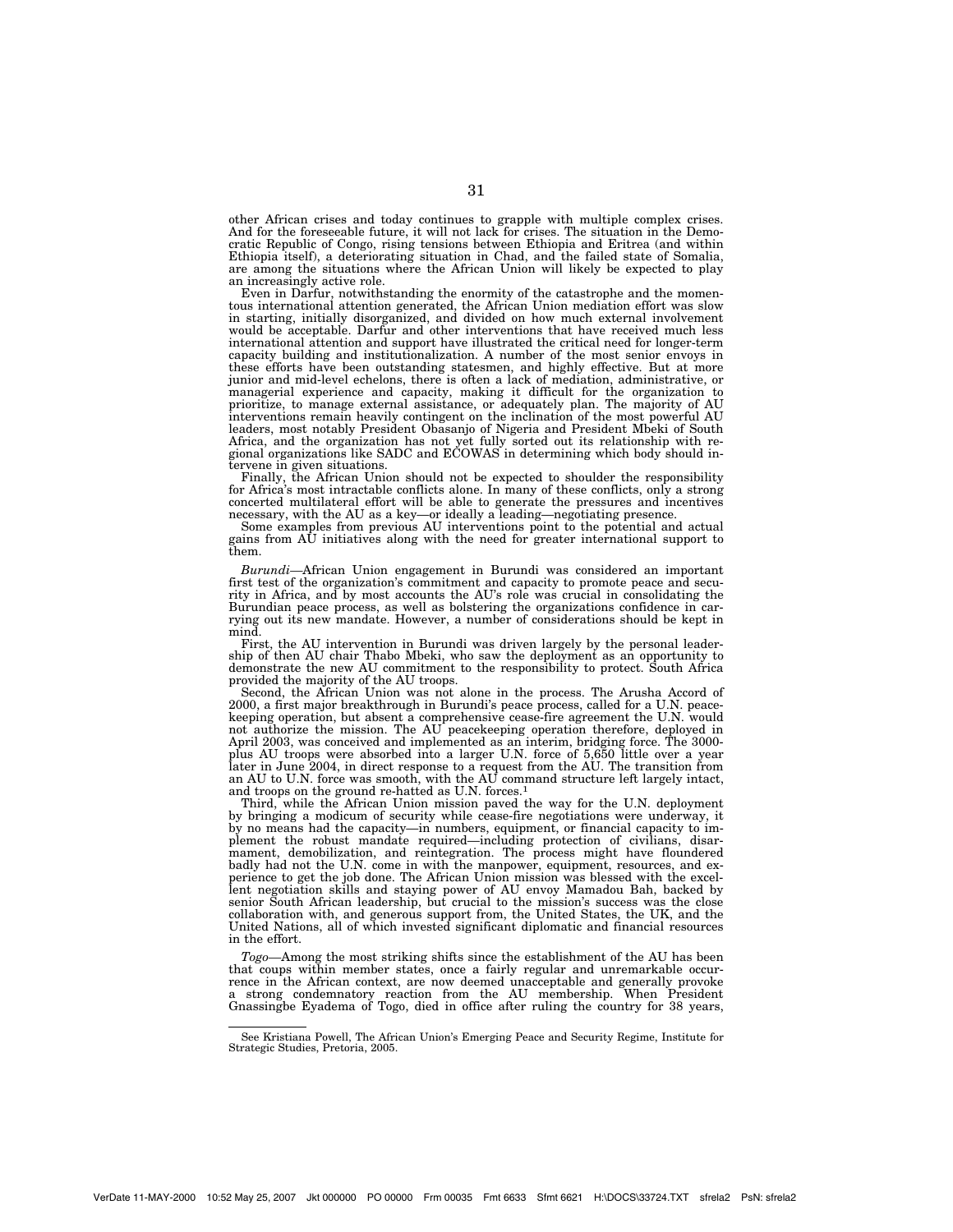other African crises and today continues to grapple with multiple complex crises. And for the foreseeable future, it will not lack for crises. The situation in the Democratic Republic of Congo, rising tensions between Ethiopia and Eritrea (and within Ethiopia itself), a deteriorating situation in Chad, and the failed state of Somalia, are among the situations where the African Union will likely be expected to play an increasingly active role.

Even in Darfur, notwithstanding the enormity of the catastrophe and the momentous international attention generated, the African Union mediation effort was slow in starting, initially disorganized, and divided on how much external involvement would be acceptable. Darfur and other interventions that have received much less international attention and support have illustrated the critical need for longer-term capacity building and institutionalization. A number of the most senior envoys in these efforts have been outstanding statesmen, and highly effective. But at more junior and mid-level echelons, there is often a lack of mediation, administrative, or managerial experience and capacity, making it difficult for the organization to prioritize, to manage external assistance, or adequately plan. The majority of AU interventions remain heavily contingent on the inclination of the most powerful AU leaders, most notably President Obasanjo of Nigeria and President Mbeki of South Africa, and the organization has not yet fully sorted out its relationship with regional organizations like SADC and ECOWAS in determining which body should intervene in given situations.

Finally, the African Union should not be expected to shoulder the responsibility for Africa's most intractable conflicts alone. In many of these conflicts, only a strong concerted multilateral effort will be able to generate the pressures and incentives necessary, with the AU as a key—or ideally a leading—negotiating presence.

Some examples from previous AU interventions point to the potential and actual gains from AU initiatives along with the need for greater international support to them.

*Burundi*—African Union engagement in Burundi was considered an important first test of the organization's commitment and capacity to promote peace and security in Africa, and by most accounts the AU's role was crucial in consolidating the Burundian peace process, as well as bolstering the organizations confidence in carrying out its new mandate. However, a number of considerations should be kept in mind.

First, the AU intervention in Burundi was driven largely by the personal leadership of then AU chair Thabo Mbeki, who saw the deployment as an opportunity to demonstrate the new AU commitment to the responsibility to protect. South Africa provided the majority of the AU troops.

Second, the African Union was not alone in the process. The Arusha Accord of 2000, a first major breakthrough in Burundi's peace process, called for a U.N. peacekeeping operation, but absent a comprehensive cease-fire agreement the U.N. would not authorize the mission. The AU peacekeeping operation therefore, deployed in April 2003, was conceived and implemented as an interim, bridging force. The 3000-plus AU troops were absorbed into a larger U.N. force of 5,650 little over a year later in June 2004, in direct response to a request from the AU. The transition from an AU to U.N. force was smooth, with the AU command structure left largely intact, and troops on the ground re-hatted as U.N. forces.[1]

Third, while the African Union mission paved the way for the U.N. deployment by bringing a modicum of security while cease-fire negotiations were underway, it by no means had the capacity—in numbers, equipment, or financial capacity to implement the robust mandate required—including protection of civilians, disarmament, demobilization, and reintegration. The process might have floundered badly had not the U.N. come in with the manpower, equipment, resources, and experience to get the job done. The African Union mission was blessed with the excellent negotiation skills and staying power of AU envoy Mamadou Bah, backed by senior South African leadership, but crucial to the mission's success was the close collaboration with, and generous support from, the United States, the UK, and the United Nations, all of which invested significant diplomatic and financial resources in the effort.

*Togo*—Among the most striking shifts since the establishment of the AU has been that coups within member states, once a fairly regular and unremarkable occurrence in the African context, are now deemed unacceptable and generally provoke a strong condemnatory reaction from the AU membership. When President Gnassingbe Eyadema of Togo, died in office after ruling the country for 38 years,

---

[1] See Kristiana Powell, The African Union's Emerging Peace and Security Regime, Institute for Strategic Studies, Pretoria, 2005.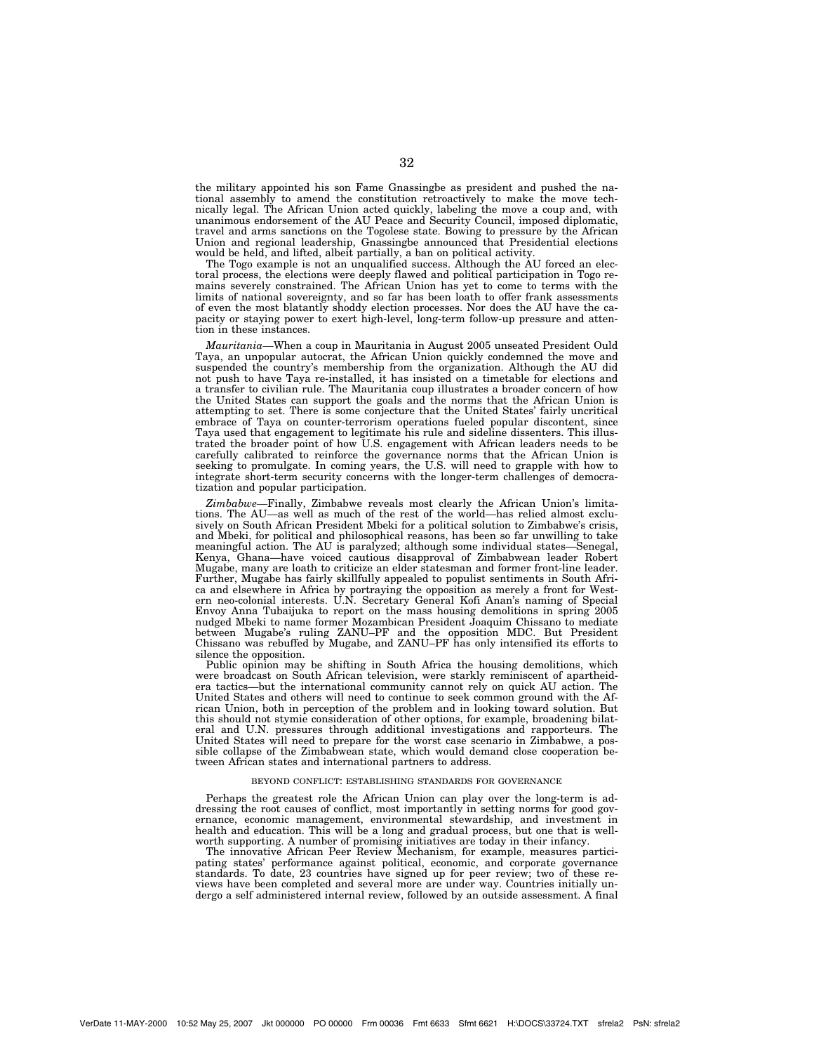the military appointed his son Fame Gnassingbe as president and pushed the national assembly to amend the constitution retroactively to make the move technically legal. The African Union acted quickly, labeling the move a coup and, with unanimous endorsement of the AU Peace and Security Council, imposed diplomatic, travel and arms sanctions on the Togolese state. Bowing to pressure by the African Union and regional leadership, Gnassingbe announced that Presidential elections would be held, and lifted, albeit partially, a ban on political activity.

The Togo example is not an unqualified success. Although the AU forced an electoral process, the elections were deeply flawed and political participation in Togo remains severely constrained. The African Union has yet to come to terms with the limits of national sovereignty, and so far has been loath to offer frank assessments of even the most blatantly shoddy election processes. Nor does the AU have the capacity or staying power to exert high-level, long-term follow-up pressure and attention in these instances.

*Mauritania*—When a coup in Mauritania in August 2005 unseated President Ould Taya, an unpopular autocrat, the African Union quickly condemned the move and suspended the country's membership from the organization. Although the AU did not push to have Taya re-installed, it has insisted on a timetable for elections and a transfer to civilian rule. The Mauritania coup illustrates a broader concern of how the United States can support the goals and the norms that the African Union is attempting to set. There is some conjecture that the United States' fairly uncritical embrace of Taya on counter-terrorism operations fueled popular discontent, since Taya used that engagement to legitimate his rule and sideline dissenters. This illustrated the broader point of how U.S. engagement with African leaders needs to be carefully calibrated to reinforce the governance norms that the African Union is seeking to promulgate. In coming years, the U.S. will need to grapple with how to integrate short-term security concerns with the longer-term challenges of democratization and popular participation.

*Zimbabwe*—Finally, Zimbabwe reveals most clearly the African Union's limitations. The AU—as well as much of the rest of the world—has relied almost exclusively on South African President Mbeki for a political solution to Zimbabwe's crisis, and Mbeki, for political and philosophical reasons, has been so far unwilling to take meaningful action. The AU is paralyzed; although some individual states—Senegal, Kenya, Ghana—have voiced cautious disapproval of Zimbabwean leader Robert Mugabe, many are loath to criticize an elder statesman and former front-line leader. Further, Mugabe has fairly skillfully appealed to populist sentiments in South Africa and elsewhere in Africa by portraying the opposition as merely a front for Western neo-colonial interests. U.N. Secretary General Kofi Anan's naming of Special Envoy Anna Tubaijuka to report on the mass housing demolitions in spring 2005 nudged Mbeki to name former Mozambican President Joaquim Chissano to mediate between Mugabe's ruling ZANU–PF and the opposition MDC. But President Chissano was rebuffed by Mugabe, and ZANU–PF has only intensified its efforts to silence the opposition.

Public opinion may be shifting in South Africa the housing demolitions, which were broadcast on South African television, were starkly reminiscent of apartheid-era tactics—but the international community cannot rely on quick AU action. The United States and others will need to continue to seek common ground with the African Union, both in perception of the problem and in looking toward solution. But this should not stymie consideration of other options, for example, broadening bilateral and U.N. pressures through additional investigations and rapporteurs. The United States will need to prepare for the worst case scenario in Zimbabwe, a possible collapse of the Zimbabwean state, which would demand close cooperation between African states and international partners to address.

## BEYOND CONFLICT: ESTABLISHING STANDARDS FOR GOVERNANCE

Perhaps the greatest role the African Union can play over the long-term is addressing the root causes of conflict, most importantly in setting norms for good governance, economic management, environmental stewardship, and investment in health and education. This will be a long and gradual process, but one that is well-worth supporting. A number of promising initiatives are today in their infancy.

The innovative African Peer Review Mechanism, for example, measures participating states' performance against political, economic, and corporate governance standards. To date, 23 countries have signed up for peer review; two of these reviews have been completed and several more are under way. Countries initially undergo a self administered internal review, followed by an outside assessment. A final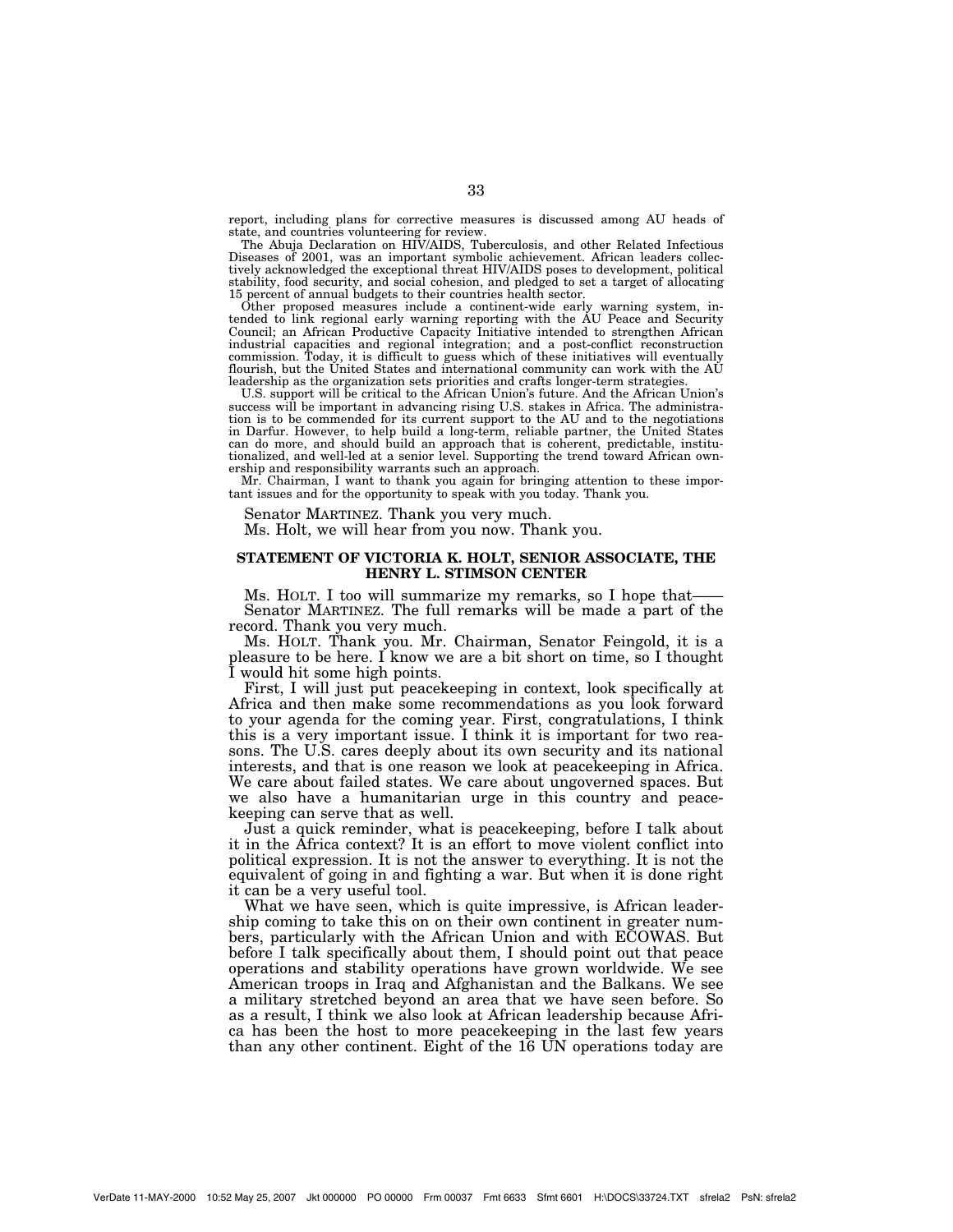report, including plans for corrective measures is discussed among AU heads of state, and countries volunteering for review.

The Abuja Declaration on HIV/AIDS, Tuberculosis, and other Related Infectious Diseases of 2001, was an important symbolic achievement. African leaders collectively acknowledged the exceptional threat HIV/AIDS poses to development, political stability, food security, and social cohesion, and pledged to set a target of allocating 15 percent of annual budgets to their countries health sector.

Other proposed measures include a continent-wide early warning system, intended to link regional early warning reporting with the AU Peace and Security Council; an African Productive Capacity Initiative intended to strengthen African industrial capacities and regional integration; and a post-conflict reconstruction commission. Today, it is difficult to guess which of these initiatives will eventually flourish, but the United States and international community can work with the AU leadership as the organization sets priorities and crafts longer-term strategies.

U.S. support will be critical to the African Union's future. And the African Union's success will be important in advancing rising U.S. stakes in Africa. The administration is to be commended for its current support to the AU and to the negotiations in Darfur. However, to help build a long-term, reliable partner, the United States can do more, and should build an approach that is coherent, predictable, institutionalized, and well-led at a senior level. Supporting the trend toward African ownership and responsibility warrants such an approach.

Mr. Chairman, I want to thank you again for bringing attention to these important issues and for the opportunity to speak with you today. Thank you.

Senator MARTINEZ. Thank you very much.

Ms. Holt, we will hear from you now. Thank you.

## STATEMENT OF VICTORIA K. HOLT, SENIOR ASSOCIATE, THE HENRY L. STIMSON CENTER

Ms. HOLT. I too will summarize my remarks, so I hope that——

Senator MARTINEZ. The full remarks will be made a part of the record. Thank you very much.

Ms. HOLT. Thank you. Mr. Chairman, Senator Feingold, it is a pleasure to be here. I know we are a bit short on time, so I thought I would hit some high points.

First, I will just put peacekeeping in context, look specifically at Africa and then make some recommendations as you look forward to your agenda for the coming year. First, congratulations, I think this is a very important issue. I think it is important for two reasons. The U.S. cares deeply about its own security and its national interests, and that is one reason we look at peacekeeping in Africa. We care about failed states. We care about ungoverned spaces. But we also have a humanitarian urge in this country and peacekeeping can serve that as well.

Just a quick reminder, what is peacekeeping, before I talk about it in the Africa context? It is an effort to move violent conflict into political expression. It is not the answer to everything. It is not the equivalent of going in and fighting a war. But when it is done right it can be a very useful tool.

What we have seen, which is quite impressive, is African leadership coming to take this on on their own continent in greater numbers, particularly with the African Union and with ECOWAS. But before I talk specifically about them, I should point out that peace operations and stability operations have grown worldwide. We see American troops in Iraq and Afghanistan and the Balkans. We see a military stretched beyond an area that we have seen before. So as a result, I think we also look at African leadership because Africa has been the host to more peacekeeping in the last few years than any other continent. Eight of the 16 UN operations today are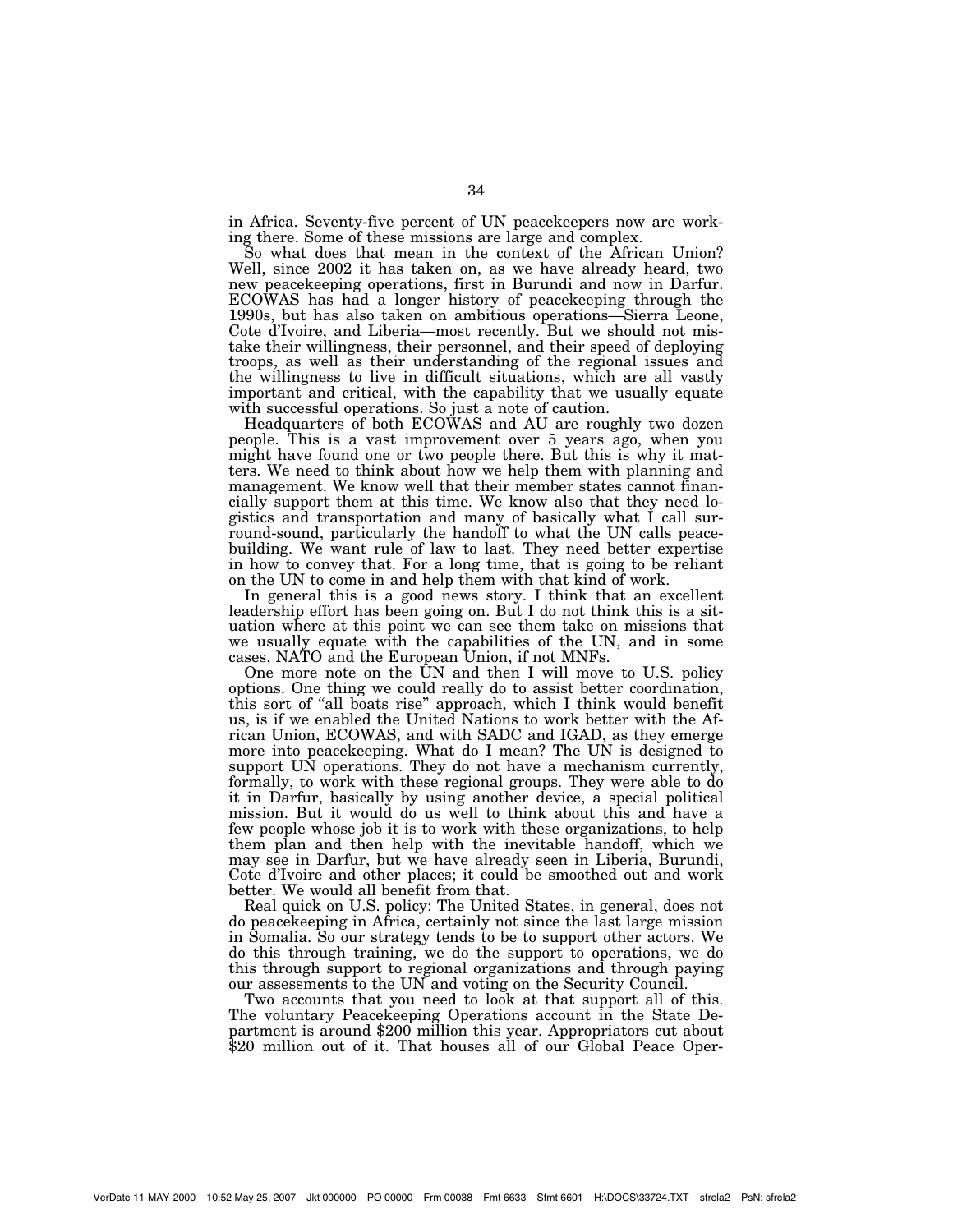in Africa. Seventy-five percent of UN peacekeepers now are working there. Some of these missions are large and complex.

So what does that mean in the context of the African Union? Well, since 2002 it has taken on, as we have already heard, two new peacekeeping operations, first in Burundi and now in Darfur. ECOWAS has had a longer history of peacekeeping through the 1990s, but has also taken on ambitious operations—Sierra Leone, Cote d'Ivoire, and Liberia—most recently. But we should not mistake their willingness, their personnel, and their speed of deploying troops, as well as their understanding of the regional issues and the willingness to live in difficult situations, which are all vastly important and critical, with the capability that we usually equate with successful operations. So just a note of caution.

Headquarters of both ECOWAS and AU are roughly two dozen people. This is a vast improvement over 5 years ago, when you might have found one or two people there. But this is why it matters. We need to think about how we help them with planning and management. We know well that their member states cannot financially support them at this time. We know also that they need logistics and transportation and many of basically what I call surround-sound, particularly the handoff to what the UN calls peacebuilding. We want rule of law to last. They need better expertise in how to convey that. For a long time, that is going to be reliant on the UN to come in and help them with that kind of work.

In general this is a good news story. I think that an excellent leadership effort has been going on. But I do not think this is a situation where at this point we can see them take on missions that we usually equate with the capabilities of the UN, and in some cases, NATO and the European Union, if not MNFs.

One more note on the UN and then I will move to U.S. policy options. One thing we could really do to assist better coordination, this sort of "all boats rise" approach, which I think would benefit us, is if we enabled the United Nations to work better with the African Union, ECOWAS, and with SADC and IGAD, as they emerge more into peacekeeping. What do I mean? The UN is designed to support UN operations. They do not have a mechanism currently, formally, to work with these regional groups. They were able to do it in Darfur, basically by using another device, a special political mission. But it would do us well to think about this and have a few people whose job it is to work with these organizations, to help them plan and then help with the inevitable handoff, which we may see in Darfur, but we have already seen in Liberia, Burundi, Cote d'Ivoire and other places; it could be smoothed out and work better. We would all benefit from that.

Real quick on U.S. policy: The United States, in general, does not do peacekeeping in Africa, certainly not since the last large mission in Somalia. So our strategy tends to be to support other actors. We do this through training, we do the support to operations, we do this through support to regional organizations and through paying our assessments to the UN and voting on the Security Council.

Two accounts that you need to look at that support all of this. The voluntary Peacekeeping Operations account in the State Department is around $200 million this year. Appropriators cut about $20 million out of it. That houses all of our Global Peace Oper-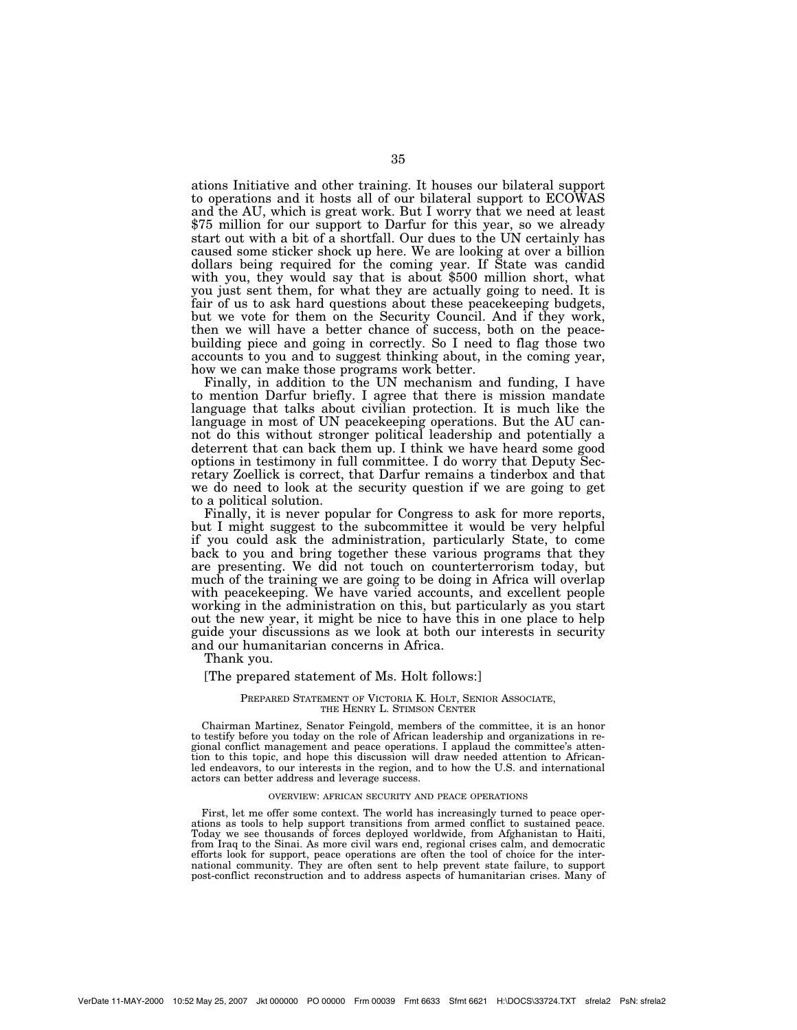ations Initiative and other training. It houses our bilateral support to operations and it hosts all of our bilateral support to ECOWAS and the AU, which is great work. But I worry that we need at least $75 million for our support to Darfur for this year, so we already start out with a bit of a shortfall. Our dues to the UN certainly has caused some sticker shock up here. We are looking at over a billion dollars being required for the coming year. If State was candid with you, they would say that is about $500 million short, what you just sent them, for what they are actually going to need. It is fair of us to ask hard questions about these peacekeeping budgets, but we vote for them on the Security Council. And if they work, then we will have a better chance of success, both on the peace-building piece and going in correctly. So I need to flag those two accounts to you and to suggest thinking about, in the coming year, how we can make those programs work better.

Finally, in addition to the UN mechanism and funding, I have to mention Darfur briefly. I agree that there is mission mandate language that talks about civilian protection. It is much like the language in most of UN peacekeeping operations. But the AU cannot do this without stronger political leadership and potentially a deterrent that can back them up. I think we have heard some good options in testimony in full committee. I do worry that Deputy Secretary Zoellick is correct, that Darfur remains a tinderbox and that we do need to look at the security question if we are going to get to a political solution.

Finally, it is never popular for Congress to ask for more reports, but I might suggest to the subcommittee it would be very helpful if you could ask the administration, particularly State, to come back to you and bring together these various programs that they are presenting. We did not touch on counterterrorism today, but much of the training we are going to be doing in Africa will overlap with peacekeeping. We have varied accounts, and excellent people working in the administration on this, but particularly as you start out the new year, it might be nice to have this in one place to help guide your discussions as we look at both our interests in security and our humanitarian concerns in Africa.

Thank you.

[The prepared statement of Ms. Holt follows:]

PREPARED STATEMENT OF VICTORIA K. HOLT, SENIOR ASSOCIATE, THE HENRY L. STIMSON CENTER

Chairman Martinez, Senator Feingold, members of the committee, it is an honor to testify before you today on the role of African leadership and organizations in regional conflict management and peace operations. I applaud the committee's attention to this topic, and hope this discussion will draw needed attention to African-led endeavors, to our interests in the region, and to how the U.S. and international actors can better address and leverage success.

OVERVIEW: AFRICAN SECURITY AND PEACE OPERATIONS

First, let me offer some context. The world has increasingly turned to peace operations as tools to help support transitions from armed conflict to sustained peace. Today we see thousands of forces deployed worldwide, from Afghanistan to Haiti, from Iraq to the Sinai. As more civil wars end, regional crises calm, and democratic efforts look for support, peace operations are often the tool of choice for the international community. They are often sent to help prevent state failure, to support post-conflict reconstruction and to address aspects of humanitarian crises. Many of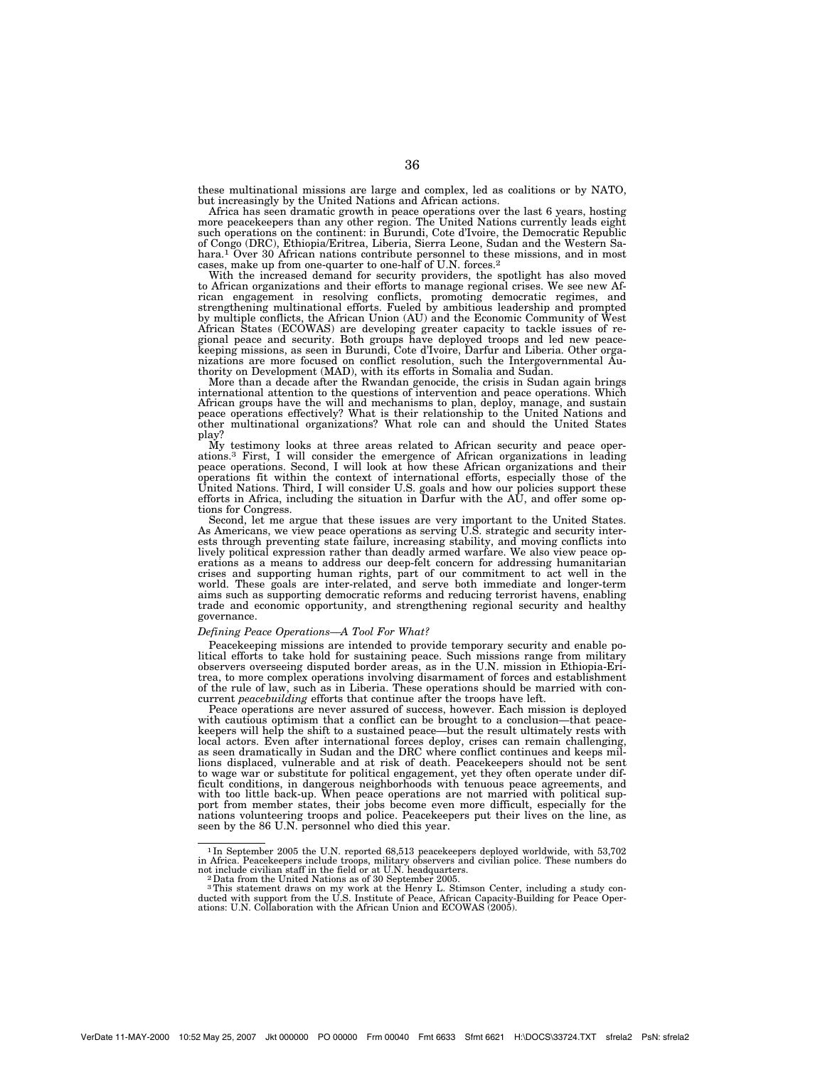these multinational missions are large and complex, led as coalitions or by NATO, but increasingly by the United Nations and African actions.

Africa has seen dramatic growth in peace operations over the last 6 years, hosting more peacekeepers than any other region. The United Nations currently leads eight such operations on the continent: in Burundi, Cote d'Ivoire, the Democratic Republic of Congo (DRC), Ethiopia/Eritrea, Liberia, Sierra Leone, Sudan and the Western Sahara.[1] Over 30 African nations contribute personnel to these missions, and in most cases, make up from one-quarter to one-half of U.N. forces.[2]

With the increased demand for security providers, the spotlight has also moved to African organizations and their efforts to manage regional crises. We see new African engagement in resolving conflicts, promoting democratic regimes, and strengthening multinational efforts. Fueled by ambitious leadership and prompted by multiple conflicts, the African Union (AU) and the Economic Community of West African States (ECOWAS) are developing greater capacity to tackle issues of regional peace and security. Both groups have deployed troops and led new peacekeeping missions, as seen in Burundi, Cote d'Ivoire, Darfur and Liberia. Other organizations are more focused on conflict resolution, such the Intergovernmental Authority on Development (MAD), with its efforts in Somalia and Sudan.

More than a decade after the Rwandan genocide, the crisis in Sudan again brings international attention to the questions of intervention and peace operations. Which African groups have the will and mechanisms to plan, deploy, manage, and sustain peace operations effectively? What is their relationship to the United Nations and other multinational organizations? What role can and should the United States play?

My testimony looks at three areas related to African security and peace operations.[3] First, I will consider the emergence of African organizations in leading peace operations. Second, I will look at how these African organizations and their operations fit within the context of international efforts, especially those of the United Nations. Third, I will consider U.S. goals and how our policies support these efforts in Africa, including the situation in Darfur with the AU, and offer some options for Congress.

Second, let me argue that these issues are very important to the United States. As Americans, we view peace operations as serving U.S. strategic and security interests through preventing state failure, increasing stability, and moving conflicts into lively political expression rather than deadly armed warfare. We also view peace operations as a means to address our deep-felt concern for addressing humanitarian crises and supporting human rights, part of our commitment to act well in the world. These goals are inter-related, and serve both immediate and longer-term aims such as supporting democratic reforms and reducing terrorist havens, enabling trade and economic opportunity, and strengthening regional security and healthy governance.

*Defining Peace Operations—A Tool For What?*

Peacekeeping missions are intended to provide temporary security and enable political efforts to take hold for sustaining peace. Such missions range from military observers overseeing disputed border areas, as in the U.N. mission in Ethiopia-Eritrea, to more complex operations involving disarmament of forces and establishment of the rule of law, such as in Liberia. These operations should be married with concurrent *peacebuilding* efforts that continue after the troops have left.

Peace operations are never assured of success, however. Each mission is deployed with cautious optimism that a conflict can be brought to a conclusion—that peacekeepers will help the shift to a sustained peace—but the result ultimately rests with local actors. Even after international forces deploy, crises can remain challenging, as seen dramatically in Sudan and the DRC where conflict continues and keeps millions displaced, vulnerable and at risk of death. Peacekeepers should not be sent to wage war or substitute for political engagement, yet they often operate under difficult conditions, in dangerous neighborhoods with tenuous peace agreements, and with too little back-up. When peace operations are not married with political support from member states, their jobs become even more difficult, especially for the nations volunteering troops and police. Peacekeepers put their lives on the line, as seen by the 86 U.N. personnel who died this year.

---

[1] In September 2005 the U.N. reported 68,513 peacekeepers deployed worldwide, with 53,702 in Africa. Peacekeepers include troops, military observers and civilian police. These numbers do not include civilian staff in the field or at U.N. headquarters.

[2] Data from the United Nations as of 30 September 2005.

[3] This statement draws on my work at the Henry L. Stimson Center, including a study conducted with support from the U.S. Institute of Peace, African Capacity-Building for Peace Operations: U.N. Collaboration with the African Union and ECOWAS (2005).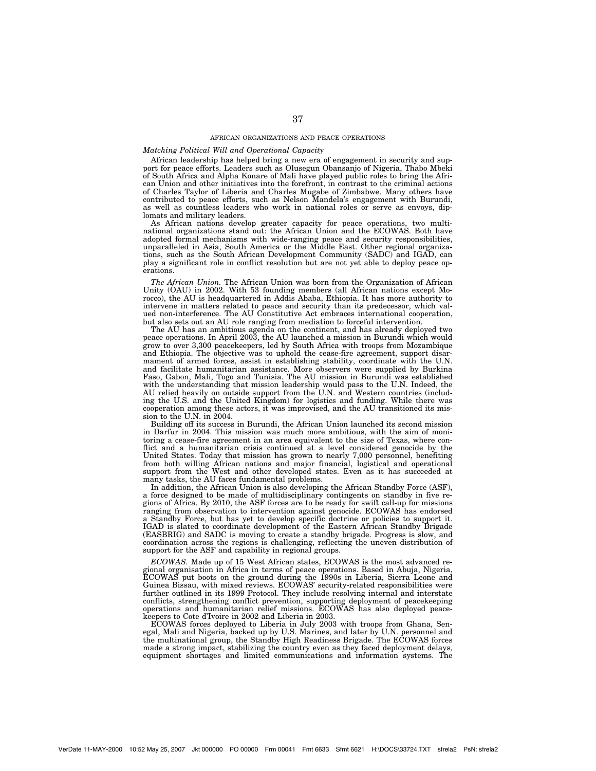## AFRICAN ORGANIZATIONS AND PEACE OPERATIONS

*Matching Political Will and Operational Capacity*

African leadership has helped bring a new era of engagement in security and support for peace efforts. Leaders such as Olusegun Obansanjo of Nigeria, Thabo Mbeki of South Africa and Alpha Konare of Mali have played public roles to bring the African Union and other initiatives into the forefront, in contrast to the criminal actions of Charles Taylor of Liberia and Charles Mugabe of Zimbabwe. Many others have contributed to peace efforts, such as Nelson Mandela's engagement with Burundi, as well as countless leaders who work in national roles or serve as envoys, diplomats and military leaders.

As African nations develop greater capacity for peace operations, two multinational organizations stand out: the African Union and the ECOWAS. Both have adopted formal mechanisms with wide-ranging peace and security responsibilities, unparalleled in Asia, South America or the Middle East. Other regional organizations, such as the South African Development Community (SADC) and IGAD, can play a significant role in conflict resolution but are not yet able to deploy peace operations.

*The African Union.* The African Union was born from the Organization of African Unity (OAU) in 2002. With 53 founding members (all African nations except Morocco), the AU is headquartered in Addis Ababa, Ethiopia. It has more authority to intervene in matters related to peace and security than its predecessor, which valued non-interference. The AU Constitutive Act embraces international cooperation, but also sets out an AU role ranging from mediation to forceful intervention.

The AU has an ambitious agenda on the continent, and has already deployed two peace operations. In April 2003, the AU launched a mission in Burundi which would grow to over 3,300 peacekeepers, led by South Africa with troops from Mozambique and Ethiopia. The objective was to uphold the cease-fire agreement, support disarmament of armed forces, assist in establishing stability, coordinate with the U.N. and facilitate humanitarian assistance. More observers were supplied by Burkina Faso, Gabon, Mali, Togo and Tunisia. The AU mission in Burundi was established with the understanding that mission leadership would pass to the U.N. Indeed, the AU relied heavily on outside support from the U.N. and Western countries (including the U.S. and the United Kingdom) for logistics and funding. While there was cooperation among these actors, it was improvised, and the AU transitioned its mission to the U.N. in 2004.

Building off its success in Burundi, the African Union launched its second mission in Darfur in 2004. This mission was much more ambitious, with the aim of monitoring a cease-fire agreement in an area equivalent to the size of Texas, where conflict and a humanitarian crisis continued at a level considered genocide by the United States. Today that mission has grown to nearly 7,000 personnel, benefiting from both willing African nations and major financial, logistical and operational support from the West and other developed states. Even as it has succeeded at many tasks, the AU faces fundamental problems.

In addition, the African Union is also developing the African Standby Force (ASF), a force designed to be made of multidisciplinary contingents on standby in five regions of Africa. By 2010, the ASF forces are to be ready for swift call-up for missions ranging from observation to intervention against genocide. ECOWAS has endorsed a Standby Force, but has yet to develop specific doctrine or policies to support it. IGAD is slated to coordinate development of the Eastern African Standby Brigade (EASBRIG) and SADC is moving to create a standby brigade. Progress is slow, and coordination across the regions is challenging, reflecting the uneven distribution of support for the ASF and capability in regional groups.

*ECOWAS.* Made up of 15 West African states, ECOWAS is the most advanced regional organisation in Africa in terms of peace operations. Based in Abuja, Nigeria, ECOWAS put boots on the ground during the 1990s in Liberia, Sierra Leone and Guinea Bissau, with mixed reviews. ECOWAS' security-related responsibilities were further outlined in its 1999 Protocol. They include resolving internal and interstate conflicts, strengthening conflict prevention, supporting deployment of peacekeeping operations and humanitarian relief missions. ECOWAS has also deployed peacekeepers to Cote d'Ivoire in 2002 and Liberia in 2003.

ECOWAS forces deployed to Liberia in July 2003 with troops from Ghana, Senegal, Mali and Nigeria, backed up by U.S. Marines, and later by U.N. personnel and the multinational group, the Standby High Readiness Brigade. The ECOWAS forces made a strong impact, stabilizing the country even as they faced deployment delays, equipment shortages and limited communications and information systems. The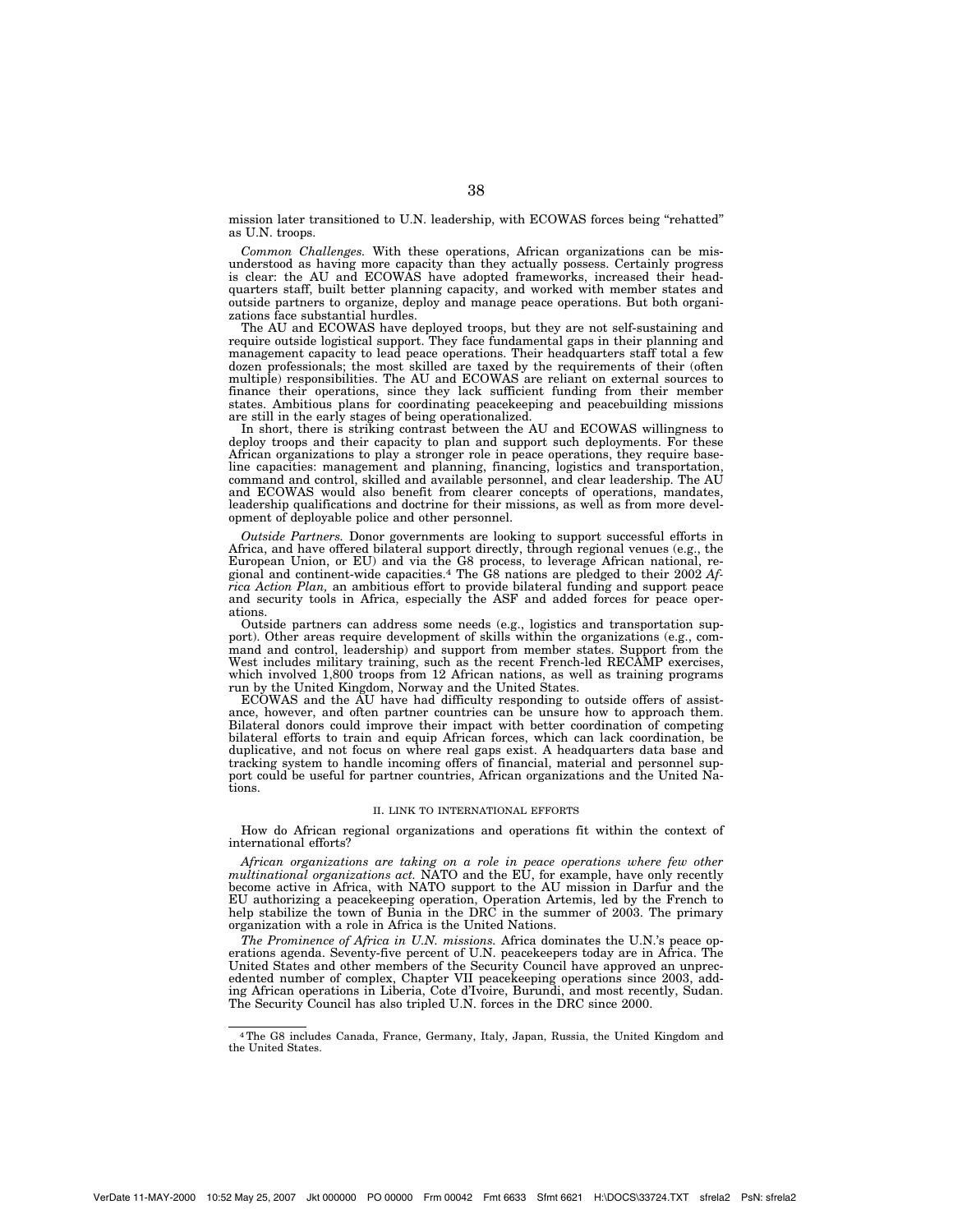mission later transitioned to U.N. leadership, with ECOWAS forces being "rehatted" as U.N. troops.

*Common Challenges.* With these operations, African organizations can be misunderstood as having more capacity than they actually possess. Certainly progress is clear: the AU and ECOWAS have adopted frameworks, increased their headquarters staff, built better planning capacity, and worked with member states and outside partners to organize, deploy and manage peace operations. But both organizations face substantial hurdles.

The AU and ECOWAS have deployed troops, but they are not self-sustaining and require outside logistical support. They face fundamental gaps in their planning and management capacity to lead peace operations. Their headquarters staff total a few dozen professionals; the most skilled are taxed by the requirements of their (often multiple) responsibilities. The AU and ECOWAS are reliant on external sources to finance their operations, since they lack sufficient funding from their member states. Ambitious plans for coordinating peacekeeping and peacebuilding missions are still in the early stages of being operationalized.

In short, there is striking contrast between the AU and ECOWAS willingness to deploy troops and their capacity to plan and support such deployments. For these African organizations to play a stronger role in peace operations, they require baseline capacities: management and planning, financing, logistics and transportation, command and control, skilled and available personnel, and clear leadership. The AU and ECOWAS would also benefit from clearer concepts of operations, mandates, leadership qualifications and doctrine for their missions, as well as from more development of deployable police and other personnel.

*Outside Partners.* Donor governments are looking to support successful efforts in Africa, and have offered bilateral support directly, through regional venues (e.g., the European Union, or EU) and via the G8 process, to leverage African national, regional and continent-wide capacities.[4] The G8 nations are pledged to their 2002 *Africa Action Plan,* an ambitious effort to provide bilateral funding and support peace and security tools in Africa, especially the ASF and added forces for peace operations.

Outside partners can address some needs (e.g., logistics and transportation support). Other areas require development of skills within the organizations (e.g., command and control, leadership) and support from member states. Support from the West includes military training, such as the recent French-led RECAMP exercises, which involved 1,800 troops from 12 African nations, as well as training programs run by the United Kingdom, Norway and the United States.

ECOWAS and the AU have had difficulty responding to outside offers of assistance, however, and often partner countries can be unsure how to approach them. Bilateral donors could improve their impact with better coordination of competing bilateral efforts to train and equip African forces, which can lack coordination, be duplicative, and not focus on where real gaps exist. A headquarters data base and tracking system to handle incoming offers of financial, material and personnel support could be useful for partner countries, African organizations and the United Nations.

## II. LINK TO INTERNATIONAL EFFORTS

How do African regional organizations and operations fit within the context of international efforts?

*African organizations are taking on a role in peace operations where few other multinational organizations act.* NATO and the EU, for example, have only recently become active in Africa, with NATO support to the AU mission in Darfur and the EU authorizing a peacekeeping operation, Operation Artemis, led by the French to help stabilize the town of Bunia in the DRC in the summer of 2003. The primary organization with a role in Africa is the United Nations.

*The Prominence of Africa in U.N. missions.* Africa dominates the U.N.'s peace operations agenda. Seventy-five percent of U.N. peacekeepers today are in Africa. The United States and other members of the Security Council have approved an unprecedented number of complex, Chapter VII peacekeeping operations since 2003, adding African operations in Liberia, Cote d'Ivoire, Burundi, and most recently, Sudan. The Security Council has also tripled U.N. forces in the DRC since 2000.

---

[4] The G8 includes Canada, France, Germany, Italy, Japan, Russia, the United Kingdom and the United States.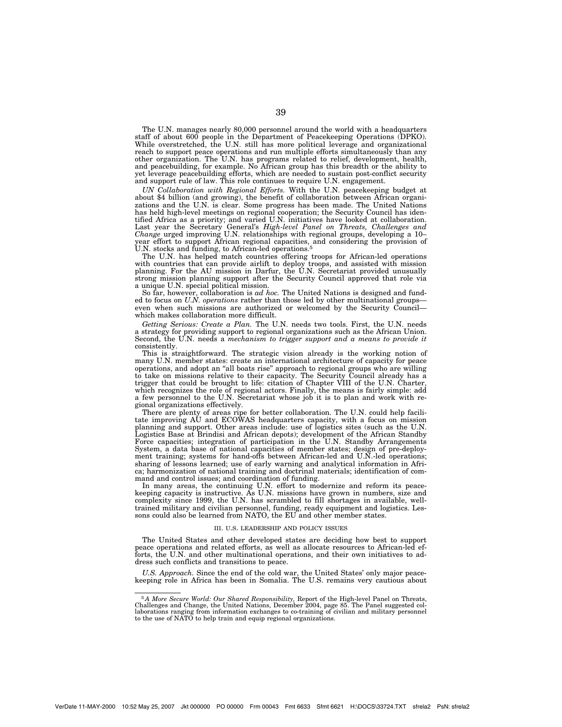The U.N. manages nearly 80,000 personnel around the world with a headquarters staff of about 600 people in the Department of Peacekeeping Operations (DPKO). While overstretched, the U.N. still has more political leverage and organizational reach to support peace operations and run multiple efforts simultaneously than any other organization. The U.N. has programs related to relief, development, health, and peacebuilding, for example. No African group has this breadth or the ability to yet leverage peacebuilding efforts, which are needed to sustain post-conflict security and support rule of law. This role continues to require U.N. engagement.

*UN Collaboration with Regional Efforts.* With the U.N. peacekeeping budget at about $4 billion (and growing), the benefit of collaboration between African organizations and the U.N. is clear. Some progress has been made. The United Nations has held high-level meetings on regional cooperation; the Security Council has identified Africa as a priority; and varied U.N. initiatives have looked at collaboration. Last year the Secretary General's *High-level Panel on Threats, Challenges and Change* urged improving U.N. relationships with regional groups, developing a 10–year effort to support African regional capacities, and considering the provision of U.N. stocks and funding, to African-led operations.[5]

The U.N. has helped match countries offering troops for African-led operations with countries that can provide airlift to deploy troops, and assisted with mission planning. For the AU mission in Darfur, the U.N. Secretariat provided unusually strong mission planning support after the Security Council approved that role via a unique U.N. special political mission.

So far, however, collaboration is *ad hoc.* The United Nations is designed and funded to focus on *U.N. operations* rather than those led by other multinational groups—even when such missions are authorized or welcomed by the Security Council—which makes collaboration more difficult.

*Getting Serious: Create a Plan.* The U.N. needs two tools. First, the U.N. needs a strategy for providing support to regional organizations such as the African Union. Second, the U.N. needs a *mechanism to trigger support and a means to provide it* consistently.

This is straightforward. The strategic vision already is the working notion of many U.N. member states: create an international architecture of capacity for peace operations, and adopt an "all boats rise" approach to regional groups who are willing to take on missions relative to their capacity. The Security Council already has a trigger that could be brought to life: citation of Chapter VIII of the U.N. Charter, which recognizes the role of regional actors. Finally, the means is fairly simple: add a few personnel to the U.N. Secretariat whose job it is to plan and work with regional organizations effectively.

There are plenty of areas ripe for better collaboration. The U.N. could help facilitate improving AU and ECOWAS headquarters capacity, with a focus on mission planning and support. Other areas include: use of logistics sites (such as the U.N. Logistics Base at Brindisi and African depots); development of the African Standby Force capacities; integration of participation in the U.N. Standby Arrangements System, a data base of national capacities of member states; design of pre-deployment training; systems for hand-offs between African-led and U.N.-led operations; sharing of lessons learned; use of early warning and analytical information in Africa; harmonization of national training and doctrinal materials; identification of command and control issues; and coordination of funding.

In many areas, the continuing U.N. effort to modernize and reform its peacekeeping capacity is instructive. As U.N. missions have grown in numbers, size and complexity since 1999, the U.N. has scrambled to fill shortages in available, well-trained military and civilian personnel, funding, ready equipment and logistics. Lessons could also be learned from NATO, the EU and other member states.

### III. U.S. LEADERSHIP AND POLICY ISSUES

The United States and other developed states are deciding how best to support peace operations and related efforts, as well as allocate resources to African-led efforts, the U.N. and other multinational operations, and their own initiatives to address such conflicts and transitions to peace.

*U.S. Approach.* Since the end of the cold war, the United States' only major peacekeeping role in Africa has been in Somalia. The U.S. remains very cautious about

---

[5] *A More Secure World: Our Shared Responsibility,* Report of the High-level Panel on Threats, Challenges and Change, the United Nations, December 2004, page 85. The Panel suggested collaborations ranging from information exchanges to co-training of civilian and military personnel to the use of NATO to help train and equip regional organizations.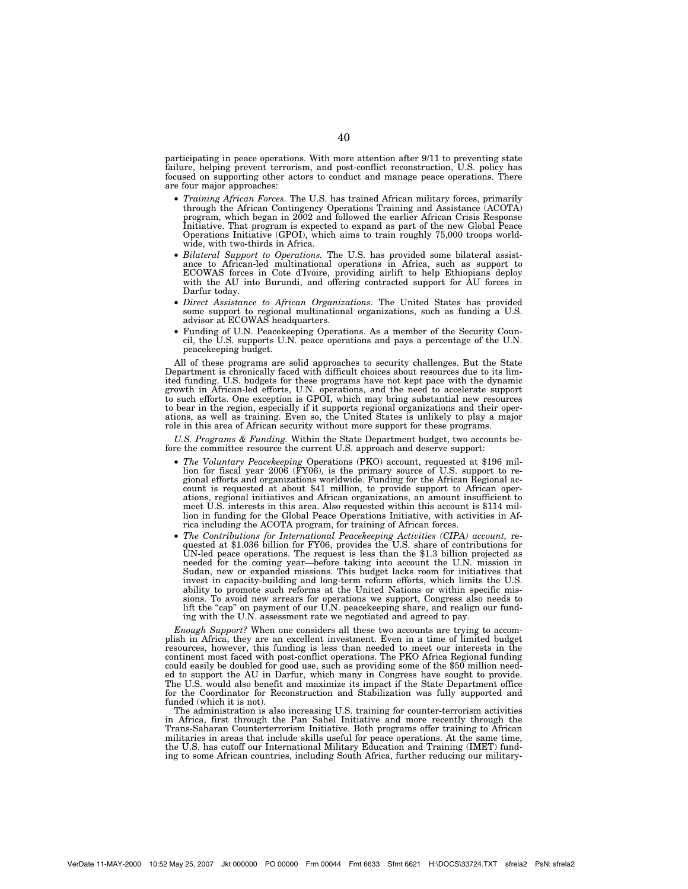participating in peace operations. With more attention after 9/11 to preventing state failure, helping prevent terrorism, and post-conflict reconstruction, U.S. policy has focused on supporting other actors to conduct and manage peace operations. There are four major approaches:

- *Training African Forces.* The U.S. has trained African military forces, primarily through the African Contingency Operations Training and Assistance (ACOTA) program, which began in 2002 and followed the earlier African Crisis Response Initiative. That program is expected to expand as part of the new Global Peace Operations Initiative (GPOI), which aims to train roughly 75,000 troops worldwide, with two-thirds in Africa.
- *Bilateral Support to Operations.* The U.S. has provided some bilateral assistance to African-led multinational operations in Africa, such as support to ECOWAS forces in Cote d'Ivoire, providing airlift to help Ethiopians deploy with the AU into Burundi, and offering contracted support for AU forces in Darfur today.
- *Direct Assistance to African Organizations.* The United States has provided some support to regional multinational organizations, such as funding a U.S. advisor at ECOWAS headquarters.
- Funding of U.N. Peacekeeping Operations. As a member of the Security Council, the U.S. supports U.N. peace operations and pays a percentage of the U.N. peacekeeping budget.

All of these programs are solid approaches to security challenges. But the State Department is chronically faced with difficult choices about resources due to its limited funding. U.S. budgets for these programs have not kept pace with the dynamic growth in African-led efforts, U.N. operations, and the need to accelerate support to such efforts. One exception is GPOI, which may bring substantial new resources to bear in the region, especially if it supports regional organizations and their operations, as well as training. Even so, the United States is unlikely to play a major role in this area of African security without more support for these programs.

*U.S. Programs & Funding.* Within the State Department budget, two accounts before the committee resource the current U.S. approach and deserve support:

- *The Voluntary Peacekeeping* Operations (PKO) account, requested at $196 million for fiscal year 2006 (FY06), is the primary source of U.S. support to regional efforts and organizations worldwide. Funding for the African Regional account is requested at about $41 million, to provide support to African operations, regional initiatives and African organizations, an amount insufficient to meet U.S. interests in this area. Also requested within this account is $114 million in funding for the Global Peace Operations Initiative, with activities in Africa including the ACOTA program, for training of African forces.
- *The Contributions for International Peacekeeping Activities (CIPA) account,* requested at $1.036 billion for FY06, provides the U.S. share of contributions for UN-led peace operations. The request is less than the $1.3 billion projected as needed for the coming year—before taking into account the U.N. mission in Sudan, new or expanded missions. This budget lacks room for initiatives that invest in capacity-building and long-term reform efforts, which limits the U.S. ability to promote such reforms at the United Nations or within specific missions. To avoid new arrears for operations we support, Congress also needs to lift the "cap" on payment of our U.N. peacekeeping share, and realign our funding with the U.N. assessment rate we negotiated and agreed to pay.

*Enough Support?* When one considers all these two accounts are trying to accomplish in Africa, they are an excellent investment. Even in a time of limited budget resources, however, this funding is less than needed to meet our interests in the continent most faced with post-conflict operations. The PKO Africa Regional funding could easily be doubled for good use, such as providing some of the $50 million needed to support the AU in Darfur, which many in Congress have sought to provide. The U.S. would also benefit and maximize its impact if the State Department office for the Coordinator for Reconstruction and Stabilization was fully supported and funded (which it is not).

The administration is also increasing U.S. training for counter-terrorism activities in Africa, first through the Pan Sahel Initiative and more recently through the Trans-Saharan Counterterrorism Initiative. Both programs offer training to African militaries in areas that include skills useful for peace operations. At the same time, the U.S. has cutoff our International Military Education and Training (IMET) funding to some African countries, including South Africa, further reducing our military-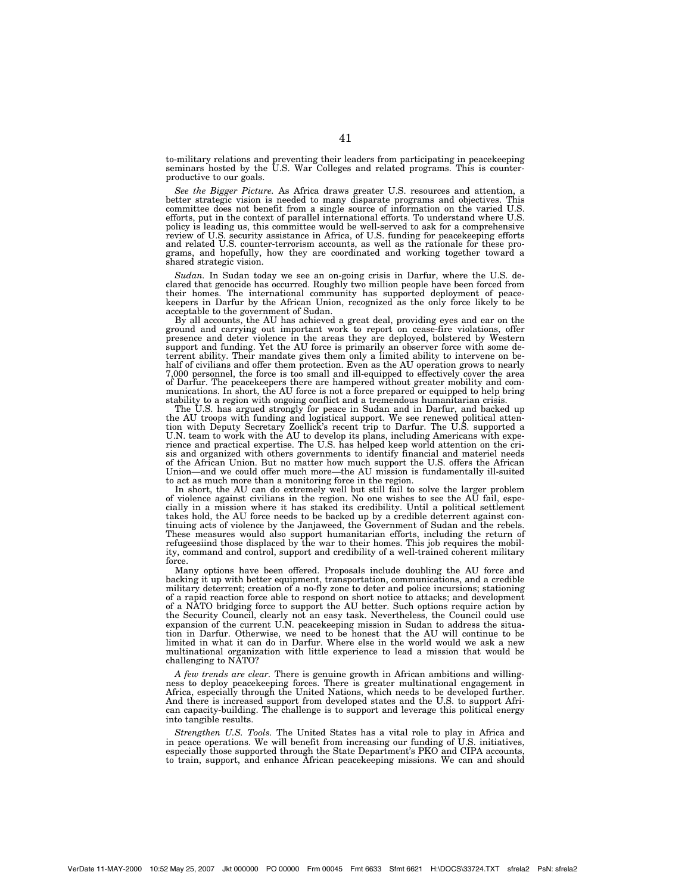to-military relations and preventing their leaders from participating in peacekeeping seminars hosted by the U.S. War Colleges and related programs. This is counter-productive to our goals.

*See the Bigger Picture.* As Africa draws greater U.S. resources and attention, a better strategic vision is needed to many disparate programs and objectives. This committee does not benefit from a single source of information on the varied U.S. efforts, put in the context of parallel international efforts. To understand where U.S. policy is leading us, this committee would be well-served to ask for a comprehensive review of U.S. security assistance in Africa, of U.S. funding for peacekeeping efforts and related U.S. counter-terrorism accounts, as well as the rationale for these programs, and hopefully, how they are coordinated and working together toward a shared strategic vision.

*Sudan.* In Sudan today we see an on-going crisis in Darfur, where the U.S. declared that genocide has occurred. Roughly two million people have been forced from their homes. The international community has supported deployment of peacekeepers in Darfur by the African Union, recognized as the only force likely to be acceptable to the government of Sudan.

By all accounts, the AU has achieved a great deal, providing eyes and ear on the ground and carrying out important work to report on cease-fire violations, offer presence and deter violence in the areas they are deployed, bolstered by Western support and funding. Yet the AU force is primarily an observer force with some deterrent ability. Their mandate gives them only a limited ability to intervene on behalf of civilians and offer them protection. Even as the AU operation grows to nearly 7,000 personnel, the force is too small and ill-equipped to effectively cover the area of Darfur. The peacekeepers there are hampered without greater mobility and communications. In short, the AU force is not a force prepared or equipped to help bring stability to a region with ongoing conflict and a tremendous humanitarian crisis.

The U.S. has argued strongly for peace in Sudan and in Darfur, and backed up the AU troops with funding and logistical support. We see renewed political attention with Deputy Secretary Zoellick's recent trip to Darfur. The U.S. supported a U.N. team to work with the AU to develop its plans, including Americans with experience and practical expertise. The U.S. has helped keep world attention on the crisis and organized with others governments to identify financial and materiel needs of the African Union. But no matter how much support the U.S. offers the African Union—and we could offer much more—the AU mission is fundamentally ill-suited to act as much more than a monitoring force in the region.

In short, the AU can do extremely well but still fail to solve the larger problem of violence against civilians in the region. No one wishes to see the AU fail, especially in a mission where it has staked its credibility. Until a political settlement takes hold, the AU force needs to be backed up by a credible deterrent against continuing acts of violence by the Janjaweed, the Government of Sudan and the rebels. These measures would also support humanitarian efforts, including the return of refugeesiind those displaced by the war to their homes. This job requires the mobility, command and control, support and credibility of a well-trained coherent military force.

Many options have been offered. Proposals include doubling the AU force and backing it up with better equipment, transportation, communications, and a credible military deterrent; creation of a no-fly zone to deter and police incursions; stationing of a rapid reaction force able to respond on short notice to attacks; and development of a NATO bridging force to support the AU better. Such options require action by the Security Council, clearly not an easy task. Nevertheless, the Council could use expansion of the current U.N. peacekeeping mission in Sudan to address the situation in Darfur. Otherwise, we need to be honest that the AU will continue to be limited in what it can do in Darfur. Where else in the world would we ask a new multinational organization with little experience to lead a mission that would be challenging to NATO?

*A few trends are clear.* There is genuine growth in African ambitions and willingness to deploy peacekeeping forces. There is greater multinational engagement in Africa, especially through the United Nations, which needs to be developed further. And there is increased support from developed states and the U.S. to support African capacity-building. The challenge is to support and leverage this political energy into tangible results.

*Strengthen U.S. Tools.* The United States has a vital role to play in Africa and in peace operations. We will benefit from increasing our funding of U.S. initiatives, especially those supported through the State Department's PKO and CIPA accounts, to train, support, and enhance African peacekeeping missions. We can and should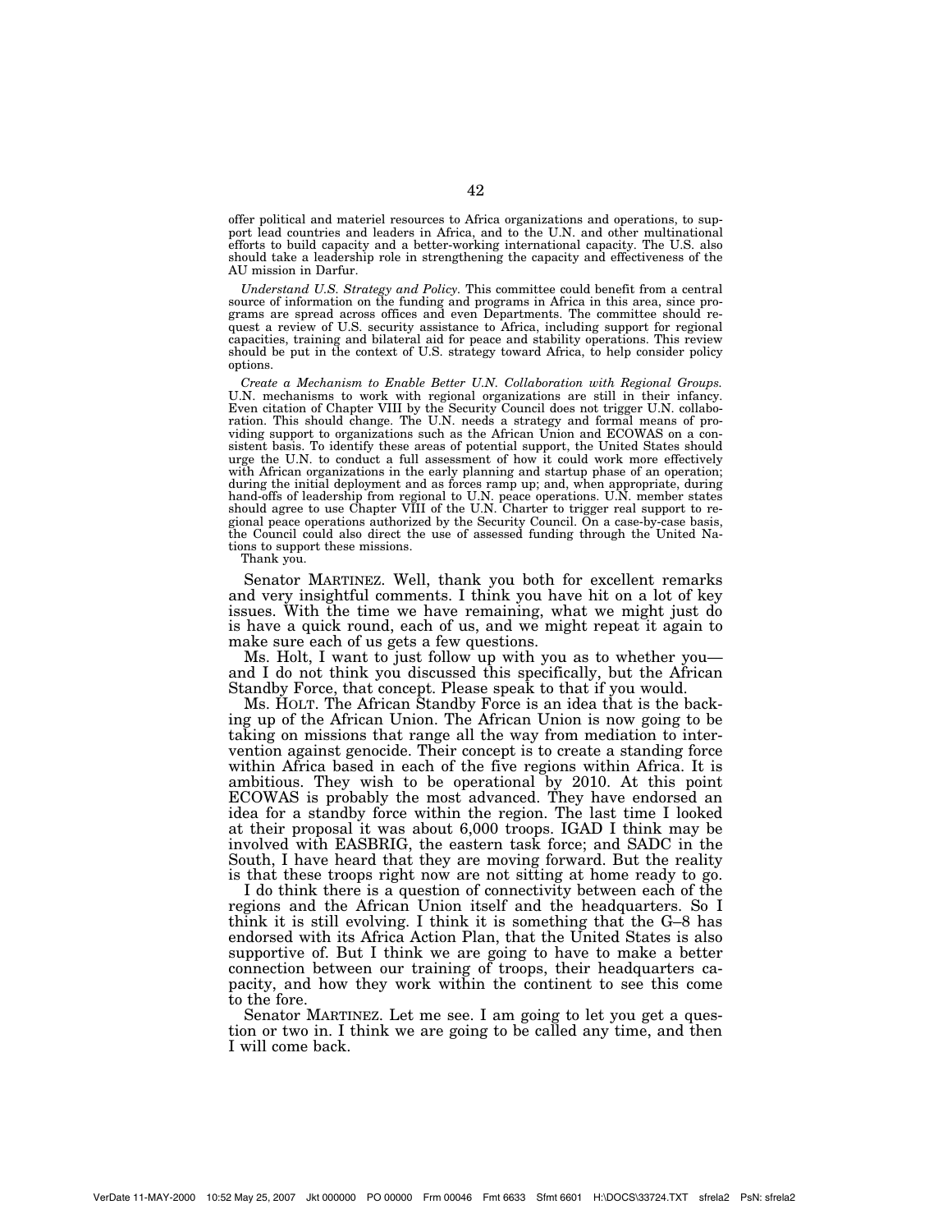offer political and materiel resources to Africa organizations and operations, to support lead countries and leaders in Africa, and to the U.N. and other multinational efforts to build capacity and a better-working international capacity. The U.S. also should take a leadership role in strengthening the capacity and effectiveness of the AU mission in Darfur.

*Understand U.S. Strategy and Policy.* This committee could benefit from a central source of information on the funding and programs in Africa in this area, since programs are spread across offices and even Departments. The committee should request a review of U.S. security assistance to Africa, including support for regional capacities, training and bilateral aid for peace and stability operations. This review should be put in the context of U.S. strategy toward Africa, to help consider policy options.

*Create a Mechanism to Enable Better U.N. Collaboration with Regional Groups.* U.N. mechanisms to work with regional organizations are still in their infancy. Even citation of Chapter VIII by the Security Council does not trigger U.N. collaboration. This should change. The U.N. needs a strategy and formal means of providing support to organizations such as the African Union and ECOWAS on a consistent basis. To identify these areas of potential support, the United States should urge the U.N. to conduct a full assessment of how it could work more effectively with African organizations in the early planning and startup phase of an operation; during the initial deployment and as forces ramp up; and, when appropriate, during hand-offs of leadership from regional to U.N. peace operations. U.N. member states should agree to use Chapter VIII of the U.N. Charter to trigger real support to regional peace operations authorized by the Security Council. On a case-by-case basis, the Council could also direct the use of assessed funding through the United Nations to support these missions.

Thank you.

Senator MARTINEZ. Well, thank you both for excellent remarks and very insightful comments. I think you have hit on a lot of key issues. With the time we have remaining, what we might just do is have a quick round, each of us, and we might repeat it again to make sure each of us gets a few questions.

Ms. Holt, I want to just follow up with you as to whether you—and I do not think you discussed this specifically, but the African Standby Force, that concept. Please speak to that if you would.

Ms. HOLT. The African Standby Force is an idea that is the backing up of the African Union. The African Union is now going to be taking on missions that range all the way from mediation to intervention against genocide. Their concept is to create a standing force within Africa based in each of the five regions within Africa. It is ambitious. They wish to be operational by 2010. At this point ECOWAS is probably the most advanced. They have endorsed an idea for a standby force within the region. The last time I looked at their proposal it was about 6,000 troops. IGAD I think may be involved with EASBRIG, the eastern task force; and SADC in the South, I have heard that they are moving forward. But the reality is that these troops right now are not sitting at home ready to go.

I do think there is a question of connectivity between each of the regions and the African Union itself and the headquarters. So I think it is still evolving. I think it is something that the G–8 has endorsed with its Africa Action Plan, that the United States is also supportive of. But I think we are going to have to make a better connection between our training of troops, their headquarters capacity, and how they work within the continent to see this come to the fore.

Senator MARTINEZ. Let me see. I am going to let you get a question or two in. I think we are going to be called any time, and then I will come back.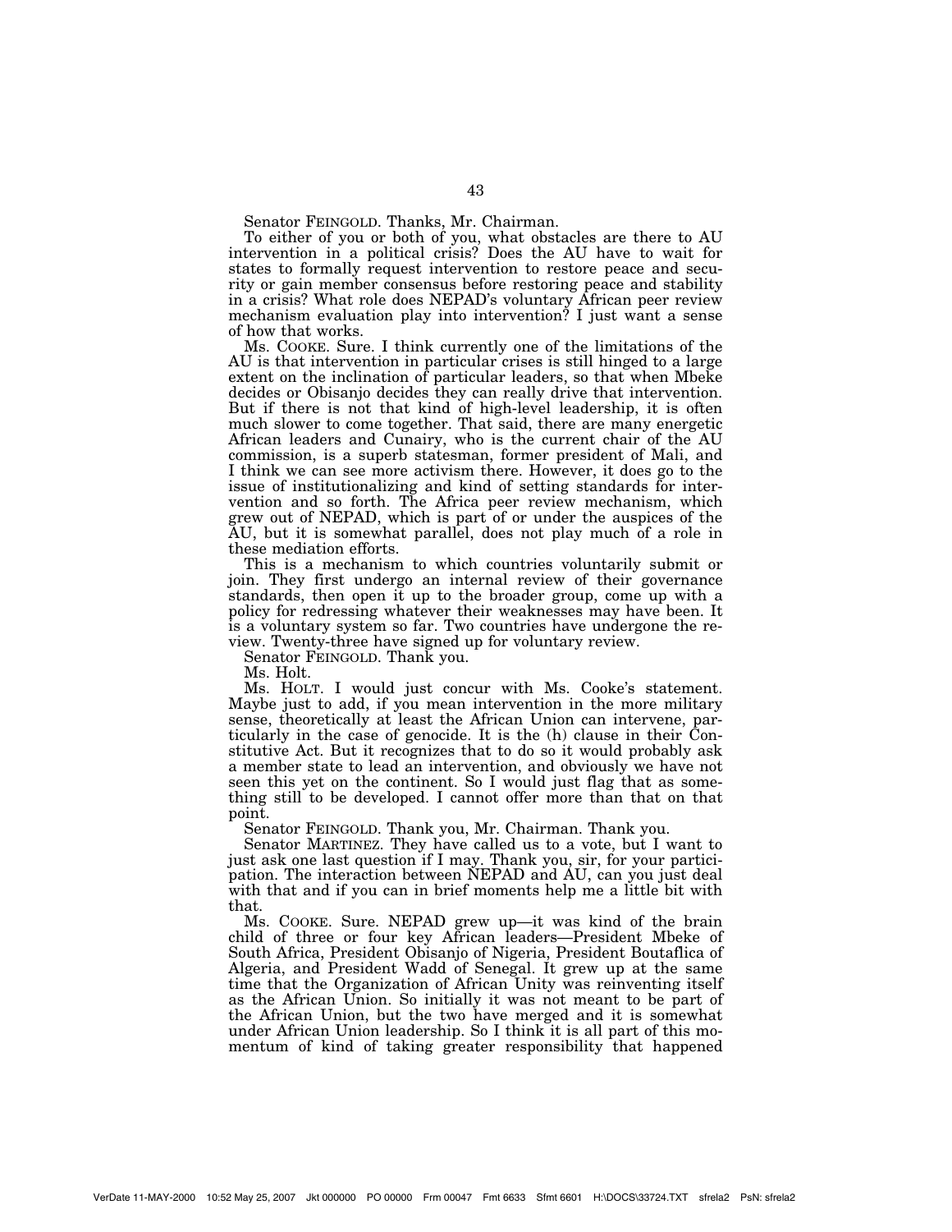Senator FEINGOLD. Thanks, Mr. Chairman.

To either of you or both of you, what obstacles are there to AU intervention in a political crisis? Does the AU have to wait for states to formally request intervention to restore peace and security or gain member consensus before restoring peace and stability in a crisis? What role does NEPAD's voluntary African peer review mechanism evaluation play into intervention? I just want a sense of how that works.

Ms. COOKE. Sure. I think currently one of the limitations of the AU is that intervention in particular crises is still hinged to a large extent on the inclination of particular leaders, so that when Mbeke decides or Obisanjo decides they can really drive that intervention. But if there is not that kind of high-level leadership, it is often much slower to come together. That said, there are many energetic African leaders and Cunairy, who is the current chair of the AU commission, is a superb statesman, former president of Mali, and I think we can see more activism there. However, it does go to the issue of institutionalizing and kind of setting standards for intervention and so forth. The Africa peer review mechanism, which grew out of NEPAD, which is part of or under the auspices of the AU, but it is somewhat parallel, does not play much of a role in these mediation efforts.

This is a mechanism to which countries voluntarily submit or join. They first undergo an internal review of their governance standards, then open it up to the broader group, come up with a policy for redressing whatever their weaknesses may have been. It is a voluntary system so far. Two countries have undergone the review. Twenty-three have signed up for voluntary review.

Senator FEINGOLD. Thank you.

Ms. Holt.

Ms. HOLT. I would just concur with Ms. Cooke's statement. Maybe just to add, if you mean intervention in the more military sense, theoretically at least the African Union can intervene, particularly in the case of genocide. It is the (h) clause in their Constitutive Act. But it recognizes that to do so it would probably ask a member state to lead an intervention, and obviously we have not seen this yet on the continent. So I would just flag that as something still to be developed. I cannot offer more than that on that point.

Senator FEINGOLD. Thank you, Mr. Chairman. Thank you.

Senator MARTINEZ. They have called us to a vote, but I want to just ask one last question if I may. Thank you, sir, for your participation. The interaction between NEPAD and AU, can you just deal with that and if you can in brief moments help me a little bit with that.

Ms. COOKE. Sure. NEPAD grew up—it was kind of the brain child of three or four key African leaders—President Mbeke of South Africa, President Obisanjo of Nigeria, President Boutaflica of Algeria, and President Wadd of Senegal. It grew up at the same time that the Organization of African Unity was reinventing itself as the African Union. So initially it was not meant to be part of the African Union, but the two have merged and it is somewhat under African Union leadership. So I think it is all part of this momentum of kind of taking greater responsibility that happened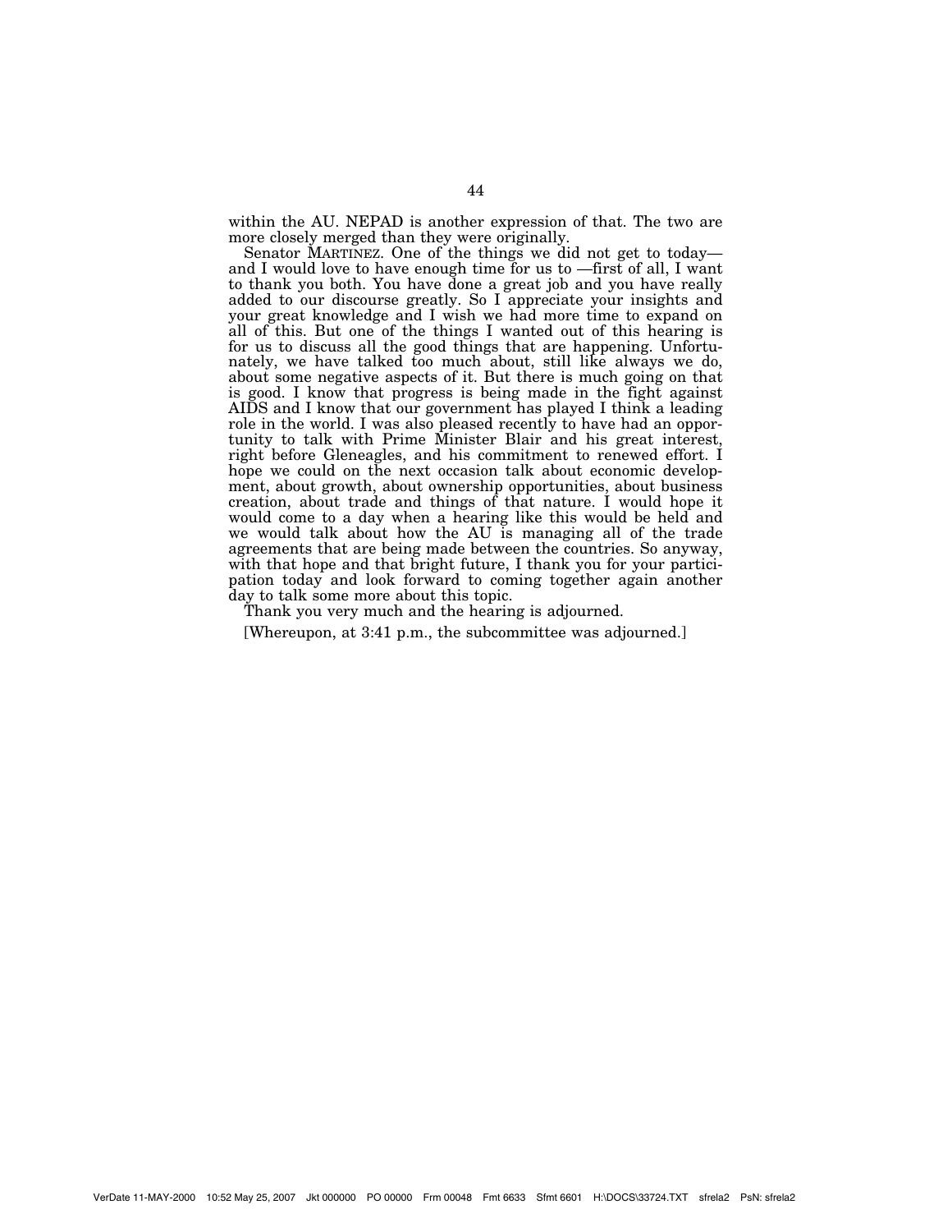within the AU. NEPAD is another expression of that. The two are more closely merged than they were originally.

Senator MARTINEZ. One of the things we did not get to today— and I would love to have enough time for us to —first of all, I want to thank you both. You have done a great job and you have really added to our discourse greatly. So I appreciate your insights and your great knowledge and I wish we had more time to expand on all of this. But one of the things I wanted out of this hearing is for us to discuss all the good things that are happening. Unfortunately, we have talked too much about, still like always we do, about some negative aspects of it. But there is much going on that is good. I know that progress is being made in the fight against AIDS and I know that our government has played I think a leading role in the world. I was also pleased recently to have had an opportunity to talk with Prime Minister Blair and his great interest, right before Gleneagles, and his commitment to renewed effort. I hope we could on the next occasion talk about economic development, about growth, about ownership opportunities, about business creation, about trade and things of that nature. I would hope it would come to a day when a hearing like this would be held and we would talk about how the AU is managing all of the trade agreements that are being made between the countries. So anyway, with that hope and that bright future, I thank you for your participation today and look forward to coming together again another day to talk some more about this topic.

Thank you very much and the hearing is adjourned.

[Whereupon, at 3:41 p.m., the subcommittee was adjourned.]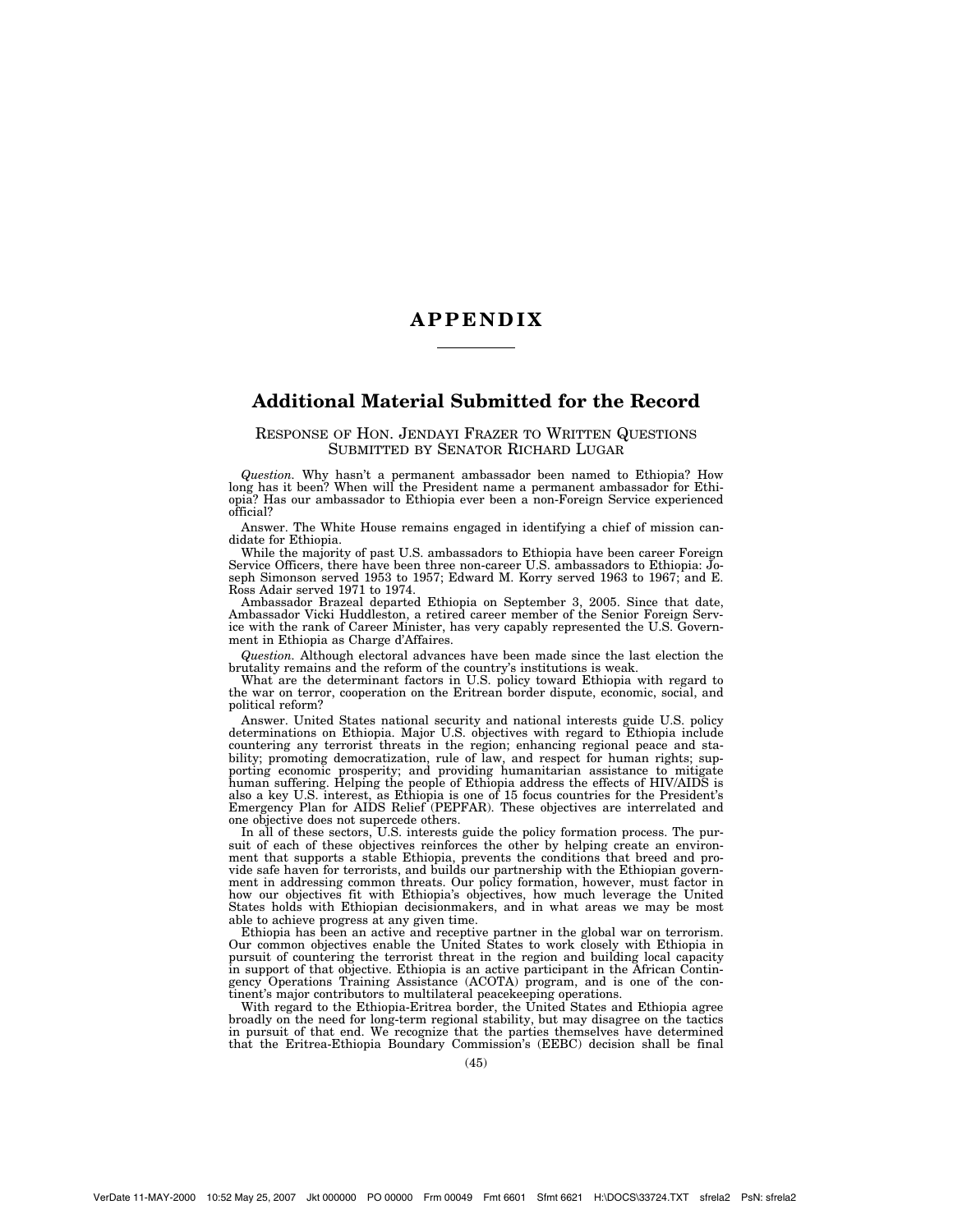# APPENDIX

## Additional Material Submitted for the Record

RESPONSE OF HON. JENDAYI FRAZER TO WRITTEN QUESTIONS SUBMITTED BY SENATOR RICHARD LUGAR

*Question.* Why hasn't a permanent ambassador been named to Ethiopia? How long has it been? When will the President name a permanent ambassador for Ethiopia? Has our ambassador to Ethiopia ever been a non-Foreign Service experienced official?

Answer. The White House remains engaged in identifying a chief of mission candidate for Ethiopia.

While the majority of past U.S. ambassadors to Ethiopia have been career Foreign Service Officers, there have been three non-career U.S. ambassadors to Ethiopia: Joseph Simonson served 1953 to 1957; Edward M. Korry served 1963 to 1967; and E. Ross Adair served 1971 to 1974.

Ambassador Brazeal departed Ethiopia on September 3, 2005. Since that date, Ambassador Vicki Huddleston, a retired career member of the Senior Foreign Service with the rank of Career Minister, has very capably represented the U.S. Government in Ethiopia as Charge d'Affaires.

*Question.* Although electoral advances have been made since the last election the brutality remains and the reform of the country's institutions is weak.

What are the determinant factors in U.S. policy toward Ethiopia with regard to the war on terror, cooperation on the Eritrean border dispute, economic, social, and political reform?

Answer. United States national security and national interests guide U.S. policy determinations on Ethiopia. Major U.S. objectives with regard to Ethiopia include countering any terrorist threats in the region; enhancing regional peace and stability; promoting democratization, rule of law, and respect for human rights; supporting economic prosperity; and providing humanitarian assistance to mitigate human suffering. Helping the people of Ethiopia address the effects of HIV/AIDS is also a key U.S. interest, as Ethiopia is one of 15 focus countries for the President's Emergency Plan for AIDS Relief (PEPFAR). These objectives are interrelated and one objective does not supercede others.

In all of these sectors, U.S. interests guide the policy formation process. The pursuit of each of these objectives reinforces the other by helping create an environment that supports a stable Ethiopia, prevents the conditions that breed and provide safe haven for terrorists, and builds our partnership with the Ethiopian government in addressing common threats. Our policy formation, however, must factor in how our objectives fit with Ethiopia's objectives, how much leverage the United States holds with Ethiopian decisionmakers, and in what areas we may be most able to achieve progress at any given time.

Ethiopia has been an active and receptive partner in the global war on terrorism. Our common objectives enable the United States to work closely with Ethiopia in pursuit of countering the terrorist threat in the region and building local capacity in support of that objective. Ethiopia is an active participant in the African Contingency Operations Training Assistance (ACOTA) program, and is one of the continent's major contributors to multilateral peacekeeping operations.

With regard to the Ethiopia-Eritrea border, the United States and Ethiopia agree broadly on the need for long-term regional stability, but may disagree on the tactics in pursuit of that end. We recognize that the parties themselves have determined that the Eritrea-Ethiopia Boundary Commission's (EEBC) decision shall be final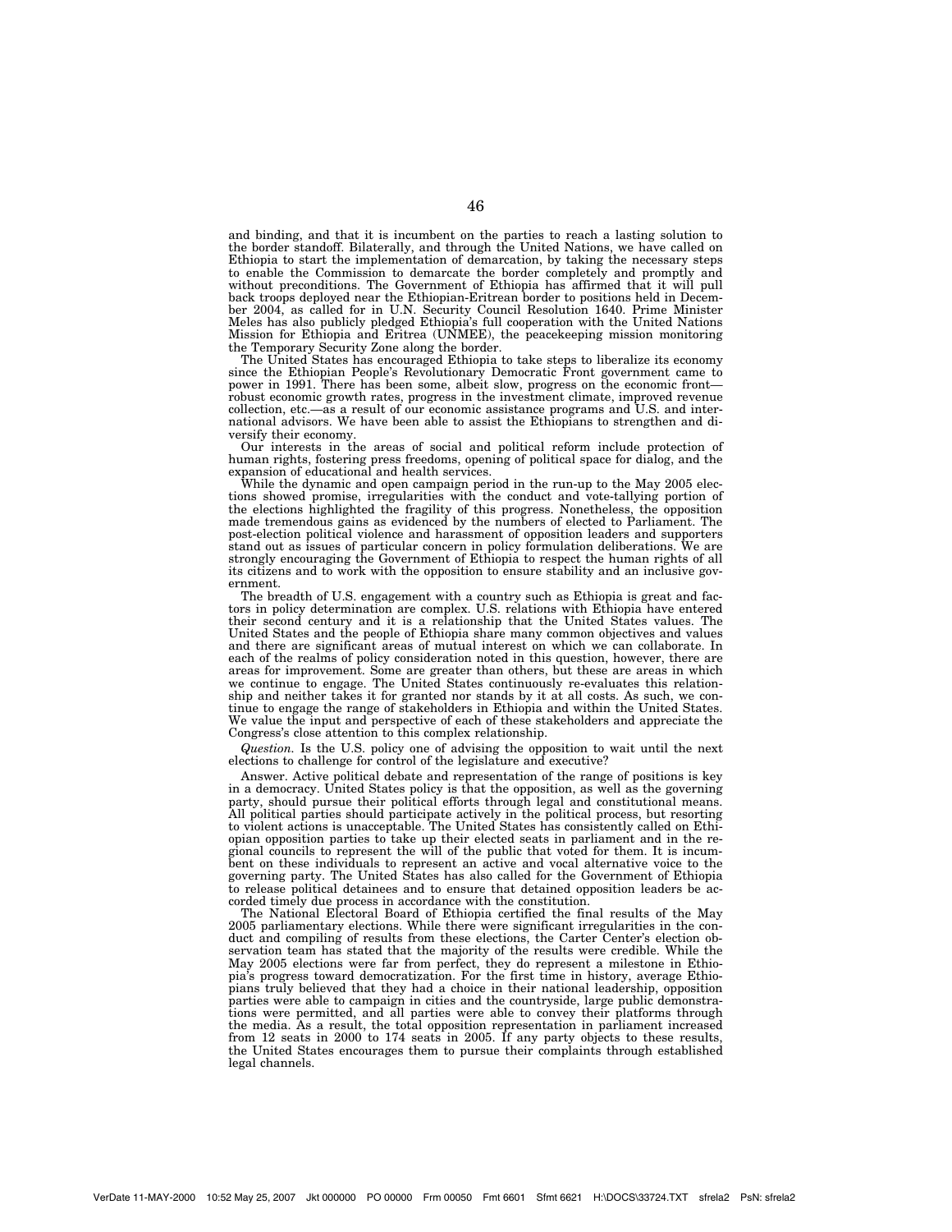and binding, and that it is incumbent on the parties to reach a lasting solution to the border standoff. Bilaterally, and through the United Nations, we have called on Ethiopia to start the implementation of demarcation, by taking the necessary steps to enable the Commission to demarcate the border completely and promptly and without preconditions. The Government of Ethiopia has affirmed that it will pull back troops deployed near the Ethiopian-Eritrean border to positions held in December 2004, as called for in U.N. Security Council Resolution 1640. Prime Minister Meles has also publicly pledged Ethiopia's full cooperation with the United Nations Mission for Ethiopia and Eritrea (UNMEE), the peacekeeping mission monitoring the Temporary Security Zone along the border.

The United States has encouraged Ethiopia to take steps to liberalize its economy since the Ethiopian People's Revolutionary Democratic Front government came to power in 1991. There has been some, albeit slow, progress on the economic front—robust economic growth rates, progress in the investment climate, improved revenue collection, etc.—as a result of our economic assistance programs and U.S. and international advisors. We have been able to assist the Ethiopians to strengthen and diversify their economy.

Our interests in the areas of social and political reform include protection of human rights, fostering press freedoms, opening of political space for dialog, and the expansion of educational and health services.

While the dynamic and open campaign period in the run-up to the May 2005 elections showed promise, irregularities with the conduct and vote-tallying portion of the elections highlighted the fragility of this progress. Nonetheless, the opposition made tremendous gains as evidenced by the numbers of elected to Parliament. The post-election political violence and harassment of opposition leaders and supporters stand out as issues of particular concern in policy formulation deliberations. We are strongly encouraging the Government of Ethiopia to respect the human rights of all its citizens and to work with the opposition to ensure stability and an inclusive government.

The breadth of U.S. engagement with a country such as Ethiopia is great and factors in policy determination are complex. U.S. relations with Ethiopia have entered their second century and it is a relationship that the United States values. The United States and the people of Ethiopia share many common objectives and values and there are significant areas of mutual interest on which we can collaborate. In each of the realms of policy consideration noted in this question, however, there are areas for improvement. Some are greater than others, but these are areas in which we continue to engage. The United States continuously re-evaluates this relationship and neither takes it for granted nor stands by it at all costs. As such, we continue to engage the range of stakeholders in Ethiopia and within the United States. We value the input and perspective of each of these stakeholders and appreciate the Congress's close attention to this complex relationship.

*Question.* Is the U.S. policy one of advising the opposition to wait until the next elections to challenge for control of the legislature and executive?

Answer. Active political debate and representation of the range of positions is key in a democracy. United States policy is that the opposition, as well as the governing party, should pursue their political efforts through legal and constitutional means. All political parties should participate actively in the political process, but resorting to violent actions is unacceptable. The United States has consistently called on Ethiopian opposition parties to take up their elected seats in parliament and in the regional councils to represent the will of the public that voted for them. It is incumbent on these individuals to represent an active and vocal alternative voice to the governing party. The United States has also called for the Government of Ethiopia to release political detainees and to ensure that detained opposition leaders be accorded timely due process in accordance with the constitution.

The National Electoral Board of Ethiopia certified the final results of the May 2005 parliamentary elections. While there were significant irregularities in the conduct and compiling of results from these elections, the Carter Center's election observation team has stated that the majority of the results were credible. While the May 2005 elections were far from perfect, they do represent a milestone in Ethiopia's progress toward democratization. For the first time in history, average Ethiopians truly believed that they had a choice in their national leadership, opposition parties were able to campaign in cities and the countryside, large public demonstrations were permitted, and all parties were able to convey their platforms through the media. As a result, the total opposition representation in parliament increased from 12 seats in 2000 to 174 seats in 2005. If any party objects to these results, the United States encourages them to pursue their complaints through established legal channels.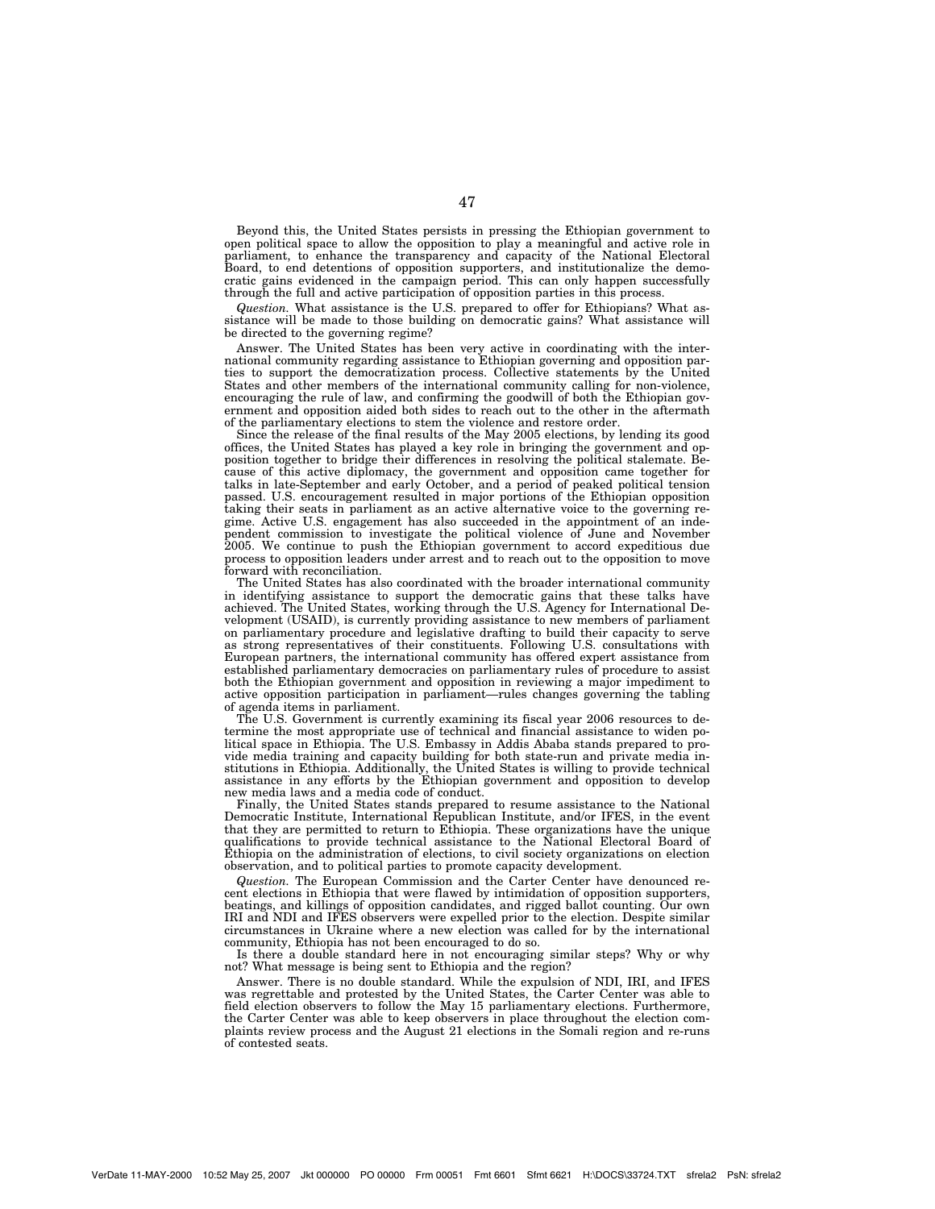Beyond this, the United States persists in pressing the Ethiopian government to open political space to allow the opposition to play a meaningful and active role in parliament, to enhance the transparency and capacity of the National Electoral Board, to end detentions of opposition supporters, and institutionalize the democratic gains evidenced in the campaign period. This can only happen successfully through the full and active participation of opposition parties in this process.

*Question.* What assistance is the U.S. prepared to offer for Ethiopians? What assistance will be made to those building on democratic gains? What assistance will be directed to the governing regime?

Answer. The United States has been very active in coordinating with the international community regarding assistance to Ethiopian governing and opposition parties to support the democratization process. Collective statements by the United States and other members of the international community calling for non-violence, encouraging the rule of law, and confirming the goodwill of both the Ethiopian government and opposition aided both sides to reach out to the other in the aftermath of the parliamentary elections to stem the violence and restore order.

Since the release of the final results of the May 2005 elections, by lending its good offices, the United States has played a key role in bringing the government and opposition together to bridge their differences in resolving the political stalemate. Because of this active diplomacy, the government and opposition came together for talks in late-September and early October, and a period of peaked political tension passed. U.S. encouragement resulted in major portions of the Ethiopian opposition taking their seats in parliament as an active alternative voice to the governing regime. Active U.S. engagement has also succeeded in the appointment of an independent commission to investigate the political violence of June and November 2005. We continue to push the Ethiopian government to accord expeditious due process to opposition leaders under arrest and to reach out to the opposition to move forward with reconciliation.

The United States has also coordinated with the broader international community in identifying assistance to support the democratic gains that these talks have achieved. The United States, working through the U.S. Agency for International Development (USAID), is currently providing assistance to new members of parliament on parliamentary procedure and legislative drafting to build their capacity to serve as strong representatives of their constituents. Following U.S. consultations with European partners, the international community has offered expert assistance from established parliamentary democracies on parliamentary rules of procedure to assist both the Ethiopian government and opposition in reviewing a major impediment to active opposition participation in parliament—rules changes governing the tabling of agenda items in parliament.

The U.S. Government is currently examining its fiscal year 2006 resources to determine the most appropriate use of technical and financial assistance to widen political space in Ethiopia. The U.S. Embassy in Addis Ababa stands prepared to provide media training and capacity building for both state-run and private media institutions in Ethiopia. Additionally, the United States is willing to provide technical assistance in any efforts by the Ethiopian government and opposition to develop new media laws and a media code of conduct.

Finally, the United States stands prepared to resume assistance to the National Democratic Institute, International Republican Institute, and/or IFES, in the event that they are permitted to return to Ethiopia. These organizations have the unique qualifications to provide technical assistance to the National Electoral Board of Ethiopia on the administration of elections, to civil society organizations on election observation, and to political parties to promote capacity development.

*Question.* The European Commission and the Carter Center have denounced recent elections in Ethiopia that were flawed by intimidation of opposition supporters, beatings, and killings of opposition candidates, and rigged ballot counting. Our own IRI and NDI and IFES observers were expelled prior to the election. Despite similar circumstances in Ukraine where a new election was called for by the international community, Ethiopia has not been encouraged to do so.

Is there a double standard here in not encouraging similar steps? Why or why not? What message is being sent to Ethiopia and the region?

Answer. There is no double standard. While the expulsion of NDI, IRI, and IFES was regrettable and protested by the United States, the Carter Center was able to field election observers to follow the May 15 parliamentary elections. Furthermore, the Carter Center was able to keep observers in place throughout the election complaints review process and the August 21 elections in the Somali region and re-runs of contested seats.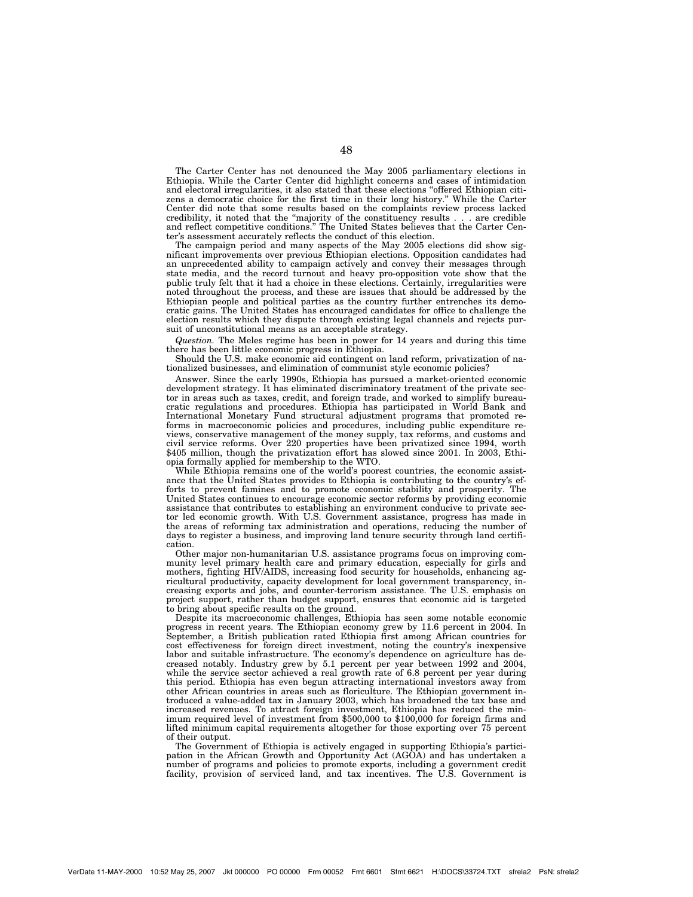The Carter Center has not denounced the May 2005 parliamentary elections in Ethiopia. While the Carter Center did highlight concerns and cases of intimidation and electoral irregularities, it also stated that these elections "offered Ethiopian citizens a democratic choice for the first time in their long history." While the Carter Center did note that some results based on the complaints review process lacked credibility, it noted that the "majority of the constituency results . . . are credible and reflect competitive conditions." The United States believes that the Carter Center's assessment accurately reflects the conduct of this election.

The campaign period and many aspects of the May 2005 elections did show significant improvements over previous Ethiopian elections. Opposition candidates had an unprecedented ability to campaign actively and convey their messages through state media, and the record turnout and heavy pro-opposition vote show that the public truly felt that it had a choice in these elections. Certainly, irregularities were noted throughout the process, and these are issues that should be addressed by the Ethiopian people and political parties as the country further entrenches its democratic gains. The United States has encouraged candidates for office to challenge the election results which they dispute through existing legal channels and rejects pursuit of unconstitutional means as an acceptable strategy.

*Question.* The Meles regime has been in power for 14 years and during this time there has been little economic progress in Ethiopia.

Should the U.S. make economic aid contingent on land reform, privatization of nationalized businesses, and elimination of communist style economic policies?

Answer. Since the early 1990s, Ethiopia has pursued a market-oriented economic development strategy. It has eliminated discriminatory treatment of the private sector in areas such as taxes, credit, and foreign trade, and worked to simplify bureaucratic regulations and procedures. Ethiopia has participated in World Bank and International Monetary Fund structural adjustment programs that promoted reforms in macroeconomic policies and procedures, including public expenditure reviews, conservative management of the money supply, tax reforms, and customs and civil service reforms. Over 220 properties have been privatized since 1994, worth $405 million, though the privatization effort has slowed since 2001. In 2003, Ethiopia formally applied for membership to the WTO.

While Ethiopia remains one of the world's poorest countries, the economic assistance that the United States provides to Ethiopia is contributing to the country's efforts to prevent famines and to promote economic stability and prosperity. The United States continues to encourage economic sector reforms by providing economic assistance that contributes to establishing an environment conducive to private sector led economic growth. With U.S. Government assistance, progress has made in the areas of reforming tax administration and operations, reducing the number of days to register a business, and improving land tenure security through land certification.

Other major non-humanitarian U.S. assistance programs focus on improving community level primary health care and primary education, especially for girls and mothers, fighting HIV/AIDS, increasing food security for households, enhancing agricultural productivity, capacity development for local government transparency, increasing exports and jobs, and counter-terrorism assistance. The U.S. emphasis on project support, rather than budget support, ensures that economic aid is targeted to bring about specific results on the ground.

Despite its macroeconomic challenges, Ethiopia has seen some notable economic progress in recent years. The Ethiopian economy grew by 11.6 percent in 2004. In September, a British publication rated Ethiopia first among African countries for cost effectiveness for foreign direct investment, noting the country's inexpensive labor and suitable infrastructure. The economy's dependence on agriculture has decreased notably. Industry grew by 5.1 percent per year between 1992 and 2004, while the service sector achieved a real growth rate of 6.8 percent per year during this period. Ethiopia has even begun attracting international investors away from other African countries in areas such as floriculture. The Ethiopian government introduced a value-added tax in January 2003, which has broadened the tax base and increased revenues. To attract foreign investment, Ethiopia has reduced the minimum required level of investment from $500,000 to $100,000 for foreign firms and lifted minimum capital requirements altogether for those exporting over 75 percent of their output.

The Government of Ethiopia is actively engaged in supporting Ethiopia's participation in the African Growth and Opportunity Act (AGOA) and has undertaken a number of programs and policies to promote exports, including a government credit facility, provision of serviced land, and tax incentives. The U.S. Government is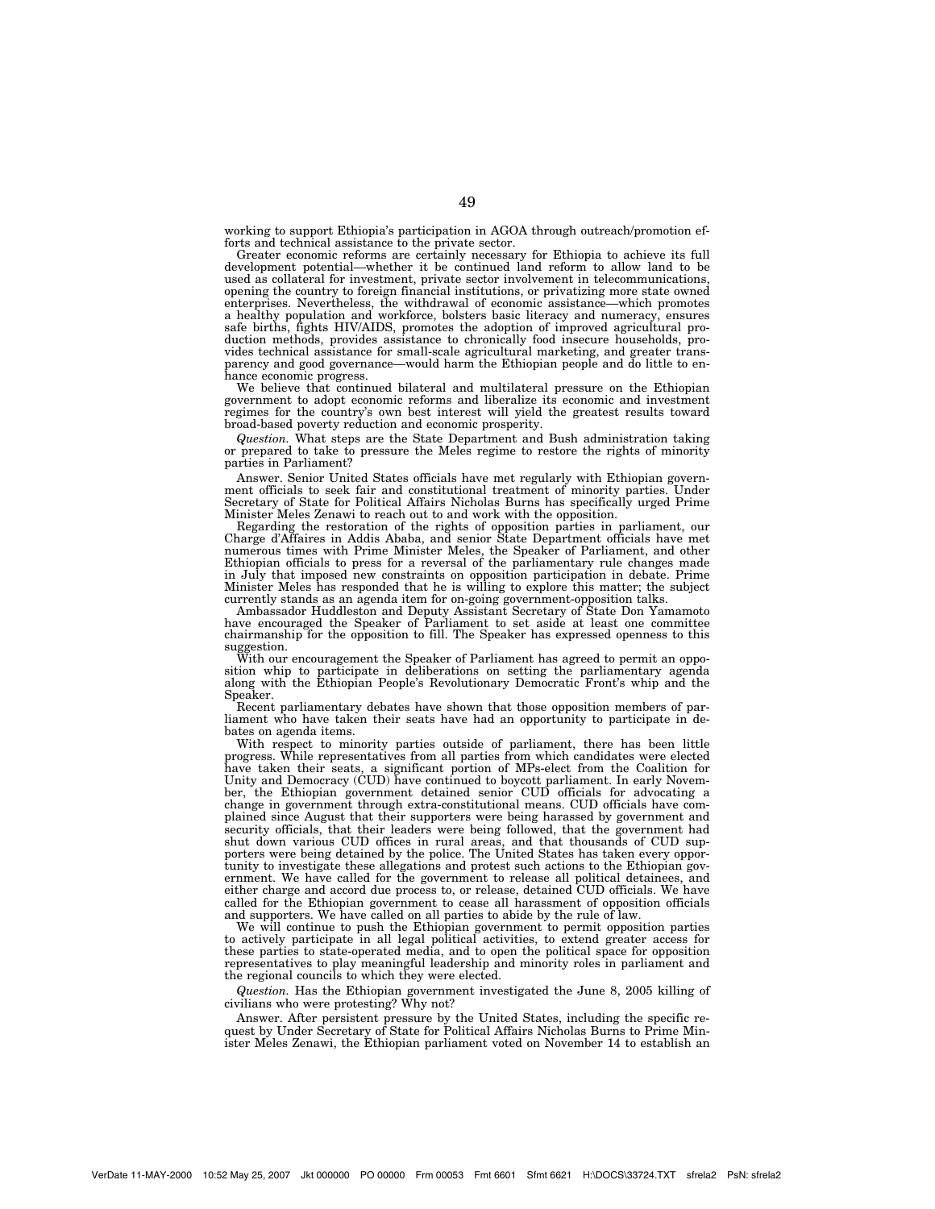working to support Ethiopia's participation in AGOA through outreach/promotion efforts and technical assistance to the private sector.

Greater economic reforms are certainly necessary for Ethiopia to achieve its full development potential—whether it be continued land reform to allow land to be used as collateral for investment, private sector involvement in telecommunications, opening the country to foreign financial institutions, or privatizing more state owned enterprises. Nevertheless, the withdrawal of economic assistance—which promotes a healthy population and workforce, bolsters basic literacy and numeracy, ensures safe births, fights HIV/AIDS, promotes the adoption of improved agricultural production methods, provides assistance to chronically food insecure households, provides technical assistance for small-scale agricultural marketing, and greater transparency and good governance—would harm the Ethiopian people and do little to enhance economic progress.

We believe that continued bilateral and multilateral pressure on the Ethiopian government to adopt economic reforms and liberalize its economic and investment regimes for the country's own best interest will yield the greatest results toward broad-based poverty reduction and economic prosperity.

*Question.* What steps are the State Department and Bush administration taking or prepared to take to pressure the Meles regime to restore the rights of minority parties in Parliament?

Answer. Senior United States officials have met regularly with Ethiopian government officials to seek fair and constitutional treatment of minority parties. Under Secretary of State for Political Affairs Nicholas Burns has specifically urged Prime Minister Meles Zenawi to reach out to and work with the opposition.

Regarding the restoration of the rights of opposition parties in parliament, our Charge d'Affaires in Addis Ababa, and senior State Department officials have met numerous times with Prime Minister Meles, the Speaker of Parliament, and other Ethiopian officials to press for a reversal of the parliamentary rule changes made in July that imposed new constraints on opposition participation in debate. Prime Minister Meles has responded that he is willing to explore this matter; the subject currently stands as an agenda item for on-going government-opposition talks.

Ambassador Huddleston and Deputy Assistant Secretary of State Don Yamamoto have encouraged the Speaker of Parliament to set aside at least one committee chairmanship for the opposition to fill. The Speaker has expressed openness to this suggestion.

With our encouragement the Speaker of Parliament has agreed to permit an opposition whip to participate in deliberations on setting the parliamentary agenda along with the Ethiopian People's Revolutionary Democratic Front's whip and the Speaker.

Recent parliamentary debates have shown that those opposition members of parliament who have taken their seats have had an opportunity to participate in debates on agenda items.

With respect to minority parties outside of parliament, there has been little progress. While representatives from all parties from which candidates were elected have taken their seats, a significant portion of MPs-elect from the Coalition for Unity and Democracy (CUD) have continued to boycott parliament. In early November, the Ethiopian government detained senior CUD officials for advocating a change in government through extra-constitutional means. CUD officials have complained since August that their supporters were being harassed by government and security officials, that their leaders were being followed, that the government had shut down various CUD offices in rural areas, and that thousands of CUD supporters were being detained by the police. The United States has taken every opportunity to investigate these allegations and protest such actions to the Ethiopian government. We have called for the government to release all political detainees, and either charge and accord due process to, or release, detained CUD officials. We have called for the Ethiopian government to cease all harassment of opposition officials and supporters. We have called on all parties to abide by the rule of law.

We will continue to push the Ethiopian government to permit opposition parties to actively participate in all legal political activities, to extend greater access for these parties to state-operated media, and to open the political space for opposition representatives to play meaningful leadership and minority roles in parliament and the regional councils to which they were elected.

*Question.* Has the Ethiopian government investigated the June 8, 2005 killing of civilians who were protesting? Why not?

Answer. After persistent pressure by the United States, including the specific request by Under Secretary of State for Political Affairs Nicholas Burns to Prime Minister Meles Zenawi, the Ethiopian parliament voted on November 14 to establish an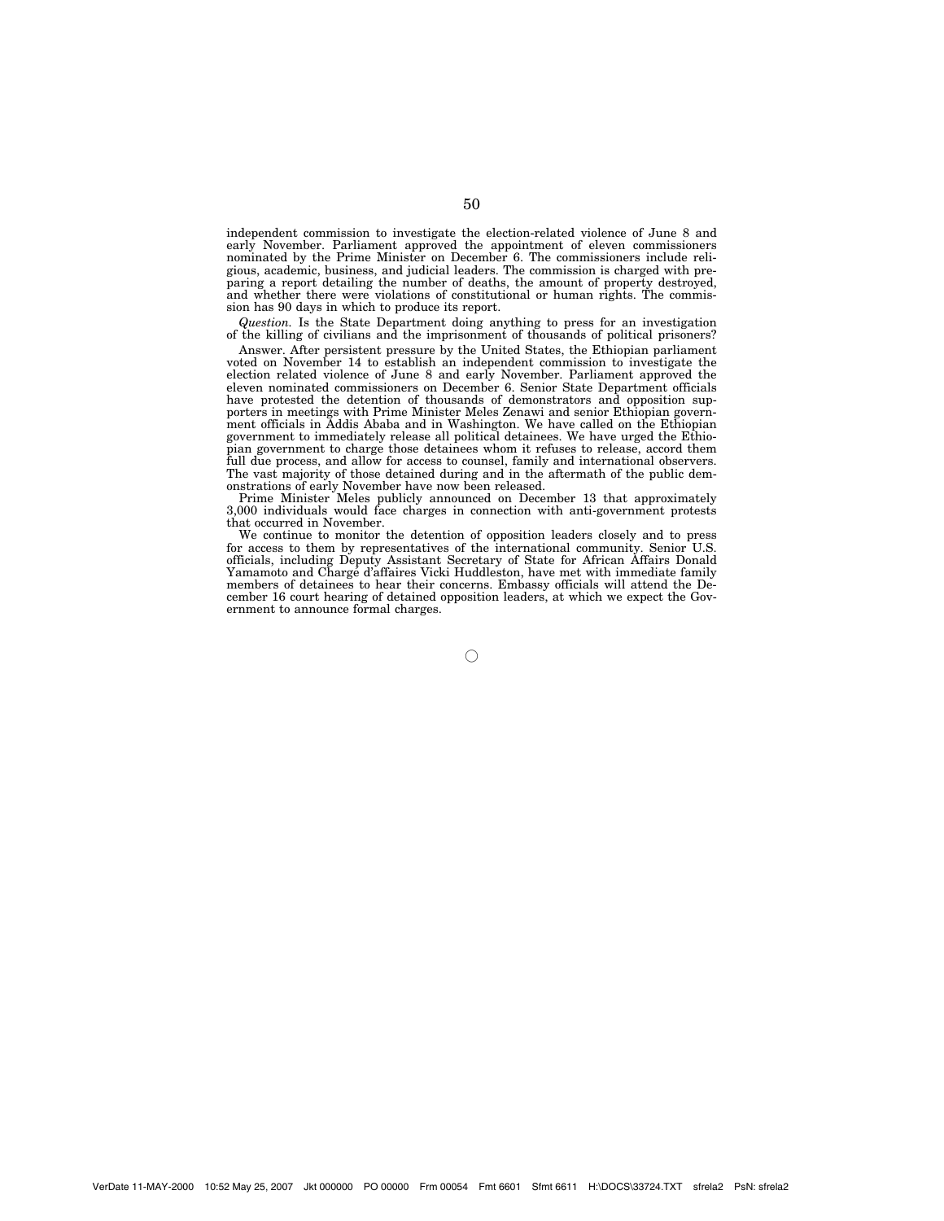independent commission to investigate the election-related violence of June 8 and early November. Parliament approved the appointment of eleven commissioners nominated by the Prime Minister on December 6. The commissioners include religious, academic, business, and judicial leaders. The commission is charged with preparing a report detailing the number of deaths, the amount of property destroyed, and whether there were violations of constitutional or human rights. The commission has 90 days in which to produce its report.

*Question.* Is the State Department doing anything to press for an investigation of the killing of civilians and the imprisonment of thousands of political prisoners?

Answer. After persistent pressure by the United States, the Ethiopian parliament voted on November 14 to establish an independent commission to investigate the election related violence of June 8 and early November. Parliament approved the eleven nominated commissioners on December 6. Senior State Department officials have protested the detention of thousands of demonstrators and opposition supporters in meetings with Prime Minister Meles Zenawi and senior Ethiopian government officials in Addis Ababa and in Washington. We have called on the Ethiopian government to immediately release all political detainees. We have urged the Ethiopian government to charge those detainees whom it refuses to release, accord them full due process, and allow for access to counsel, family and international observers. The vast majority of those detained during and in the aftermath of the public demonstrations of early November have now been released.

Prime Minister Meles publicly announced on December 13 that approximately 3,000 individuals would face charges in connection with anti-government protests that occurred in November.

We continue to monitor the detention of opposition leaders closely and to press for access to them by representatives of the international community. Senior U.S. officials, including Deputy Assistant Secretary of State for African Affairs Donald Yamamoto and Chargé d'affaires Vicki Huddleston, have met with immediate family members of detainees to hear their concerns. Embassy officials will attend the December 16 court hearing of detained opposition leaders, at which we expect the Government to announce formal charges.

○